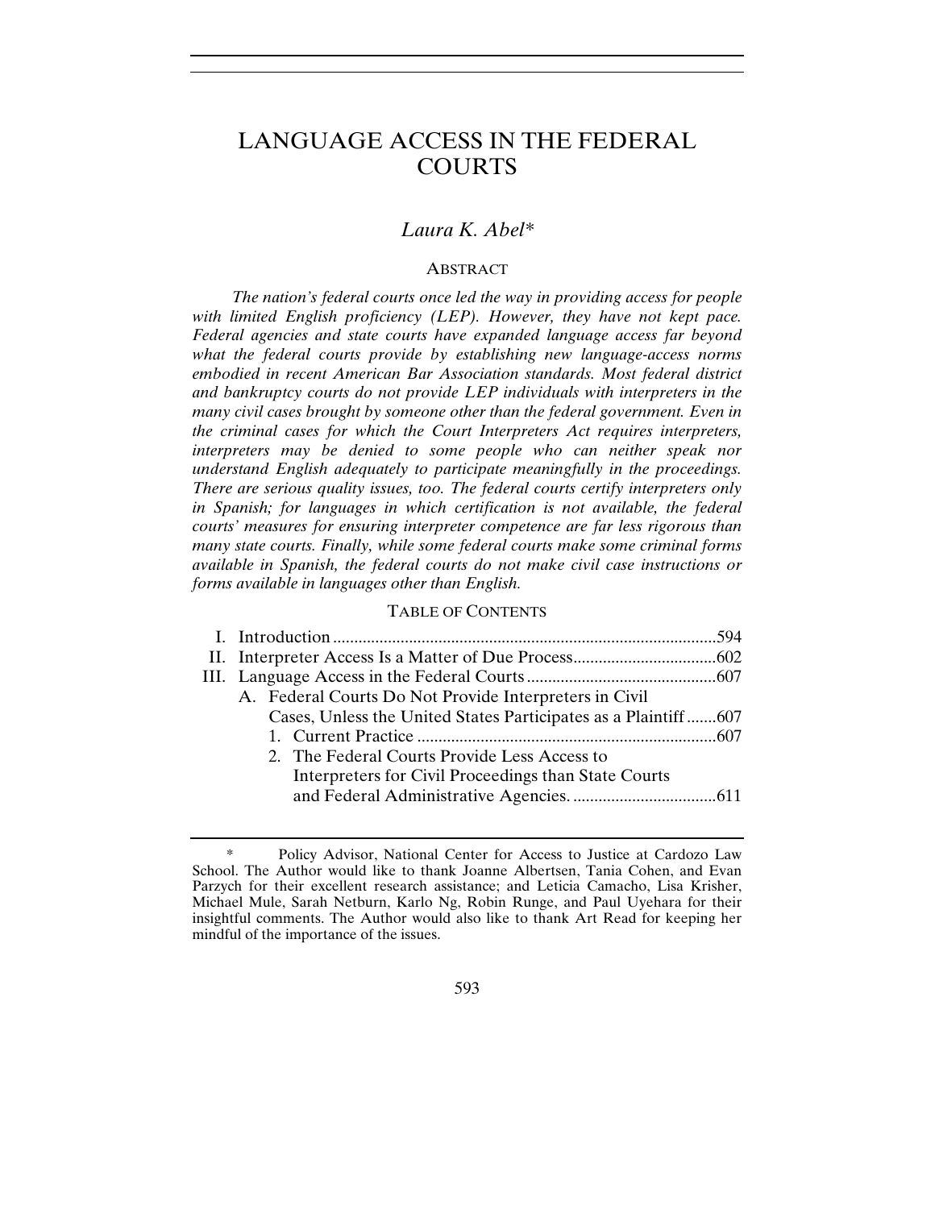# LANGUAGE ACCESS IN THE FEDERAL COURTS

*Laura K. Abel\**

## ABSTRACT

*The nation's federal courts once led the way in providing access for people with limited English proficiency (LEP). However, they have not kept pace. Federal agencies and state courts have expanded language access far beyond what the federal courts provide by establishing new language-access norms embodied in recent American Bar Association standards. Most federal district and bankruptcy courts do not provide LEP individuals with interpreters in the many civil cases brought by someone other than the federal government. Even in the criminal cases for which the Court Interpreters Act requires interpreters, interpreters may be denied to some people who can neither speak nor understand English adequately to participate meaningfully in the proceedings. There are serious quality issues, too. The federal courts certify interpreters only in Spanish; for languages in which certification is not available, the federal courts' measures for ensuring interpreter competence are far less rigorous than many state courts. Finally, while some federal courts make some criminal forms available in Spanish, the federal courts do not make civil case instructions or forms available in languages other than English.*

## TABLE OF CONTENTS

- I. Introduction ............................................................................................594
- II. Interpreter Access Is a Matter of Due Process..................................602
- III. Language Access in the Federal Courts.............................................607
  - A. Federal Courts Do Not Provide Interpreters in Civil Cases, Unless the United States Participates as a Plaintiff .......607
    - 1. Current Practice .......................................................................607
    - 2. The Federal Courts Provide Less Access to Interpreters for Civil Proceedings than State Courts and Federal Administrative Agencies. ..................................611

---

\* Policy Advisor, National Center for Access to Justice at Cardozo Law School. The Author would like to thank Joanne Albertsen, Tania Cohen, and Evan Parzych for their excellent research assistance; and Leticia Camacho, Lisa Krisher, Michael Mule, Sarah Netburn, Karlo Ng, Robin Runge, and Paul Uyehara for their insightful comments. The Author would also like to thank Art Read for keeping her mindful of the importance of the issues.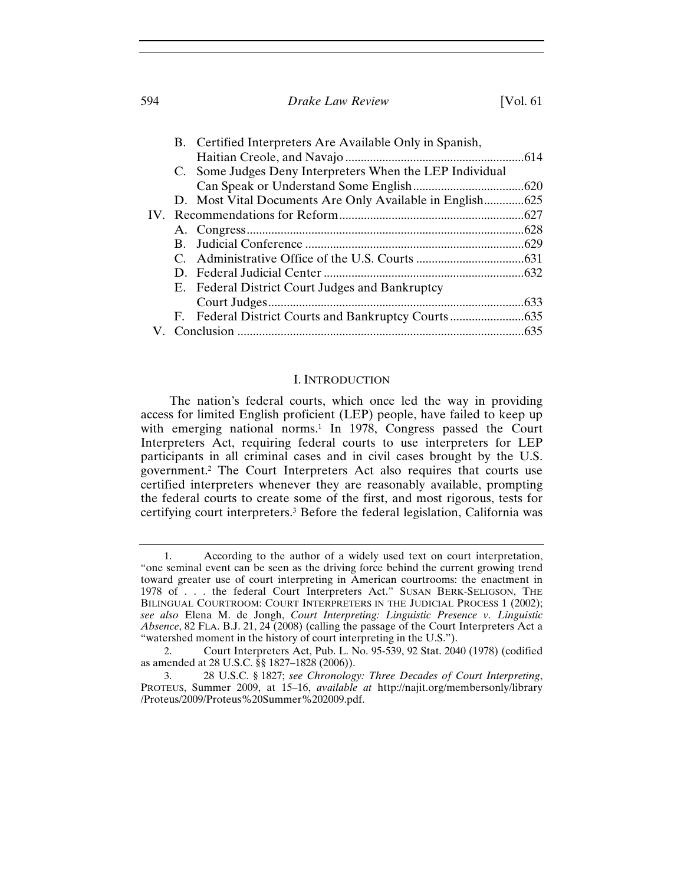B. Certified Interpreters Are Available Only in Spanish, Haitian Creole, and Navajo ..........614
C. Some Judges Deny Interpreters When the LEP Individual Can Speak or Understand Some English ..........620
D. Most Vital Documents Are Only Available in English ..........625

IV. Recommendations for Reform ..........627
A. Congress ..........628
B. Judicial Conference ..........629
C. Administrative Office of the U.S. Courts ..........631
D. Federal Judicial Center ..........632
E. Federal District Court Judges and Bankruptcy Court Judges ..........633
F. Federal District Courts and Bankruptcy Courts ..........635

V. Conclusion ..........635

## I. INTRODUCTION

The nation's federal courts, which once led the way in providing access for limited English proficient (LEP) people, have failed to keep up with emerging national norms.[1] In 1978, Congress passed the Court Interpreters Act, requiring federal courts to use interpreters for LEP participants in all criminal cases and in civil cases brought by the U.S. government.[2] The Court Interpreters Act also requires that courts use certified interpreters whenever they are reasonably available, prompting the federal courts to create some of the first, and most rigorous, tests for certifying court interpreters.[3] Before the federal legislation, California was

---

1. According to the author of a widely used text on court interpretation, "one seminal event can be seen as the driving force behind the current growing trend toward greater use of court interpreting in American courtrooms: the enactment in 1978 of . . . the federal Court Interpreters Act." SUSAN BERK-SELIGSON, THE BILINGUAL COURTROOM: COURT INTERPRETERS IN THE JUDICIAL PROCESS 1 (2002); *see also* Elena M. de Jongh, *Court Interpreting: Linguistic Presence v. Linguistic Absence*, 82 FLA. B.J. 21, 24 (2008) (calling the passage of the Court Interpreters Act a "watershed moment in the history of court interpreting in the U.S.").

2. Court Interpreters Act, Pub. L. No. 95-539, 92 Stat. 2040 (1978) (codified as amended at 28 U.S.C. §§ 1827–1828 (2006)).

3. 28 U.S.C. § 1827; *see Chronology: Three Decades of Court Interpreting*, PROTEUS, Summer 2009, at 15–16, *available at* http://najit.org/membersonly/library/Proteus/2009/Proteus%20Summer%202009.pdf.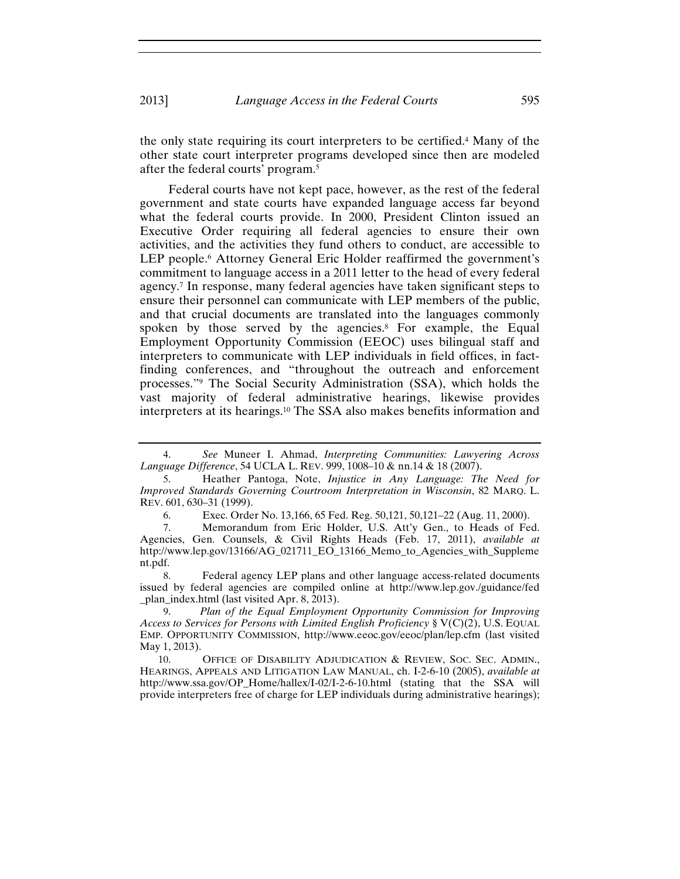the only state requiring its court interpreters to be certified.[4] Many of the other state court interpreter programs developed since then are modeled after the federal courts' program.[5]

Federal courts have not kept pace, however, as the rest of the federal government and state courts have expanded language access far beyond what the federal courts provide. In 2000, President Clinton issued an Executive Order requiring all federal agencies to ensure their own activities, and the activities they fund others to conduct, are accessible to LEP people.[6] Attorney General Eric Holder reaffirmed the government's commitment to language access in a 2011 letter to the head of every federal agency.[7] In response, many federal agencies have taken significant steps to ensure their personnel can communicate with LEP members of the public, and that crucial documents are translated into the languages commonly spoken by those served by the agencies.[8] For example, the Equal Employment Opportunity Commission (EEOC) uses bilingual staff and interpreters to communicate with LEP individuals in field offices, in fact-finding conferences, and "throughout the outreach and enforcement processes."[9] The Social Security Administration (SSA), which holds the vast majority of federal administrative hearings, likewise provides interpreters at its hearings.[10] The SSA also makes benefits information and

---

4. *See* Muneer I. Ahmad, *Interpreting Communities: Lawyering Across Language Difference*, 54 UCLA L. REV. 999, 1008–10 & nn.14 & 18 (2007).

5. Heather Pantoga, Note, *Injustice in Any Language: The Need for Improved Standards Governing Courtroom Interpretation in Wisconsin*, 82 MARQ. L. REV. 601, 630–31 (1999).

6. Exec. Order No. 13,166, 65 Fed. Reg. 50,121, 50,121–22 (Aug. 11, 2000).

7. Memorandum from Eric Holder, U.S. Att'y Gen., to Heads of Fed. Agencies, Gen. Counsels, & Civil Rights Heads (Feb. 17, 2011), *available at* http://www.lep.gov/13166/AG_021711_EO_13166_Memo_to_Agencies_with_Supplement.pdf.

8. Federal agency LEP plans and other language access-related documents issued by federal agencies are compiled online at http://www.lep.gov./guidance/fed_plan_index.html (last visited Apr. 8, 2013).

9. *Plan of the Equal Employment Opportunity Commission for Improving Access to Services for Persons with Limited English Proficiency* § V(C)(2), U.S. EQUAL EMP. OPPORTUNITY COMMISSION, http://www.eeoc.gov/eeoc/plan/lep.cfm (last visited May 1, 2013).

10. OFFICE OF DISABILITY ADJUDICATION & REVIEW, SOC. SEC. ADMIN., HEARINGS, APPEALS AND LITIGATION LAW MANUAL, ch. I-2-6-10 (2005), *available at* http://www.ssa.gov/OP_Home/hallex/I-02/I-2-6-10.html (stating that the SSA will provide interpreters free of charge for LEP individuals during administrative hearings);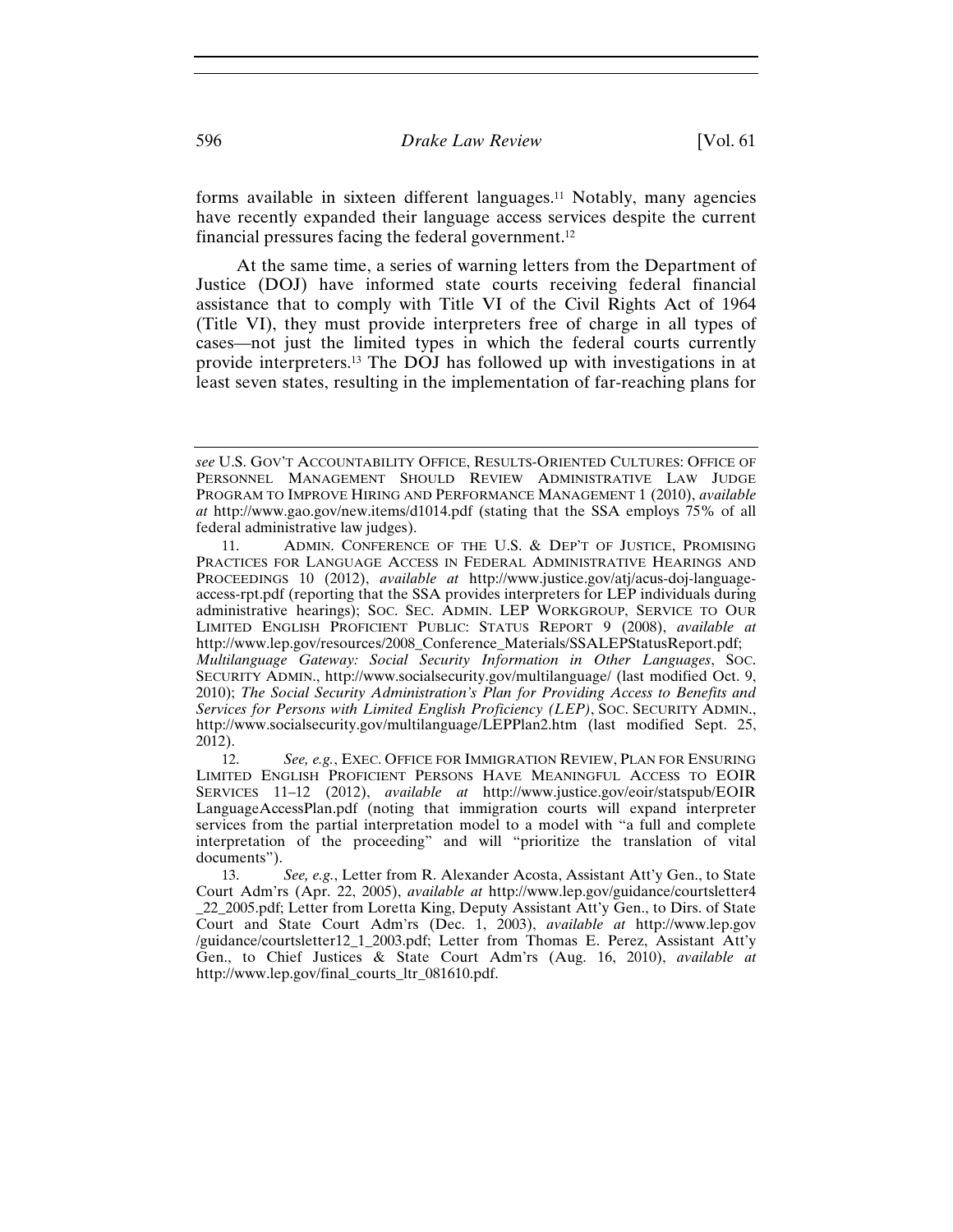forms available in sixteen different languages.[11] Notably, many agencies have recently expanded their language access services despite the current financial pressures facing the federal government.[12]

At the same time, a series of warning letters from the Department of Justice (DOJ) have informed state courts receiving federal financial assistance that to comply with Title VI of the Civil Rights Act of 1964 (Title VI), they must provide interpreters free of charge in all types of cases—not just the limited types in which the federal courts currently provide interpreters.[13] The DOJ has followed up with investigations in at least seven states, resulting in the implementation of far-reaching plans for

---

*see* U.S. GOV'T ACCOUNTABILITY OFFICE, RESULTS-ORIENTED CULTURES: OFFICE OF PERSONNEL MANAGEMENT SHOULD REVIEW ADMINISTRATIVE LAW JUDGE PROGRAM TO IMPROVE HIRING AND PERFORMANCE MANAGEMENT 1 (2010), *available at* http://www.gao.gov/new.items/d1014.pdf (stating that the SSA employs 75% of all federal administrative law judges).

11. ADMIN. CONFERENCE OF THE U.S. & DEP'T OF JUSTICE, PROMISING PRACTICES FOR LANGUAGE ACCESS IN FEDERAL ADMINISTRATIVE HEARINGS AND PROCEEDINGS 10 (2012), *available at* http://www.justice.gov/atj/acus-doj-language-access-rpt.pdf (reporting that the SSA provides interpreters for LEP individuals during administrative hearings); SOC. SEC. ADMIN. LEP WORKGROUP, SERVICE TO OUR LIMITED ENGLISH PROFICIENT PUBLIC: STATUS REPORT 9 (2008), *available at* http://www.lep.gov/resources/2008_Conference_Materials/SSALEPStatusReport.pdf; *Multilanguage Gateway: Social Security Information in Other Languages*, SOC. SECURITY ADMIN., http://www.socialsecurity.gov/multilanguage/ (last modified Oct. 9, 2010); *The Social Security Administration's Plan for Providing Access to Benefits and Services for Persons with Limited English Proficiency (LEP)*, SOC. SECURITY ADMIN., http://www.socialsecurity.gov/multilanguage/LEPPlan2.htm (last modified Sept. 25, 2012).

12. *See, e.g.*, EXEC. OFFICE FOR IMMIGRATION REVIEW, PLAN FOR ENSURING LIMITED ENGLISH PROFICIENT PERSONS HAVE MEANINGFUL ACCESS TO EOIR SERVICES 11–12 (2012), *available at* http://www.justice.gov/eoir/statspub/EOIR LanguageAccessPlan.pdf (noting that immigration courts will expand interpreter services from the partial interpretation model to a model with "a full and complete interpretation of the proceeding" and will "prioritize the translation of vital documents").

13. *See, e.g.*, Letter from R. Alexander Acosta, Assistant Att'y Gen., to State Court Adm'rs (Apr. 22, 2005), *available at* http://www.lep.gov/guidance/courtsletter4_22_2005.pdf; Letter from Loretta King, Deputy Assistant Att'y Gen., to Dirs. of State Court and State Court Adm'rs (Dec. 1, 2003), *available at* http://www.lep.gov/guidance/courtsletter12_1_2003.pdf; Letter from Thomas E. Perez, Assistant Att'y Gen., to Chief Justices & State Court Adm'rs (Aug. 16, 2010), *available at* http://www.lep.gov/final_courts_ltr_081610.pdf.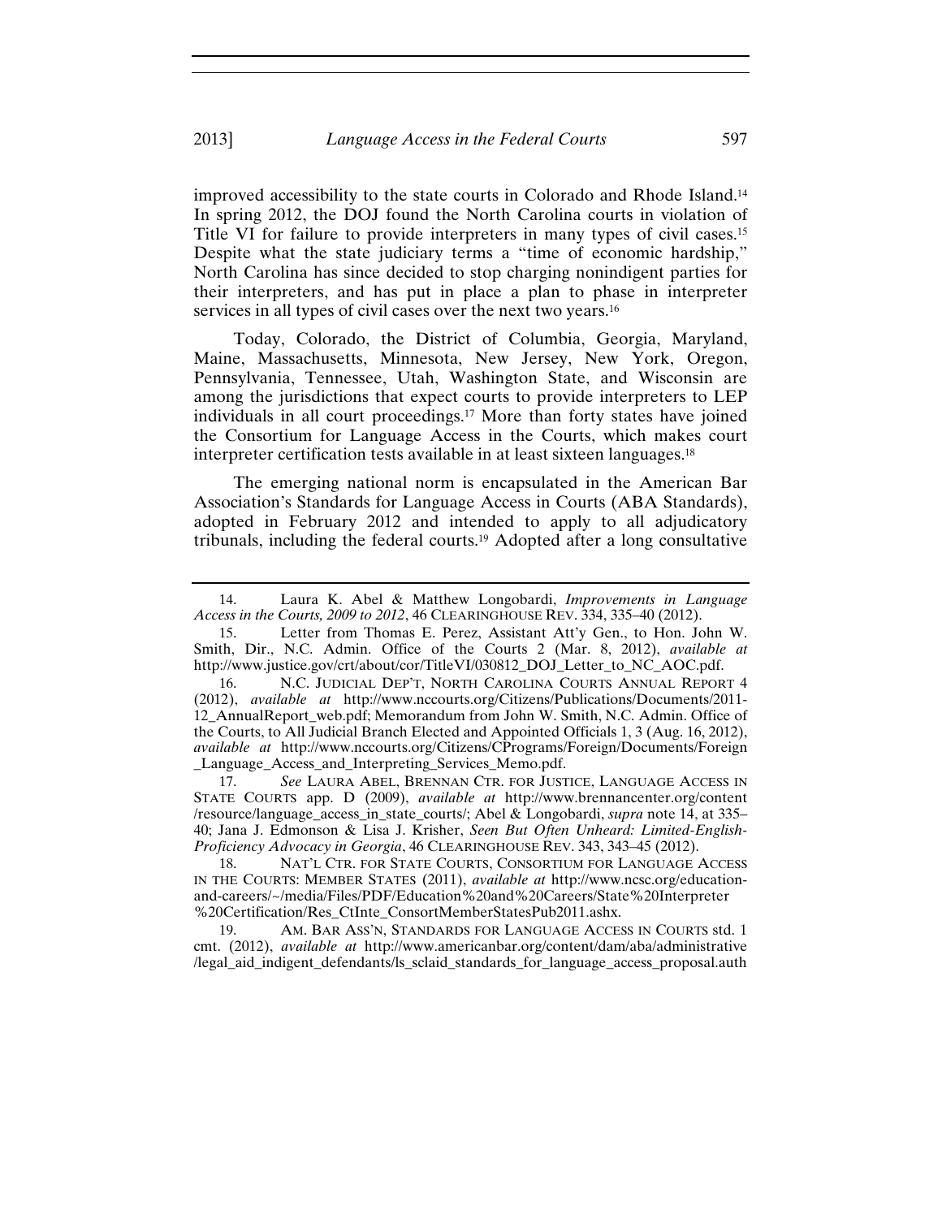improved accessibility to the state courts in Colorado and Rhode Island.[14] In spring 2012, the DOJ found the North Carolina courts in violation of Title VI for failure to provide interpreters in many types of civil cases.[15] Despite what the state judiciary terms a "time of economic hardship," North Carolina has since decided to stop charging nonindigent parties for their interpreters, and has put in place a plan to phase in interpreter services in all types of civil cases over the next two years.[16]

Today, Colorado, the District of Columbia, Georgia, Maryland, Maine, Massachusetts, Minnesota, New Jersey, New York, Oregon, Pennsylvania, Tennessee, Utah, Washington State, and Wisconsin are among the jurisdictions that expect courts to provide interpreters to LEP individuals in all court proceedings.[17] More than forty states have joined the Consortium for Language Access in the Courts, which makes court interpreter certification tests available in at least sixteen languages.[18]

The emerging national norm is encapsulated in the American Bar Association's Standards for Language Access in Courts (ABA Standards), adopted in February 2012 and intended to apply to all adjudicatory tribunals, including the federal courts.[19] Adopted after a long consultative

---

14. Laura K. Abel & Matthew Longobardi, *Improvements in Language Access in the Courts, 2009 to 2012*, 46 CLEARINGHOUSE REV. 334, 335–40 (2012).

15. Letter from Thomas E. Perez, Assistant Att'y Gen., to Hon. John W. Smith, Dir., N.C. Admin. Office of the Courts 2 (Mar. 8, 2012), *available at* http://www.justice.gov/crt/about/cor/TitleVI/030812_DOJ_Letter_to_NC_AOC.pdf.

16. N.C. JUDICIAL DEP'T, NORTH CAROLINA COURTS ANNUAL REPORT 4 (2012), *available at* http://www.nccourts.org/Citizens/Publications/Documents/2011-12_AnnualReport_web.pdf; Memorandum from John W. Smith, N.C. Admin. Office of the Courts, to All Judicial Branch Elected and Appointed Officials 1, 3 (Aug. 16, 2012), *available at* http://www.nccourts.org/Citizens/CPrograms/Foreign/Documents/Foreign_Language_Access_and_Interpreting_Services_Memo.pdf.

17. *See* LAURA ABEL, BRENNAN CTR. FOR JUSTICE, LANGUAGE ACCESS IN STATE COURTS app. D (2009), *available at* http://www.brennancenter.org/content/resource/language_access_in_state_courts/; Abel & Longobardi, *supra* note 14, at 335–40; Jana J. Edmonson & Lisa J. Krisher, *Seen But Often Unheard: Limited-English-Proficiency Advocacy in Georgia*, 46 CLEARINGHOUSE REV. 343, 343–45 (2012).

18. NAT'L CTR. FOR STATE COURTS, CONSORTIUM FOR LANGUAGE ACCESS IN THE COURTS: MEMBER STATES (2011), *available at* http://www.ncsc.org/education-and-careers/~/media/Files/PDF/Education%20and%20Careers/State%20Interpreter%20Certification/Res_CtInte_ConsortMemberStatesPub2011.ashx.

19. AM. BAR ASS'N, STANDARDS FOR LANGUAGE ACCESS IN COURTS std. 1 cmt. (2012), *available at* http://www.americanbar.org/content/dam/aba/administrative/legal_aid_indigent_defendants/ls_sclaid_standards_for_language_access_proposal.auth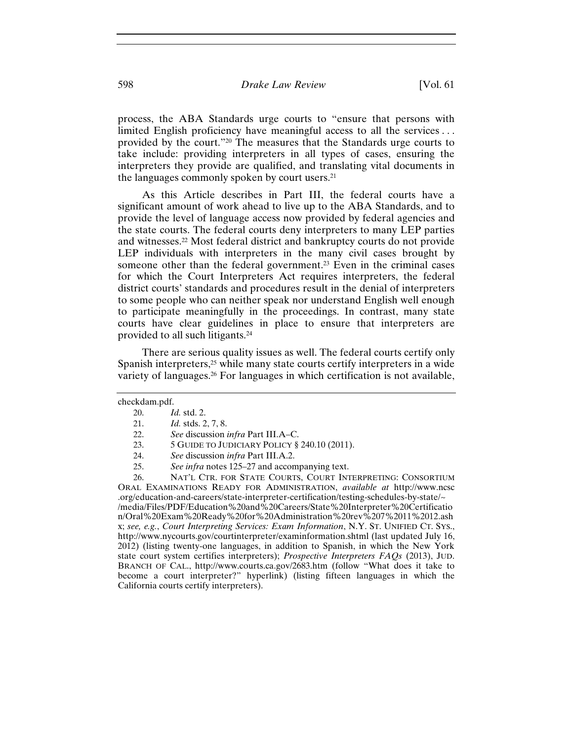process, the ABA Standards urge courts to "ensure that persons with limited English proficiency have meaningful access to all the services . . . provided by the court."[20] The measures that the Standards urge courts to take include: providing interpreters in all types of cases, ensuring the interpreters they provide are qualified, and translating vital documents in the languages commonly spoken by court users.[21]

As this Article describes in Part III, the federal courts have a significant amount of work ahead to live up to the ABA Standards, and to provide the level of language access now provided by federal agencies and the state courts. The federal courts deny interpreters to many LEP parties and witnesses.[22] Most federal district and bankruptcy courts do not provide LEP individuals with interpreters in the many civil cases brought by someone other than the federal government.[23] Even in the criminal cases for which the Court Interpreters Act requires interpreters, the federal district courts' standards and procedures result in the denial of interpreters to some people who can neither speak nor understand English well enough to participate meaningfully in the proceedings. In contrast, many state courts have clear guidelines in place to ensure that interpreters are provided to all such litigants.[24]

There are serious quality issues as well. The federal courts certify only Spanish interpreters,[25] while many state courts certify interpreters in a wide variety of languages.[26] For languages in which certification is not available,

---

checkdam.pdf.

20. *Id.* std. 2.

21. *Id.* stds. 2, 7, 8.

22. *See* discussion *infra* Part III.A–C.

23. 5 GUIDE TO JUDICIARY POLICY § 240.10 (2011).

24. *See* discussion *infra* Part III.A.2.

25. *See infra* notes 125–27 and accompanying text.

26. NAT'L CTR. FOR STATE COURTS, COURT INTERPRETING: CONSORTIUM ORAL EXAMINATIONS READY FOR ADMINISTRATION, *available at* http://www.ncsc.org/education-and-careers/state-interpreter-certification/testing-schedules-by-state/~/media/Files/PDF/Education%20and%20Careers/State%20Interpreter%20Certification/Oral%20Exam%20Ready%20for%20Administration%20rev%207%2011%2012.ashx; *see, e.g.*, *Court Interpreting Services: Exam Information*, N.Y. ST. UNIFIED CT. SYS., http://www.nycourts.gov/courtinterpreter/examinformation.shtml (last updated July 16, 2012) (listing twenty-one languages, in addition to Spanish, in which the New York state court system certifies interpreters); *Prospective Interpreters FAQs* (2013), JUD. BRANCH OF CAL., http://www.courts.ca.gov/2683.htm (follow "What does it take to become a court interpreter?" hyperlink) (listing fifteen languages in which the California courts certify interpreters).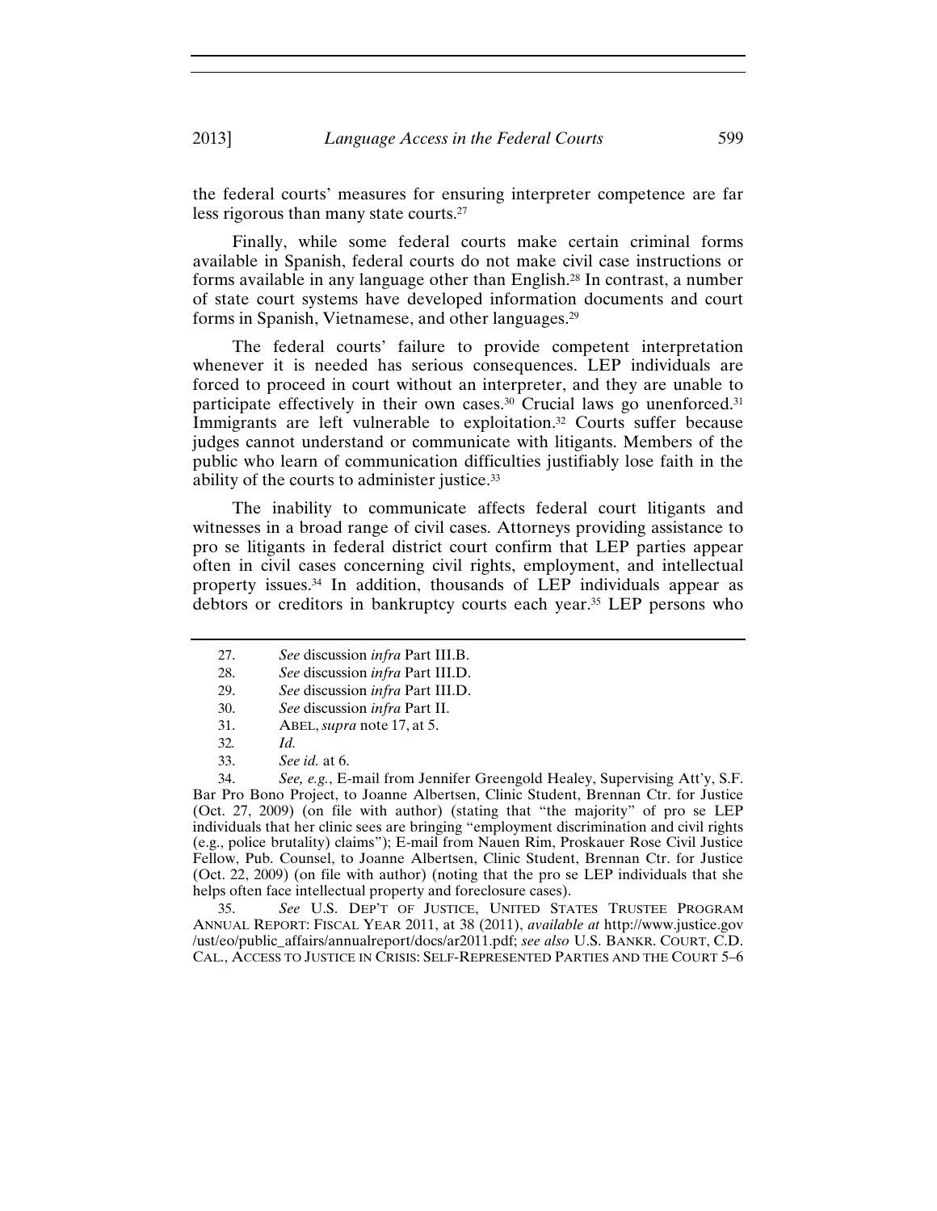the federal courts' measures for ensuring interpreter competence are far less rigorous than many state courts.[27]

Finally, while some federal courts make certain criminal forms available in Spanish, federal courts do not make civil case instructions or forms available in any language other than English.[28] In contrast, a number of state court systems have developed information documents and court forms in Spanish, Vietnamese, and other languages.[29]

The federal courts' failure to provide competent interpretation whenever it is needed has serious consequences. LEP individuals are forced to proceed in court without an interpreter, and they are unable to participate effectively in their own cases.[30] Crucial laws go unenforced.[31] Immigrants are left vulnerable to exploitation.[32] Courts suffer because judges cannot understand or communicate with litigants. Members of the public who learn of communication difficulties justifiably lose faith in the ability of the courts to administer justice.[33]

The inability to communicate affects federal court litigants and witnesses in a broad range of civil cases. Attorneys providing assistance to pro se litigants in federal district court confirm that LEP parties appear often in civil cases concerning civil rights, employment, and intellectual property issues.[34] In addition, thousands of LEP individuals appear as debtors or creditors in bankruptcy courts each year.[35] LEP persons who

---

27. *See* discussion *infra* Part III.B.

28. *See* discussion *infra* Part III.D.

29. *See* discussion *infra* Part III.D.

30. *See* discussion *infra* Part II.

31. ABEL, *supra* note 17, at 5.

32. *Id.*

33. *See id.* at 6.

34. *See, e.g.*, E-mail from Jennifer Greengold Healey, Supervising Att'y, S.F. Bar Pro Bono Project, to Joanne Albertsen, Clinic Student, Brennan Ctr. for Justice (Oct. 27, 2009) (on file with author) (stating that "the majority" of pro se LEP individuals that her clinic sees are bringing "employment discrimination and civil rights (e.g., police brutality) claims"); E-mail from Nauen Rim, Proskauer Rose Civil Justice Fellow, Pub. Counsel, to Joanne Albertsen, Clinic Student, Brennan Ctr. for Justice (Oct. 22, 2009) (on file with author) (noting that the pro se LEP individuals that she helps often face intellectual property and foreclosure cases).

35. *See* U.S. DEP'T OF JUSTICE, UNITED STATES TRUSTEE PROGRAM ANNUAL REPORT: FISCAL YEAR 2011, at 38 (2011), *available at* http://www.justice.gov/ust/eo/public_affairs/annualreport/docs/ar2011.pdf; *see also* U.S. BANKR. COURT, C.D. CAL., ACCESS TO JUSTICE IN CRISIS: SELF-REPRESENTED PARTIES AND THE COURT 5–6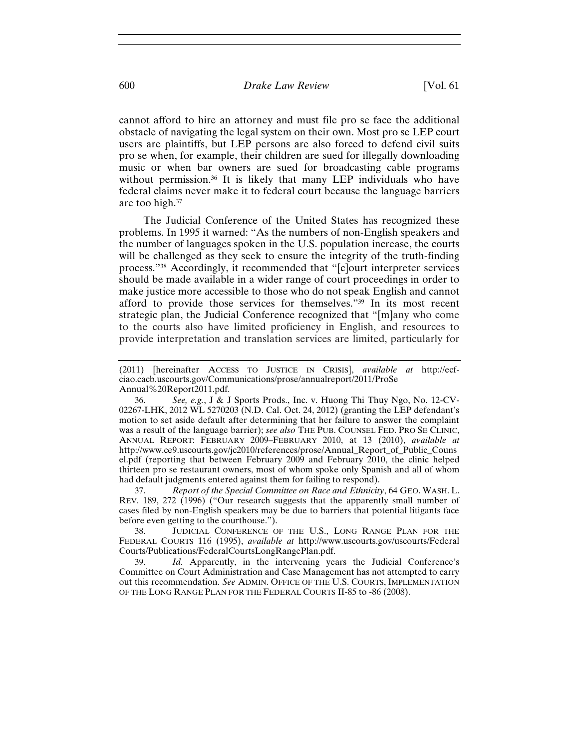cannot afford to hire an attorney and must file pro se face the additional obstacle of navigating the legal system on their own. Most pro se LEP court users are plaintiffs, but LEP persons are also forced to defend civil suits pro se when, for example, their children are sued for illegally downloading music or when bar owners are sued for broadcasting cable programs without permission.[36] It is likely that many LEP individuals who have federal claims never make it to federal court because the language barriers are too high.[37]

The Judicial Conference of the United States has recognized these problems. In 1995 it warned: "As the numbers of non-English speakers and the number of languages spoken in the U.S. population increase, the courts will be challenged as they seek to ensure the integrity of the truth-finding process."[38] Accordingly, it recommended that "[c]ourt interpreter services should be made available in a wider range of court proceedings in order to make justice more accessible to those who do not speak English and cannot afford to provide those services for themselves."[39] In its most recent strategic plan, the Judicial Conference recognized that "[m]any who come to the courts also have limited proficiency in English, and resources to provide interpretation and translation services are limited, particularly for

---

(2011) [hereinafter ACCESS TO JUSTICE IN CRISIS], *available at* http://ecf-ciao.cacb.uscourts.gov/Communications/prose/annualreport/2011/ProSe Annual%20Report2011.pdf.

36. *See, e.g.*, J & J Sports Prods., Inc. v. Huong Thi Thuy Ngo, No. 12-CV-02267-LHK, 2012 WL 5270203 (N.D. Cal. Oct. 24, 2012) (granting the LEP defendant's motion to set aside default after determining that her failure to answer the complaint was a result of the language barrier); *see also* THE PUB. COUNSEL FED. PRO SE CLINIC, ANNUAL REPORT: FEBRUARY 2009–FEBRUARY 2010, at 13 (2010), *available at* http://www.ce9.uscourts.gov/jc2010/references/prose/Annual_Report_of_Public_Counsel.pdf (reporting that between February 2009 and February 2010, the clinic helped thirteen pro se restaurant owners, most of whom spoke only Spanish and all of whom had default judgments entered against them for failing to respond).

37. *Report of the Special Committee on Race and Ethnicity*, 64 GEO. WASH. L. REV. 189, 272 (1996) ("Our research suggests that the apparently small number of cases filed by non-English speakers may be due to barriers that potential litigants face before even getting to the courthouse.").

38. JUDICIAL CONFERENCE OF THE U.S., LONG RANGE PLAN FOR THE FEDERAL COURTS 116 (1995), *available at* http://www.uscourts.gov/uscourts/FederalCourts/Publications/FederalCourtsLongRangePlan.pdf.

39. *Id.* Apparently, in the intervening years the Judicial Conference's Committee on Court Administration and Case Management has not attempted to carry out this recommendation. *See* ADMIN. OFFICE OF THE U.S. COURTS, IMPLEMENTATION OF THE LONG RANGE PLAN FOR THE FEDERAL COURTS II-85 to -86 (2008).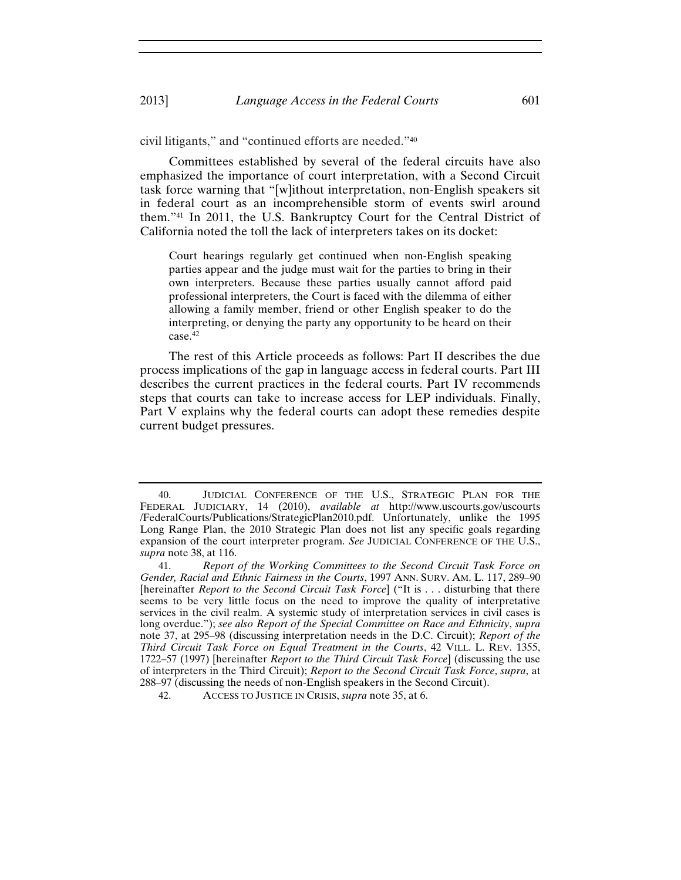civil litigants," and "continued efforts are needed."[40]

Committees established by several of the federal circuits have also emphasized the importance of court interpretation, with a Second Circuit task force warning that "[w]ithout interpretation, non-English speakers sit in federal court as an incomprehensible storm of events swirl around them."[41] In 2011, the U.S. Bankruptcy Court for the Central District of California noted the toll the lack of interpreters takes on its docket:

> Court hearings regularly get continued when non-English speaking parties appear and the judge must wait for the parties to bring in their own interpreters. Because these parties usually cannot afford paid professional interpreters, the Court is faced with the dilemma of either allowing a family member, friend or other English speaker to do the interpreting, or denying the party any opportunity to be heard on their case.[42]

The rest of this Article proceeds as follows: Part II describes the due process implications of the gap in language access in federal courts. Part III describes the current practices in the federal courts. Part IV recommends steps that courts can take to increase access for LEP individuals. Finally, Part V explains why the federal courts can adopt these remedies despite current budget pressures.

---

40. JUDICIAL CONFERENCE OF THE U.S., STRATEGIC PLAN FOR THE FEDERAL JUDICIARY, 14 (2010), *available at* http://www.uscourts.gov/uscourts/FederalCourts/Publications/StrategicPlan2010.pdf. Unfortunately, unlike the 1995 Long Range Plan, the 2010 Strategic Plan does not list any specific goals regarding expansion of the court interpreter program. *See* JUDICIAL CONFERENCE OF THE U.S., *supra* note 38, at 116.

41. *Report of the Working Committees to the Second Circuit Task Force on Gender, Racial and Ethnic Fairness in the Courts*, 1997 ANN. SURV. AM. L. 117, 289–90 [hereinafter *Report to the Second Circuit Task Force*] ("It is . . . disturbing that there seems to be very little focus on the need to improve the quality of interpretative services in the civil realm. A systemic study of interpretation services in civil cases is long overdue."); *see also Report of the Special Committee on Race and Ethnicity*, *supra* note 37, at 295–98 (discussing interpretation needs in the D.C. Circuit); *Report of the Third Circuit Task Force on Equal Treatment in the Courts*, 42 VILL. L. REV. 1355, 1722–57 (1997) [hereinafter *Report to the Third Circuit Task Force*] (discussing the use of interpreters in the Third Circuit); *Report to the Second Circuit Task Force*, *supra*, at 288–97 (discussing the needs of non-English speakers in the Second Circuit).

42. ACCESS TO JUSTICE IN CRISIS, *supra* note 35, at 6.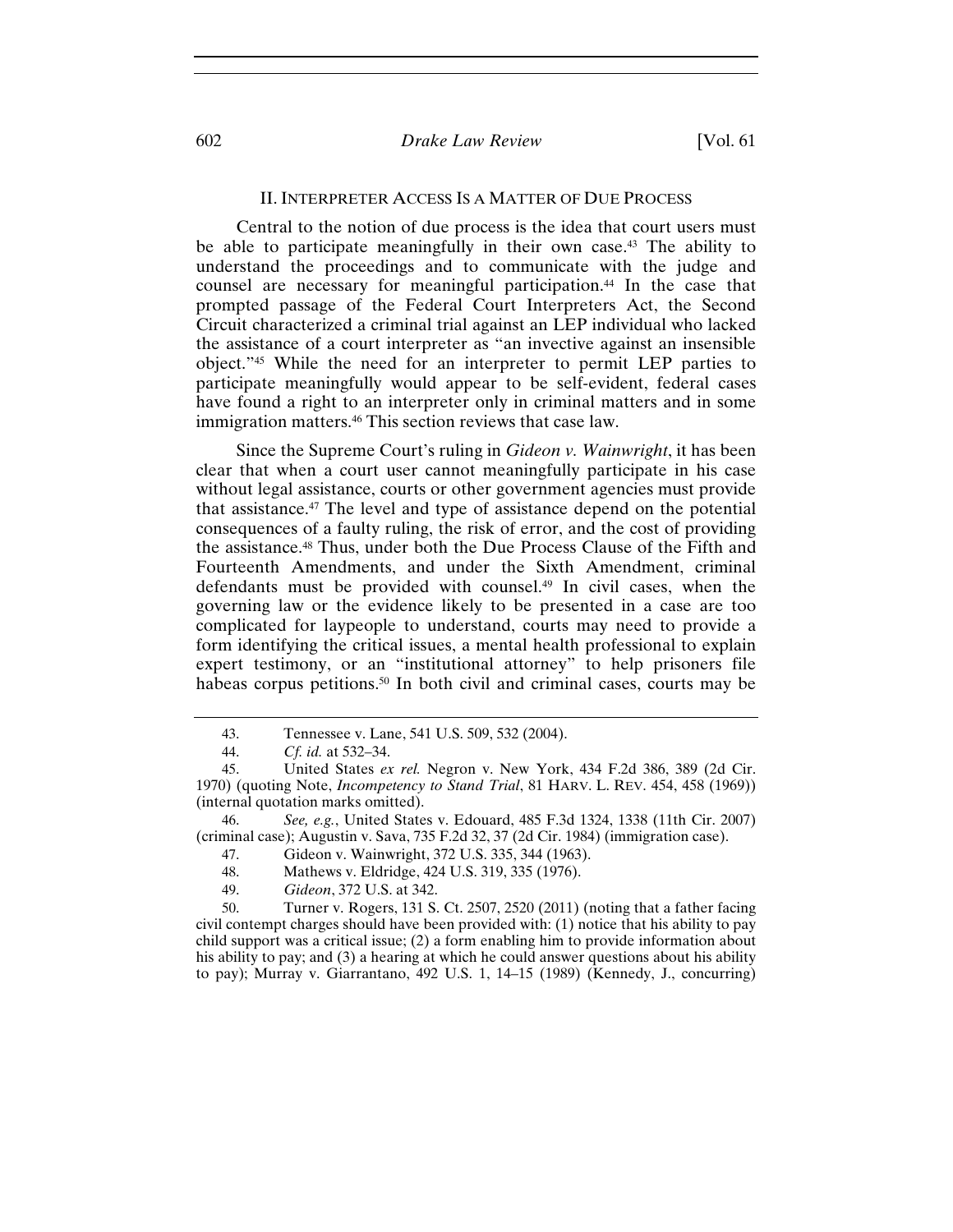## II. INTERPRETER ACCESS IS A MATTER OF DUE PROCESS

Central to the notion of due process is the idea that court users must be able to participate meaningfully in their own case.[43] The ability to understand the proceedings and to communicate with the judge and counsel are necessary for meaningful participation.[44] In the case that prompted passage of the Federal Court Interpreters Act, the Second Circuit characterized a criminal trial against an LEP individual who lacked the assistance of a court interpreter as "an invective against an insensible object."[45] While the need for an interpreter to permit LEP parties to participate meaningfully would appear to be self-evident, federal cases have found a right to an interpreter only in criminal matters and in some immigration matters.[46] This section reviews that case law.

Since the Supreme Court's ruling in *Gideon v. Wainwright*, it has been clear that when a court user cannot meaningfully participate in his case without legal assistance, courts or other government agencies must provide that assistance.[47] The level and type of assistance depend on the potential consequences of a faulty ruling, the risk of error, and the cost of providing the assistance.[48] Thus, under both the Due Process Clause of the Fifth and Fourteenth Amendments, and under the Sixth Amendment, criminal defendants must be provided with counsel.[49] In civil cases, when the governing law or the evidence likely to be presented in a case are too complicated for laypeople to understand, courts may need to provide a form identifying the critical issues, a mental health professional to explain expert testimony, or an "institutional attorney" to help prisoners file habeas corpus petitions.[50] In both civil and criminal cases, courts may be

---

43. Tennessee v. Lane, 541 U.S. 509, 532 (2004).

44. *Cf. id.* at 532–34.

45. United States *ex rel.* Negron v. New York, 434 F.2d 386, 389 (2d Cir. 1970) (quoting Note, *Incompetency to Stand Trial*, 81 HARV. L. REV. 454, 458 (1969)) (internal quotation marks omitted).

46. *See, e.g.*, United States v. Edouard, 485 F.3d 1324, 1338 (11th Cir. 2007) (criminal case); Augustin v. Sava, 735 F.2d 32, 37 (2d Cir. 1984) (immigration case).

47. Gideon v. Wainwright, 372 U.S. 335, 344 (1963).

48. Mathews v. Eldridge, 424 U.S. 319, 335 (1976).

49. *Gideon*, 372 U.S. at 342.

50. Turner v. Rogers, 131 S. Ct. 2507, 2520 (2011) (noting that a father facing civil contempt charges should have been provided with: (1) notice that his ability to pay child support was a critical issue; (2) a form enabling him to provide information about his ability to pay; and (3) a hearing at which he could answer questions about his ability to pay); Murray v. Giarrantano, 492 U.S. 1, 14–15 (1989) (Kennedy, J., concurring)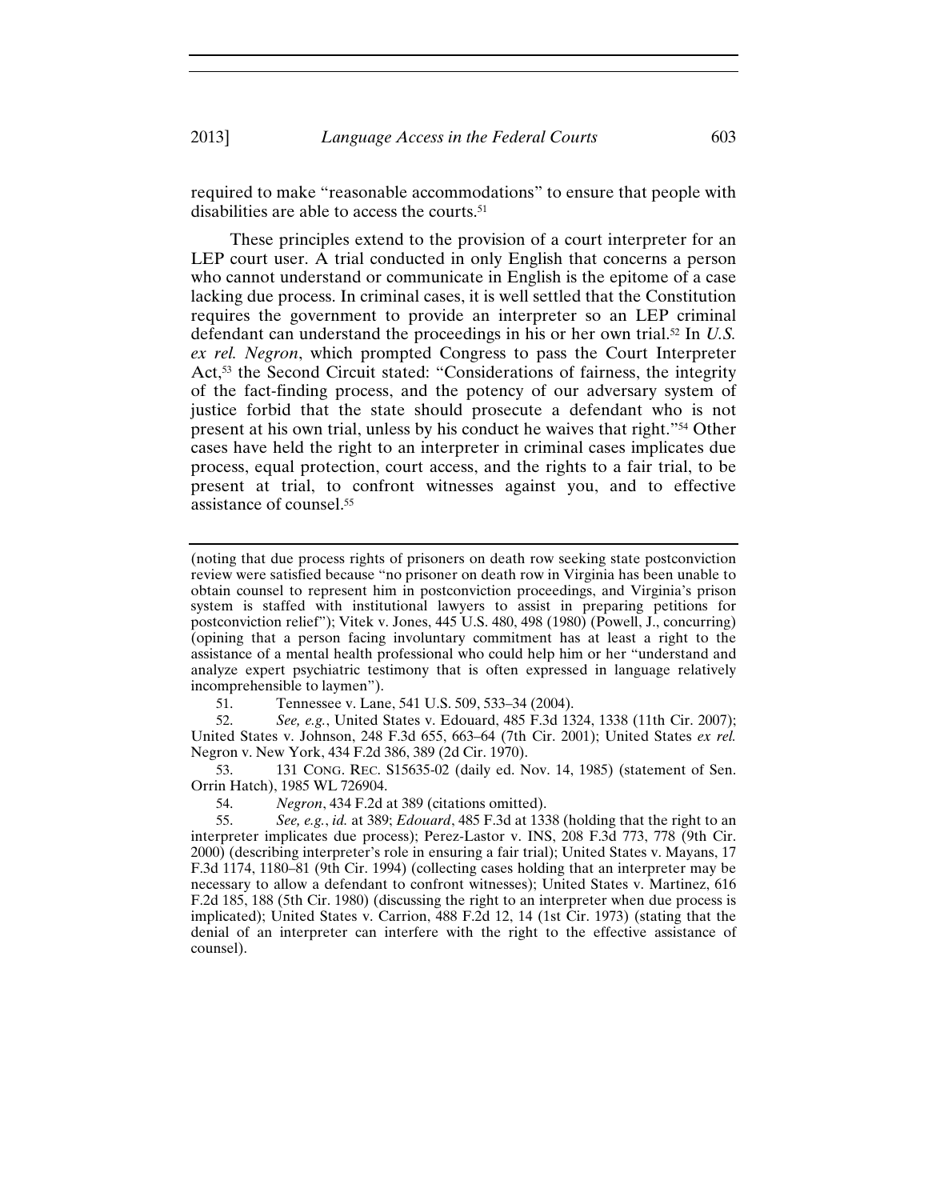required to make "reasonable accommodations" to ensure that people with disabilities are able to access the courts.[51]

These principles extend to the provision of a court interpreter for an LEP court user. A trial conducted in only English that concerns a person who cannot understand or communicate in English is the epitome of a case lacking due process. In criminal cases, it is well settled that the Constitution requires the government to provide an interpreter so an LEP criminal defendant can understand the proceedings in his or her own trial.[52] In *U.S. ex rel. Negron*, which prompted Congress to pass the Court Interpreter Act,[53] the Second Circuit stated: "Considerations of fairness, the integrity of the fact-finding process, and the potency of our adversary system of justice forbid that the state should prosecute a defendant who is not present at his own trial, unless by his conduct he waives that right."[54] Other cases have held the right to an interpreter in criminal cases implicates due process, equal protection, court access, and the rights to a fair trial, to be present at trial, to confront witnesses against you, and to effective assistance of counsel.[55]

---

(noting that due process rights of prisoners on death row seeking state postconviction review were satisfied because "no prisoner on death row in Virginia has been unable to obtain counsel to represent him in postconviction proceedings, and Virginia's prison system is staffed with institutional lawyers to assist in preparing petitions for postconviction relief"); Vitek v. Jones, 445 U.S. 480, 498 (1980) (Powell, J., concurring) (opining that a person facing involuntary commitment has at least a right to the assistance of a mental health professional who could help him or her "understand and analyze expert psychiatric testimony that is often expressed in language relatively incomprehensible to laymen").

51. Tennessee v. Lane, 541 U.S. 509, 533–34 (2004).

52. *See, e.g.*, United States v. Edouard, 485 F.3d 1324, 1338 (11th Cir. 2007); United States v. Johnson, 248 F.3d 655, 663–64 (7th Cir. 2001); United States *ex rel.* Negron v. New York, 434 F.2d 386, 389 (2d Cir. 1970).

53. 131 CONG. REC. S15635-02 (daily ed. Nov. 14, 1985) (statement of Sen. Orrin Hatch), 1985 WL 726904.

54. *Negron*, 434 F.2d at 389 (citations omitted).

55. *See, e.g.*, *id.* at 389; *Edouard*, 485 F.3d at 1338 (holding that the right to an interpreter implicates due process); Perez-Lastor v. INS, 208 F.3d 773, 778 (9th Cir. 2000) (describing interpreter's role in ensuring a fair trial); United States v. Mayans, 17 F.3d 1174, 1180–81 (9th Cir. 1994) (collecting cases holding that an interpreter may be necessary to allow a defendant to confront witnesses); United States v. Martinez, 616 F.2d 185, 188 (5th Cir. 1980) (discussing the right to an interpreter when due process is implicated); United States v. Carrion, 488 F.2d 12, 14 (1st Cir. 1973) (stating that the denial of an interpreter can interfere with the right to the effective assistance of counsel).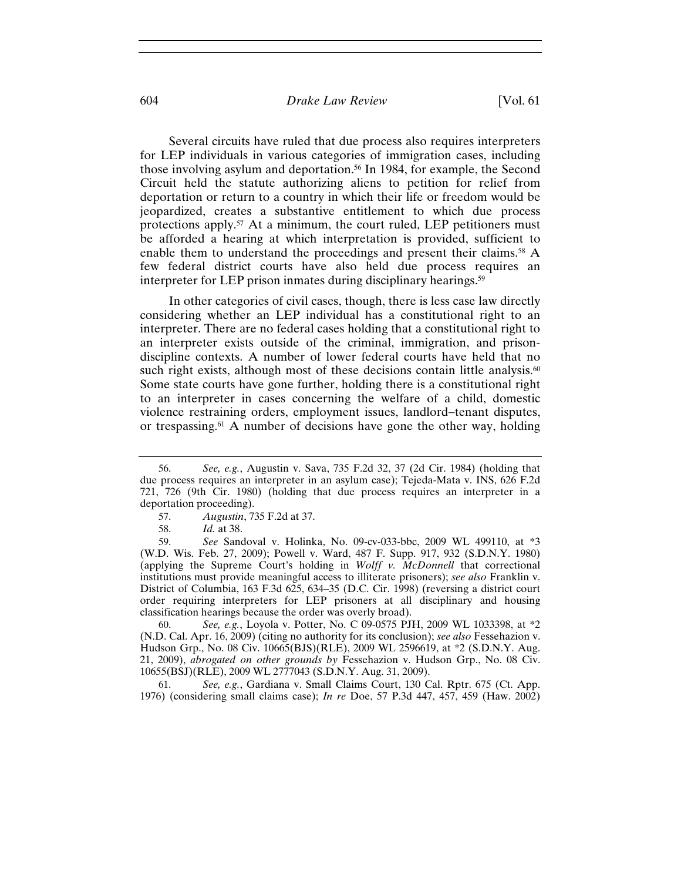Several circuits have ruled that due process also requires interpreters for LEP individuals in various categories of immigration cases, including those involving asylum and deportation.[56] In 1984, for example, the Second Circuit held the statute authorizing aliens to petition for relief from deportation or return to a country in which their life or freedom would be jeopardized, creates a substantive entitlement to which due process protections apply.[57] At a minimum, the court ruled, LEP petitioners must be afforded a hearing at which interpretation is provided, sufficient to enable them to understand the proceedings and present their claims.[58] A few federal district courts have also held due process requires an interpreter for LEP prison inmates during disciplinary hearings.[59]

In other categories of civil cases, though, there is less case law directly considering whether an LEP individual has a constitutional right to an interpreter. There are no federal cases holding that a constitutional right to an interpreter exists outside of the criminal, immigration, and prison-discipline contexts. A number of lower federal courts have held that no such right exists, although most of these decisions contain little analysis.[60] Some state courts have gone further, holding there is a constitutional right to an interpreter in cases concerning the welfare of a child, domestic violence restraining orders, employment issues, landlord–tenant disputes, or trespassing.[61] A number of decisions have gone the other way, holding

---

56. *See, e.g.*, Augustin v. Sava, 735 F.2d 32, 37 (2d Cir. 1984) (holding that due process requires an interpreter in an asylum case); Tejeda-Mata v. INS, 626 F.2d 721, 726 (9th Cir. 1980) (holding that due process requires an interpreter in a deportation proceeding).

57. *Augustin*, 735 F.2d at 37.

58. *Id.* at 38.

59. *See* Sandoval v. Holinka, No. 09-cv-033-bbc, 2009 WL 499110, at *3 (W.D. Wis. Feb. 27, 2009); Powell v. Ward, 487 F. Supp. 917, 932 (S.D.N.Y. 1980) (applying the Supreme Court's holding in *Wolff v. McDonnell* that correctional institutions must provide meaningful access to illiterate prisoners); *see also* Franklin v. District of Columbia, 163 F.3d 625, 634–35 (D.C. Cir. 1998) (reversing a district court order requiring interpreters for LEP prisoners at all disciplinary and housing classification hearings because the order was overly broad).

60. *See, e.g.*, Loyola v. Potter, No. C 09-0575 PJH, 2009 WL 1033398, at *2 (N.D. Cal. Apr. 16, 2009) (citing no authority for its conclusion); *see also* Fessehazion v. Hudson Grp., No. 08 Civ. 10665(BJS)(RLE), 2009 WL 2596619, at *2 (S.D.N.Y. Aug. 21, 2009), *abrogated on other grounds by* Fessehazion v. Hudson Grp., No. 08 Civ. 10655(BSJ)(RLE), 2009 WL 2777043 (S.D.N.Y. Aug. 31, 2009).

61. *See, e.g.*, Gardiana v. Small Claims Court, 130 Cal. Rptr. 675 (Ct. App. 1976) (considering small claims case); *In re* Doe, 57 P.3d 447, 457, 459 (Haw. 2002)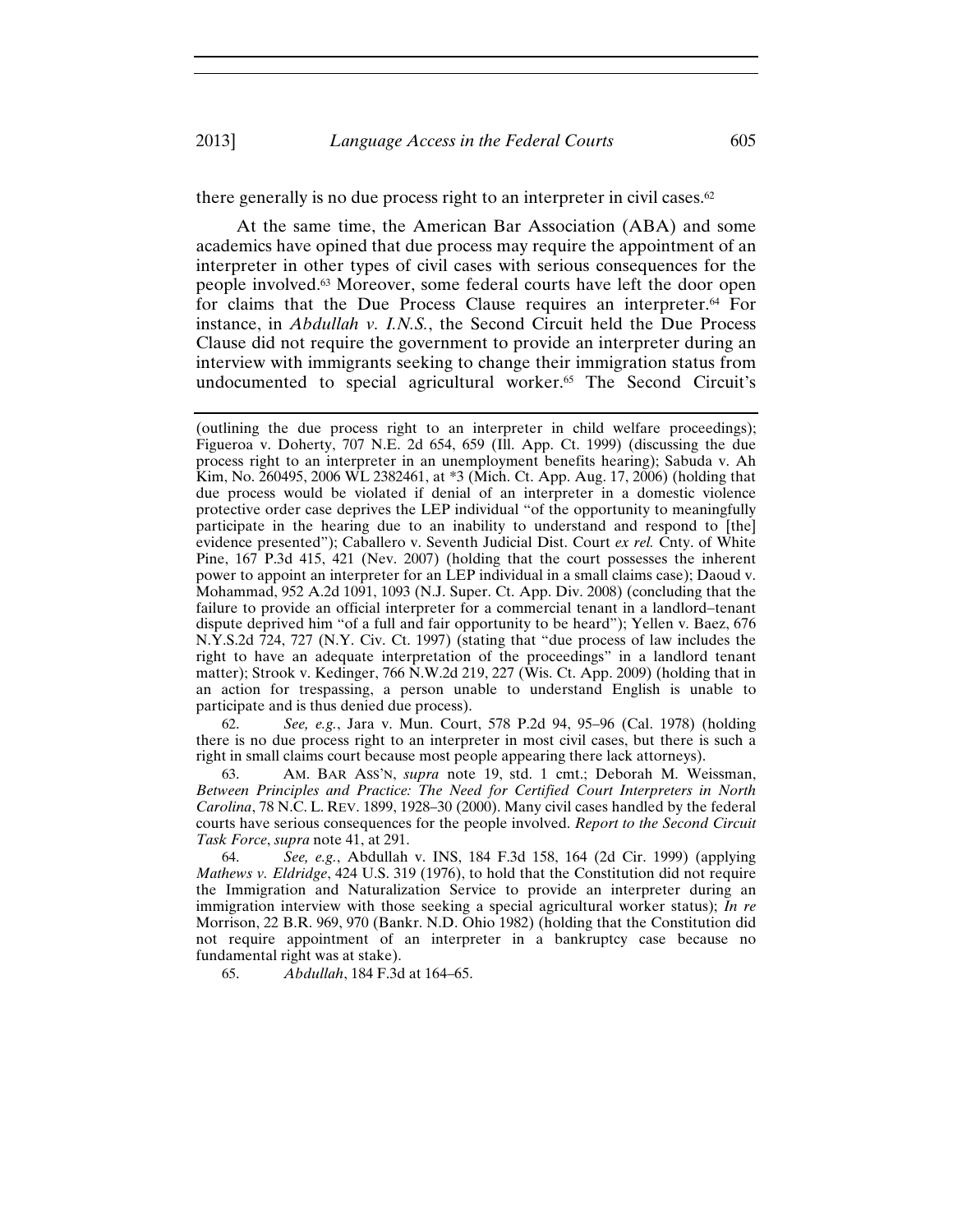there generally is no due process right to an interpreter in civil cases.[62]

At the same time, the American Bar Association (ABA) and some academics have opined that due process may require the appointment of an interpreter in other types of civil cases with serious consequences for the people involved.[63] Moreover, some federal courts have left the door open for claims that the Due Process Clause requires an interpreter.[64] For instance, in *Abdullah v. I.N.S.*, the Second Circuit held the Due Process Clause did not require the government to provide an interpreter during an interview with immigrants seeking to change their immigration status from undocumented to special agricultural worker.[65] The Second Circuit's

---

(outlining the due process right to an interpreter in child welfare proceedings); Figueroa v. Doherty, 707 N.E. 2d 654, 659 (Ill. App. Ct. 1999) (discussing the due process right to an interpreter in an unemployment benefits hearing); Sabuda v. Ah Kim, No. 260495, 2006 WL 2382461, at *3 (Mich. Ct. App. Aug. 17, 2006) (holding that due process would be violated if denial of an interpreter in a domestic violence protective order case deprives the LEP individual "of the opportunity to meaningfully participate in the hearing due to an inability to understand and respond to [the] evidence presented"); Caballero v. Seventh Judicial Dist. Court *ex rel.* Cnty. of White Pine, 167 P.3d 415, 421 (Nev. 2007) (holding that the court possesses the inherent power to appoint an interpreter for an LEP individual in a small claims case); Daoud v. Mohammad, 952 A.2d 1091, 1093 (N.J. Super. Ct. App. Div. 2008) (concluding that the failure to provide an official interpreter for a commercial tenant in a landlord–tenant dispute deprived him "of a full and fair opportunity to be heard"); Yellen v. Baez, 676 N.Y.S.2d 724, 727 (N.Y. Civ. Ct. 1997) (stating that "due process of law includes the right to have an adequate interpretation of the proceedings" in a landlord tenant matter); Strook v. Kedinger, 766 N.W.2d 219, 227 (Wis. Ct. App. 2009) (holding that in an action for trespassing, a person unable to understand English is unable to participate and is thus denied due process).

62. *See, e.g.*, Jara v. Mun. Court, 578 P.2d 94, 95–96 (Cal. 1978) (holding there is no due process right to an interpreter in most civil cases, but there is such a right in small claims court because most people appearing there lack attorneys).

63. AM. BAR ASS'N, *supra* note 19, std. 1 cmt.; Deborah M. Weissman, *Between Principles and Practice: The Need for Certified Court Interpreters in North Carolina*, 78 N.C. L. REV. 1899, 1928–30 (2000). Many civil cases handled by the federal courts have serious consequences for the people involved. *Report to the Second Circuit Task Force*, *supra* note 41, at 291.

64. *See, e.g.*, Abdullah v. INS, 184 F.3d 158, 164 (2d Cir. 1999) (applying *Mathews v. Eldridge*, 424 U.S. 319 (1976), to hold that the Constitution did not require the Immigration and Naturalization Service to provide an interpreter during an immigration interview with those seeking a special agricultural worker status); *In re* Morrison, 22 B.R. 969, 970 (Bankr. N.D. Ohio 1982) (holding that the Constitution did not require appointment of an interpreter in a bankruptcy case because no fundamental right was at stake).

65. *Abdullah*, 184 F.3d at 164–65.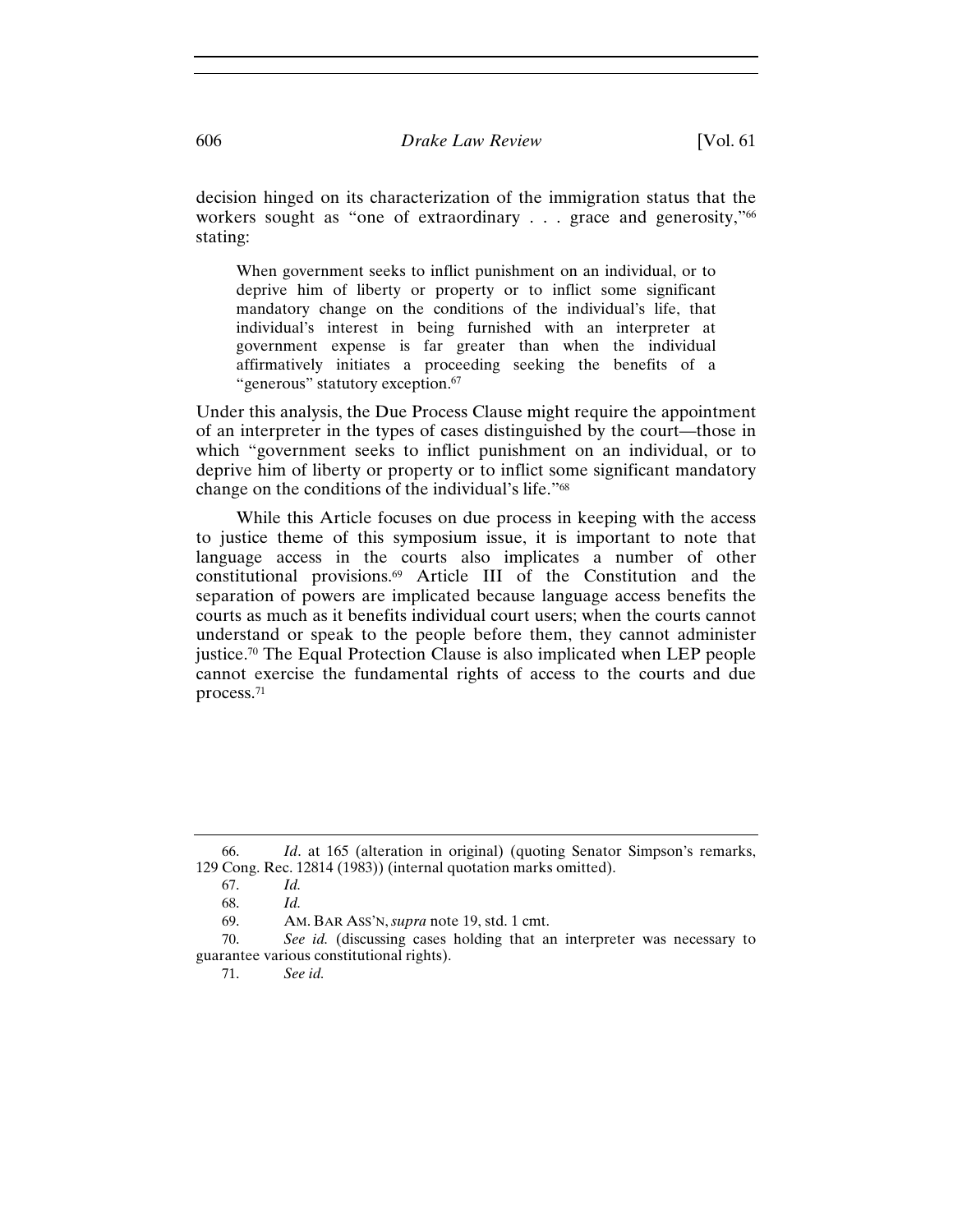decision hinged on its characterization of the immigration status that the workers sought as "one of extraordinary . . . grace and generosity,"[66] stating:

> When government seeks to inflict punishment on an individual, or to deprive him of liberty or property or to inflict some significant mandatory change on the conditions of the individual's life, that individual's interest in being furnished with an interpreter at government expense is far greater than when the individual affirmatively initiates a proceeding seeking the benefits of a "generous" statutory exception.[67]

Under this analysis, the Due Process Clause might require the appointment of an interpreter in the types of cases distinguished by the court—those in which "government seeks to inflict punishment on an individual, or to deprive him of liberty or property or to inflict some significant mandatory change on the conditions of the individual's life."[68]

While this Article focuses on due process in keeping with the access to justice theme of this symposium issue, it is important to note that language access in the courts also implicates a number of other constitutional provisions.[69] Article III of the Constitution and the separation of powers are implicated because language access benefits the courts as much as it benefits individual court users; when the courts cannot understand or speak to the people before them, they cannot administer justice.[70] The Equal Protection Clause is also implicated when LEP people cannot exercise the fundamental rights of access to the courts and due process.[71]

---

66. *Id*. at 165 (alteration in original) (quoting Senator Simpson's remarks, 129 Cong. Rec. 12814 (1983)) (internal quotation marks omitted).

67. *Id.*

68. *Id.*

69. AM. BAR ASS'N, *supra* note 19, std. 1 cmt.

70. *See id.* (discussing cases holding that an interpreter was necessary to guarantee various constitutional rights).

71. *See id.*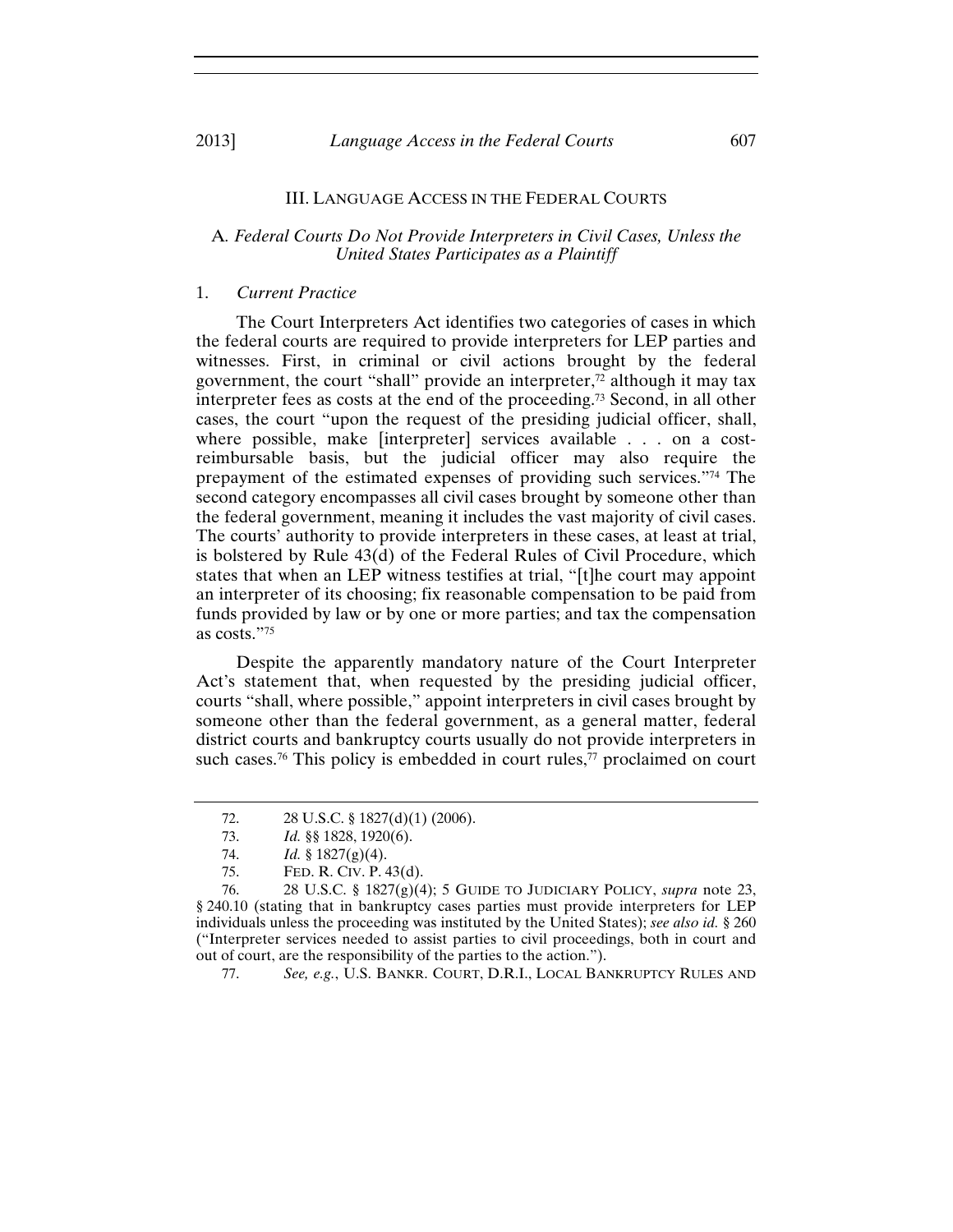## III. LANGUAGE ACCESS IN THE FEDERAL COURTS

### A. *Federal Courts Do Not Provide Interpreters in Civil Cases, Unless the United States Participates as a Plaintiff*

#### 1. *Current Practice*

The Court Interpreters Act identifies two categories of cases in which the federal courts are required to provide interpreters for LEP parties and witnesses. First, in criminal or civil actions brought by the federal government, the court "shall" provide an interpreter,[72] although it may tax interpreter fees as costs at the end of the proceeding.[73] Second, in all other cases, the court "upon the request of the presiding judicial officer, shall, where possible, make [interpreter] services available . . . on a cost-reimbursable basis, but the judicial officer may also require the prepayment of the estimated expenses of providing such services."[74] The second category encompasses all civil cases brought by someone other than the federal government, meaning it includes the vast majority of civil cases. The courts' authority to provide interpreters in these cases, at least at trial, is bolstered by Rule 43(d) of the Federal Rules of Civil Procedure, which states that when an LEP witness testifies at trial, "[t]he court may appoint an interpreter of its choosing; fix reasonable compensation to be paid from funds provided by law or by one or more parties; and tax the compensation as costs."[75]

Despite the apparently mandatory nature of the Court Interpreter Act's statement that, when requested by the presiding judicial officer, courts "shall, where possible," appoint interpreters in civil cases brought by someone other than the federal government, as a general matter, federal district courts and bankruptcy courts usually do not provide interpreters in such cases.[76] This policy is embedded in court rules,[77] proclaimed on court

---

72. 28 U.S.C. § 1827(d)(1) (2006).

73. *Id.* §§ 1828, 1920(6).

74. *Id.* § 1827(g)(4).

75. FED. R. CIV. P. 43(d).

76. 28 U.S.C. § 1827(g)(4); 5 GUIDE TO JUDICIARY POLICY, *supra* note 23, § 240.10 (stating that in bankruptcy cases parties must provide interpreters for LEP individuals unless the proceeding was instituted by the United States); *see also id.* § 260 ("Interpreter services needed to assist parties to civil proceedings, both in court and out of court, are the responsibility of the parties to the action.").

77. *See, e.g.*, U.S. BANKR. COURT, D.R.I., LOCAL BANKRUPTCY RULES AND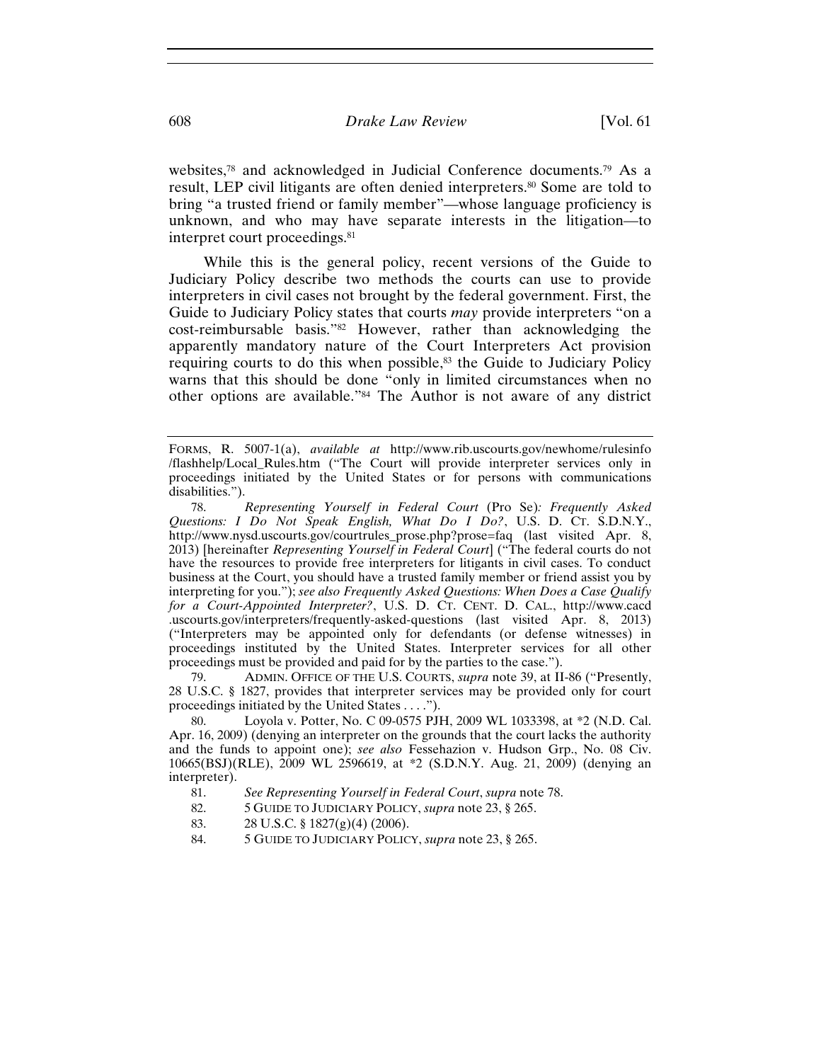websites,[78] and acknowledged in Judicial Conference documents.[79] As a result, LEP civil litigants are often denied interpreters.[80] Some are told to bring "a trusted friend or family member"—whose language proficiency is unknown, and who may have separate interests in the litigation—to interpret court proceedings.[81]

While this is the general policy, recent versions of the Guide to Judiciary Policy describe two methods the courts can use to provide interpreters in civil cases not brought by the federal government. First, the Guide to Judiciary Policy states that courts *may* provide interpreters "on a cost-reimbursable basis."[82] However, rather than acknowledging the apparently mandatory nature of the Court Interpreters Act provision requiring courts to do this when possible,[83] the Guide to Judiciary Policy warns that this should be done "only in limited circumstances when no other options are available."[84] The Author is not aware of any district

---

FORMS, R. 5007-1(a), *available at* http://www.rib.uscourts.gov/newhome/rulesinfo/flashhelp/Local_Rules.htm ("The Court will provide interpreter services only in proceedings initiated by the United States or for persons with communications disabilities.").

78. *Representing Yourself in Federal Court* (Pro Se)*: Frequently Asked Questions: I Do Not Speak English, What Do I Do?*, U.S. D. CT. S.D.N.Y., http://www.nysd.uscourts.gov/courtrules_prose.php?prose=faq (last visited Apr. 8, 2013) [hereinafter *Representing Yourself in Federal Court*] ("The federal courts do not have the resources to provide free interpreters for litigants in civil cases. To conduct business at the Court, you should have a trusted family member or friend assist you by interpreting for you."); *see also Frequently Asked Questions: When Does a Case Qualify for a Court-Appointed Interpreter?*, U.S. D. CT. CENT. D. CAL., http://www.cacd.uscourts.gov/interpreters/frequently-asked-questions (last visited Apr. 8, 2013) ("Interpreters may be appointed only for defendants (or defense witnesses) in proceedings instituted by the United States. Interpreter services for all other proceedings must be provided and paid for by the parties to the case.").

79. ADMIN. OFFICE OF THE U.S. COURTS, *supra* note 39, at II-86 ("Presently, 28 U.S.C. § 1827, provides that interpreter services may be provided only for court proceedings initiated by the United States . . . .").

80. Loyola v. Potter, No. C 09-0575 PJH, 2009 WL 1033398, at *2 (N.D. Cal. Apr. 16, 2009) (denying an interpreter on the grounds that the court lacks the authority and the funds to appoint one); *see also* Fessehazion v. Hudson Grp., No. 08 Civ. 10665(BSJ)(RLE), 2009 WL 2596619, at *2 (S.D.N.Y. Aug. 21, 2009) (denying an interpreter).

81. *See Representing Yourself in Federal Court*, *supra* note 78.

82. 5 GUIDE TO JUDICIARY POLICY, *supra* note 23, § 265.

83. 28 U.S.C. § 1827(g)(4) (2006).

84. 5 GUIDE TO JUDICIARY POLICY, *supra* note 23, § 265.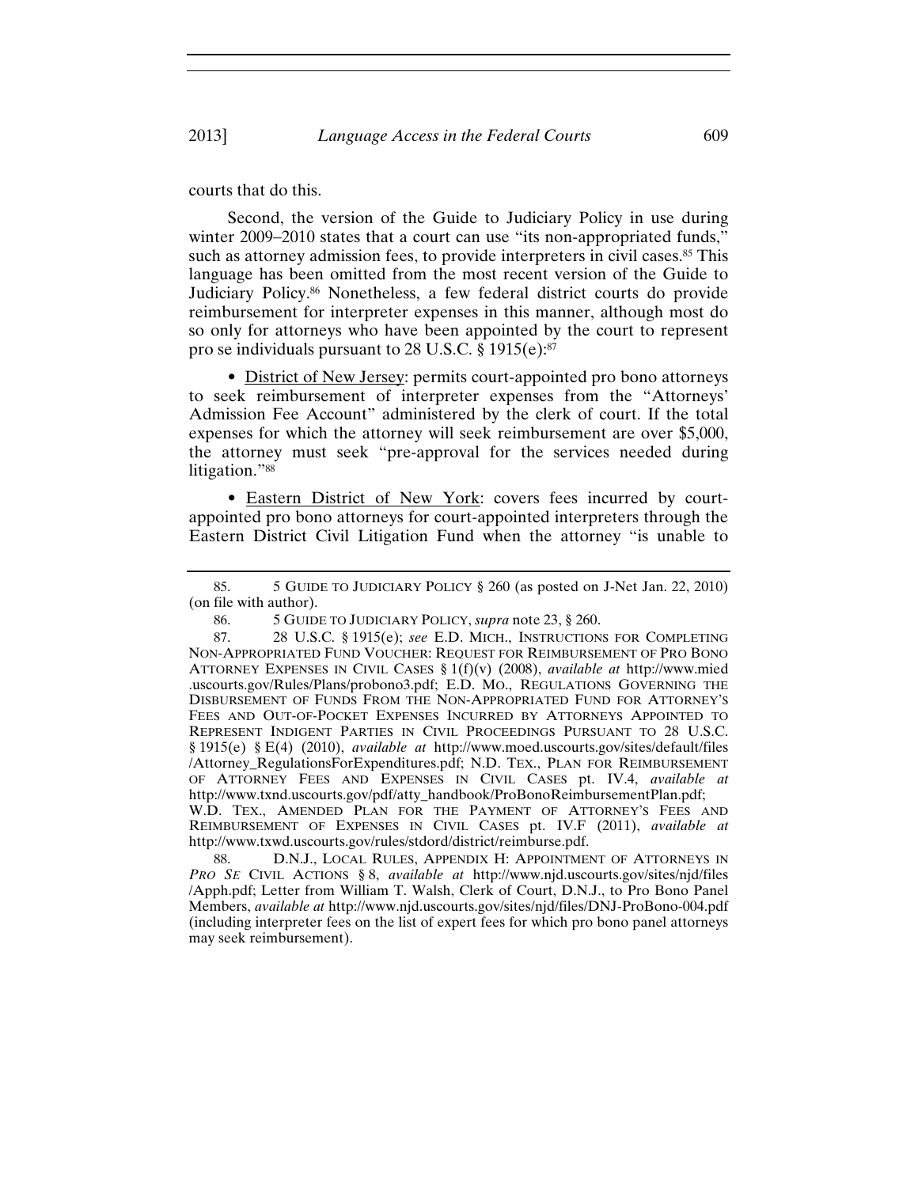courts that do this.

Second, the version of the Guide to Judiciary Policy in use during winter 2009–2010 states that a court can use "its non-appropriated funds," such as attorney admission fees, to provide interpreters in civil cases.[85] This language has been omitted from the most recent version of the Guide to Judiciary Policy.[86] Nonetheless, a few federal district courts do provide reimbursement for interpreter expenses in this manner, although most do so only for attorneys who have been appointed by the court to represent pro se individuals pursuant to 28 U.S.C. § 1915(e):[87]

- District of New Jersey: permits court-appointed pro bono attorneys to seek reimbursement of interpreter expenses from the "Attorneys' Admission Fee Account" administered by the clerk of court. If the total expenses for which the attorney will seek reimbursement are over $5,000, the attorney must seek "pre-approval for the services needed during litigation."[88]

- Eastern District of New York: covers fees incurred by court-appointed pro bono attorneys for court-appointed interpreters through the Eastern District Civil Litigation Fund when the attorney "is unable to

---

85. 5 GUIDE TO JUDICIARY POLICY § 260 (as posted on J-Net Jan. 22, 2010) (on file with author).

86. 5 GUIDE TO JUDICIARY POLICY, *supra* note 23, § 260.

87. 28 U.S.C. § 1915(e); *see* E.D. MICH., INSTRUCTIONS FOR COMPLETING NON-APPROPRIATED FUND VOUCHER: REQUEST FOR REIMBURSEMENT OF PRO BONO ATTORNEY EXPENSES IN CIVIL CASES § 1(f)(v) (2008), *available at* http://www.mied.uscourts.gov/Rules/Plans/probono3.pdf; E.D. MO., REGULATIONS GOVERNING THE DISBURSEMENT OF FUNDS FROM THE NON-APPROPRIATED FUND FOR ATTORNEY'S FEES AND OUT-OF-POCKET EXPENSES INCURRED BY ATTORNEYS APPOINTED TO REPRESENT INDIGENT PARTIES IN CIVIL PROCEEDINGS PURSUANT TO 28 U.S.C. § 1915(e) § E(4) (2010), *available at* http://www.moed.uscourts.gov/sites/default/files/Attorney_RegulationsForExpenditures.pdf; N.D. TEX., PLAN FOR REIMBURSEMENT OF ATTORNEY FEES AND EXPENSES IN CIVIL CASES pt. IV.4, *available at* http://www.txnd.uscourts.gov/pdf/atty_handbook/ProBonoReimbursementPlan.pdf; W.D. TEX., AMENDED PLAN FOR THE PAYMENT OF ATTORNEY'S FEES AND REIMBURSEMENT OF EXPENSES IN CIVIL CASES pt. IV.F (2011), *available at* http://www.txwd.uscourts.gov/rules/stdord/district/reimburse.pdf.

88. D.N.J., LOCAL RULES, APPENDIX H: APPOINTMENT OF ATTORNEYS IN *PRO SE* CIVIL ACTIONS § 8, *available at* http://www.njd.uscourts.gov/sites/njd/files/Apph.pdf; Letter from William T. Walsh, Clerk of Court, D.N.J., to Pro Bono Panel Members, *available at* http://www.njd.uscourts.gov/sites/njd/files/DNJ-ProBono-004.pdf (including interpreter fees on the list of expert fees for which pro bono panel attorneys may seek reimbursement).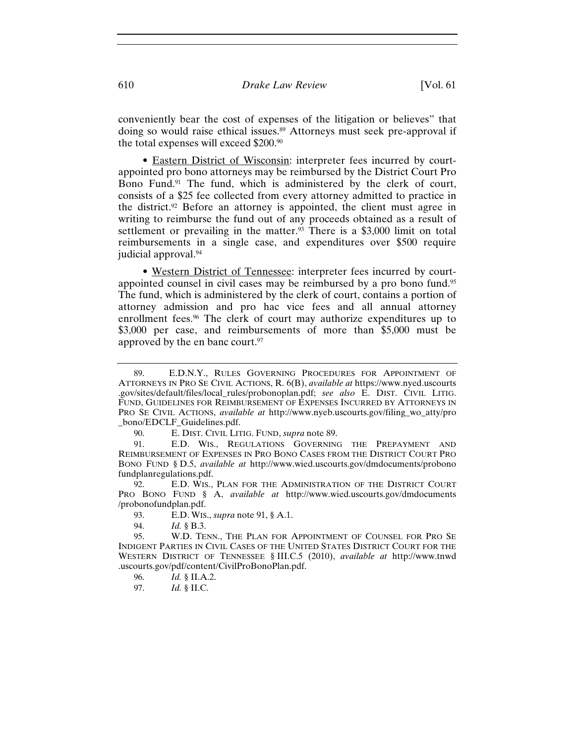conveniently bear the cost of expenses of the litigation or believes" that doing so would raise ethical issues.[89] Attorneys must seek pre-approval if the total expenses will exceed $200.[90]

• Eastern District of Wisconsin: interpreter fees incurred by court-appointed pro bono attorneys may be reimbursed by the District Court Pro Bono Fund.[91] The fund, which is administered by the clerk of court, consists of a $25 fee collected from every attorney admitted to practice in the district.[92] Before an attorney is appointed, the client must agree in writing to reimburse the fund out of any proceeds obtained as a result of settlement or prevailing in the matter.[93] There is a $3,000 limit on total reimbursements in a single case, and expenditures over $500 require judicial approval.[94]

• Western District of Tennessee: interpreter fees incurred by court-appointed counsel in civil cases may be reimbursed by a pro bono fund.[95] The fund, which is administered by the clerk of court, contains a portion of attorney admission and pro hac vice fees and all annual attorney enrollment fees.[96] The clerk of court may authorize expenditures up to $3,000 per case, and reimbursements of more than $5,000 must be approved by the en banc court.[97]

---

89. E.D.N.Y., RULES GOVERNING PROCEDURES FOR APPOINTMENT OF ATTORNEYS IN PRO SE CIVIL ACTIONS, R. 6(B), *available at* https://www.nyed.uscourts.gov/sites/default/files/local_rules/probonoplan.pdf; *see also* E. DIST. CIVIL LITIG. FUND, GUIDELINES FOR REIMBURSEMENT OF EXPENSES INCURRED BY ATTORNEYS IN PRO SE CIVIL ACTIONS, *available at* http://www.nyeb.uscourts.gov/filing_wo_atty/pro_bono/EDCLF_Guidelines.pdf.

90. E. DIST. CIVIL LITIG. FUND, *supra* note 89.

91. E.D. WIS., REGULATIONS GOVERNING THE PREPAYMENT AND REIMBURSEMENT OF EXPENSES IN PRO BONO CASES FROM THE DISTRICT COURT PRO BONO FUND § D.5, *available at* http://www.wied.uscourts.gov/dmdocuments/probonofundplanregulations.pdf.

92. E.D. WIS., PLAN FOR THE ADMINISTRATION OF THE DISTRICT COURT PRO BONO FUND § A, *available at* http://www.wied.uscourts.gov/dmdocuments/probonofundplan.pdf.

93. E.D. WIS., *supra* note 91, § A.1.

94. *Id.* § B.3.

95. W.D. TENN., THE PLAN FOR APPOINTMENT OF COUNSEL FOR PRO SE INDIGENT PARTIES IN CIVIL CASES OF THE UNITED STATES DISTRICT COURT FOR THE WESTERN DISTRICT OF TENNESSEE § III.C.5 (2010), *available at* http://www.tnwd.uscourts.gov/pdf/content/CivilProBonoPlan.pdf.

96. *Id.* § II.A.2.

97. *Id.* § II.C.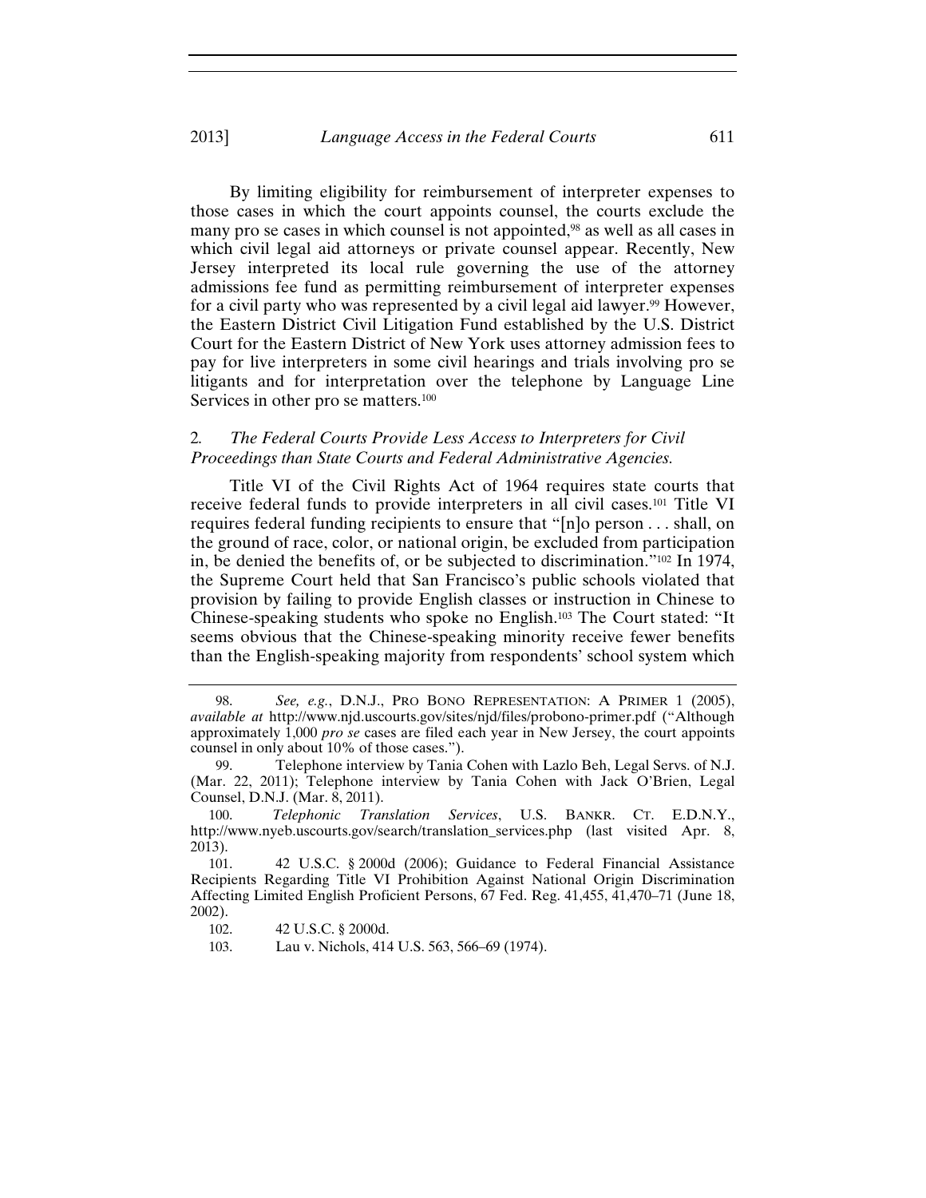By limiting eligibility for reimbursement of interpreter expenses to those cases in which the court appoints counsel, the courts exclude the many pro se cases in which counsel is not appointed,[98] as well as all cases in which civil legal aid attorneys or private counsel appear. Recently, New Jersey interpreted its local rule governing the use of the attorney admissions fee fund as permitting reimbursement of interpreter expenses for a civil party who was represented by a civil legal aid lawyer.[99] However, the Eastern District Civil Litigation Fund established by the U.S. District Court for the Eastern District of New York uses attorney admission fees to pay for live interpreters in some civil hearings and trials involving pro se litigants and for interpretation over the telephone by Language Line Services in other pro se matters.[100]

### 2. *The Federal Courts Provide Less Access to Interpreters for Civil Proceedings than State Courts and Federal Administrative Agencies.*

Title VI of the Civil Rights Act of 1964 requires state courts that receive federal funds to provide interpreters in all civil cases.[101] Title VI requires federal funding recipients to ensure that "[n]o person . . . shall, on the ground of race, color, or national origin, be excluded from participation in, be denied the benefits of, or be subjected to discrimination."[102] In 1974, the Supreme Court held that San Francisco's public schools violated that provision by failing to provide English classes or instruction in Chinese to Chinese-speaking students who spoke no English.[103] The Court stated: "It seems obvious that the Chinese-speaking minority receive fewer benefits than the English-speaking majority from respondents' school system which

---

98. *See, e.g.*, D.N.J., PRO BONO REPRESENTATION: A PRIMER 1 (2005), *available at* http://www.njd.uscourts.gov/sites/njd/files/probono-primer.pdf ("Although approximately 1,000 *pro se* cases are filed each year in New Jersey, the court appoints counsel in only about 10% of those cases.").

99. Telephone interview by Tania Cohen with Lazlo Beh, Legal Servs. of N.J. (Mar. 22, 2011); Telephone interview by Tania Cohen with Jack O'Brien, Legal Counsel, D.N.J. (Mar. 8, 2011).

100. *Telephonic Translation Services*, U.S. BANKR. CT. E.D.N.Y., http://www.nyeb.uscourts.gov/search/translation_services.php (last visited Apr. 8, 2013).

101. 42 U.S.C. § 2000d (2006); Guidance to Federal Financial Assistance Recipients Regarding Title VI Prohibition Against National Origin Discrimination Affecting Limited English Proficient Persons, 67 Fed. Reg. 41,455, 41,470–71 (June 18, 2002).

102. 42 U.S.C. § 2000d.

103. Lau v. Nichols, 414 U.S. 563, 566–69 (1974).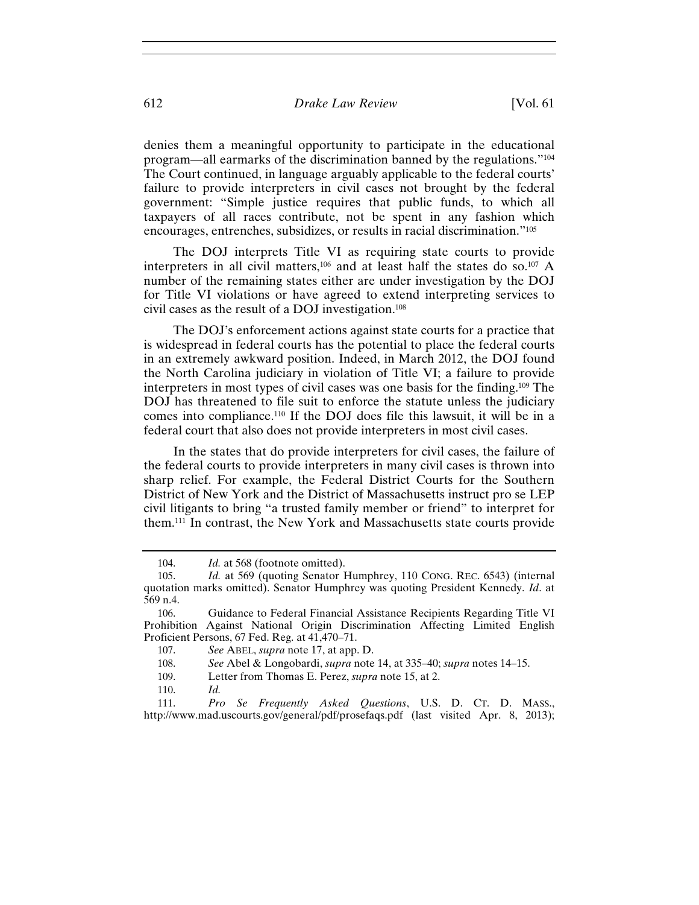denies them a meaningful opportunity to participate in the educational program—all earmarks of the discrimination banned by the regulations."[104] The Court continued, in language arguably applicable to the federal courts' failure to provide interpreters in civil cases not brought by the federal government: "Simple justice requires that public funds, to which all taxpayers of all races contribute, not be spent in any fashion which encourages, entrenches, subsidizes, or results in racial discrimination."[105]

The DOJ interprets Title VI as requiring state courts to provide interpreters in all civil matters,[106] and at least half the states do so.[107] A number of the remaining states either are under investigation by the DOJ for Title VI violations or have agreed to extend interpreting services to civil cases as the result of a DOJ investigation.[108]

The DOJ's enforcement actions against state courts for a practice that is widespread in federal courts has the potential to place the federal courts in an extremely awkward position. Indeed, in March 2012, the DOJ found the North Carolina judiciary in violation of Title VI; a failure to provide interpreters in most types of civil cases was one basis for the finding.[109] The DOJ has threatened to file suit to enforce the statute unless the judiciary comes into compliance.[110] If the DOJ does file this lawsuit, it will be in a federal court that also does not provide interpreters in most civil cases.

In the states that do provide interpreters for civil cases, the failure of the federal courts to provide interpreters in many civil cases is thrown into sharp relief. For example, the Federal District Courts for the Southern District of New York and the District of Massachusetts instruct pro se LEP civil litigants to bring "a trusted family member or friend" to interpret for them.[111] In contrast, the New York and Massachusetts state courts provide

---

104. *Id.* at 568 (footnote omitted).

105. *Id.* at 569 (quoting Senator Humphrey, 110 CONG. REC. 6543) (internal quotation marks omitted). Senator Humphrey was quoting President Kennedy. *Id*. at 569 n.4.

106. Guidance to Federal Financial Assistance Recipients Regarding Title VI Prohibition Against National Origin Discrimination Affecting Limited English Proficient Persons, 67 Fed. Reg. at 41,470–71.

107. *See* ABEL, *supra* note 17, at app. D.

108. *See* Abel & Longobardi, *supra* note 14, at 335–40; *supra* notes 14–15.

109. Letter from Thomas E. Perez, *supra* note 15, at 2.

110. *Id.*

111. *Pro Se Frequently Asked Questions*, U.S. D. CT. D. MASS., http://www.mad.uscourts.gov/general/pdf/prosefaqs.pdf (last visited Apr. 8, 2013);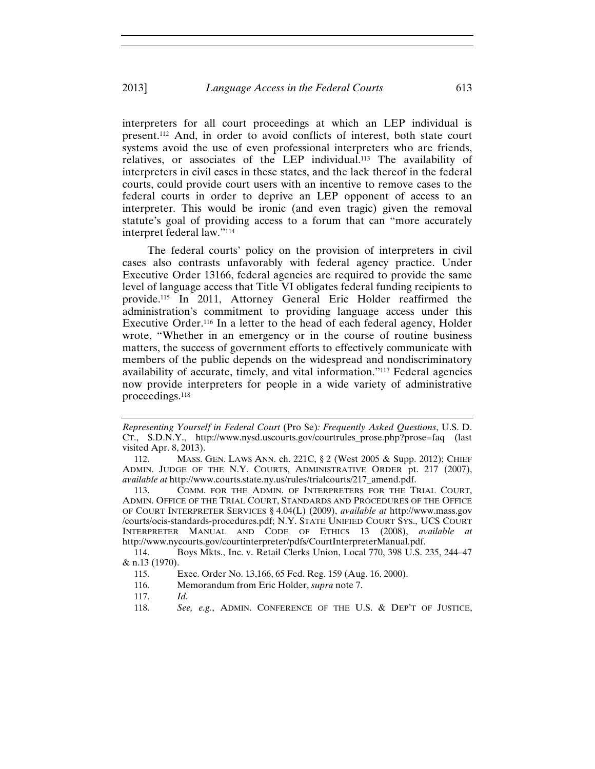interpreters for all court proceedings at which an LEP individual is present.[112] And, in order to avoid conflicts of interest, both state court systems avoid the use of even professional interpreters who are friends, relatives, or associates of the LEP individual.[113] The availability of interpreters in civil cases in these states, and the lack thereof in the federal courts, could provide court users with an incentive to remove cases to the federal courts in order to deprive an LEP opponent of access to an interpreter. This would be ironic (and even tragic) given the removal statute's goal of providing access to a forum that can "more accurately interpret federal law."[114]

The federal courts' policy on the provision of interpreters in civil cases also contrasts unfavorably with federal agency practice. Under Executive Order 13166, federal agencies are required to provide the same level of language access that Title VI obligates federal funding recipients to provide.[115] In 2011, Attorney General Eric Holder reaffirmed the administration's commitment to providing language access under this Executive Order.[116] In a letter to the head of each federal agency, Holder wrote, "Whether in an emergency or in the course of routine business matters, the success of government efforts to effectively communicate with members of the public depends on the widespread and nondiscriminatory availability of accurate, timely, and vital information."[117] Federal agencies now provide interpreters for people in a wide variety of administrative proceedings.[118]

---

*Representing Yourself in Federal Court* (Pro Se)*: Frequently Asked Questions*, U.S. D. CT., S.D.N.Y., http://www.nysd.uscourts.gov/courtrules_prose.php?prose=faq (last visited Apr. 8, 2013).

112. MASS. GEN. LAWS ANN. ch. 221C, § 2 (West 2005 & Supp. 2012); CHIEF ADMIN. JUDGE OF THE N.Y. COURTS, ADMINISTRATIVE ORDER pt. 217 (2007), *available at* http://www.courts.state.ny.us/rules/trialcourts/217_amend.pdf.

113. COMM. FOR THE ADMIN. OF INTERPRETERS FOR THE TRIAL COURT, ADMIN. OFFICE OF THE TRIAL COURT, STANDARDS AND PROCEDURES OF THE OFFICE OF COURT INTERPRETER SERVICES § 4.04(L) (2009), *available at* http://www.mass.gov /courts/ocis-standards-procedures.pdf; N.Y. STATE UNIFIED COURT SYS., UCS COURT INTERPRETER MANUAL AND CODE OF ETHICS 13 (2008), *available at* http://www.nycourts.gov/courtinterpreter/pdfs/CourtInterpreterManual.pdf.

114. Boys Mkts., Inc. v. Retail Clerks Union, Local 770, 398 U.S. 235, 244–47 & n.13 (1970).

115. Exec. Order No. 13,166, 65 Fed. Reg. 159 (Aug. 16, 2000).

116. Memorandum from Eric Holder, *supra* note 7.

117. *Id.*

118. *See, e.g.*, ADMIN. CONFERENCE OF THE U.S. & DEP'T OF JUSTICE,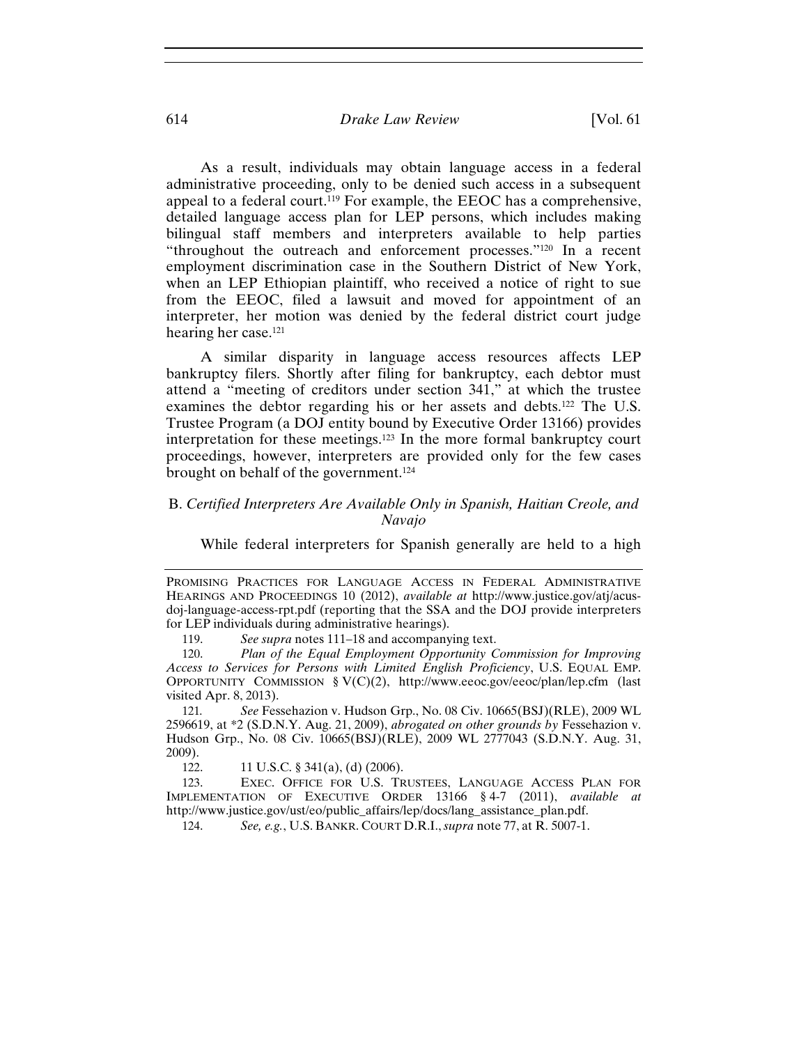As a result, individuals may obtain language access in a federal administrative proceeding, only to be denied such access in a subsequent appeal to a federal court.[119] For example, the EEOC has a comprehensive, detailed language access plan for LEP persons, which includes making bilingual staff members and interpreters available to help parties "throughout the outreach and enforcement processes."[120] In a recent employment discrimination case in the Southern District of New York, when an LEP Ethiopian plaintiff, who received a notice of right to sue from the EEOC, filed a lawsuit and moved for appointment of an interpreter, her motion was denied by the federal district court judge hearing her case.[121]

A similar disparity in language access resources affects LEP bankruptcy filers. Shortly after filing for bankruptcy, each debtor must attend a "meeting of creditors under section 341," at which the trustee examines the debtor regarding his or her assets and debts.[122] The U.S. Trustee Program (a DOJ entity bound by Executive Order 13166) provides interpretation for these meetings.[123] In the more formal bankruptcy court proceedings, however, interpreters are provided only for the few cases brought on behalf of the government.[124]

### B. *Certified Interpreters Are Available Only in Spanish, Haitian Creole, and Navajo*

While federal interpreters for Spanish generally are held to a high

---

PROMISING PRACTICES FOR LANGUAGE ACCESS IN FEDERAL ADMINISTRATIVE HEARINGS AND PROCEEDINGS 10 (2012), *available at* http://www.justice.gov/atj/acus-doj-language-access-rpt.pdf (reporting that the SSA and the DOJ provide interpreters for LEP individuals during administrative hearings).

119. *See supra* notes 111–18 and accompanying text.

120. *Plan of the Equal Employment Opportunity Commission for Improving Access to Services for Persons with Limited English Proficiency*, U.S. EQUAL EMP. OPPORTUNITY COMMISSION § V(C)(2), http://www.eeoc.gov/eeoc/plan/lep.cfm (last visited Apr. 8, 2013).

121. *See* Fessehazion v. Hudson Grp., No. 08 Civ. 10665(BSJ)(RLE), 2009 WL 2596619, at *2 (S.D.N.Y. Aug. 21, 2009), *abrogated on other grounds by* Fessehazion v. Hudson Grp., No. 08 Civ. 10665(BSJ)(RLE), 2009 WL 2777043 (S.D.N.Y. Aug. 31, 2009).

122. 11 U.S.C. § 341(a), (d) (2006).

123. EXEC. OFFICE FOR U.S. TRUSTEES, LANGUAGE ACCESS PLAN FOR IMPLEMENTATION OF EXECUTIVE ORDER 13166 § 4-7 (2011), *available at* http://www.justice.gov/ust/eo/public_affairs/lep/docs/lang_assistance_plan.pdf.

124. *See, e.g.*, U.S. BANKR. COURT D.R.I., *supra* note 77, at R. 5007-1.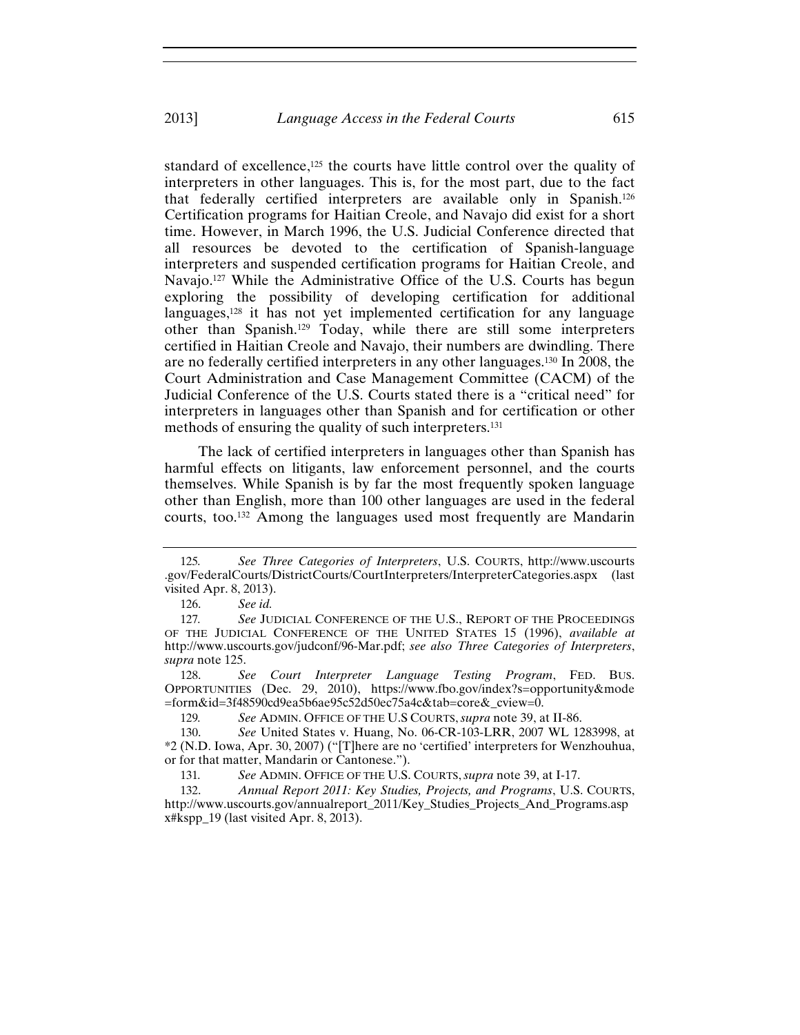standard of excellence,[125] the courts have little control over the quality of interpreters in other languages. This is, for the most part, due to the fact that federally certified interpreters are available only in Spanish.[126] Certification programs for Haitian Creole, and Navajo did exist for a short time. However, in March 1996, the U.S. Judicial Conference directed that all resources be devoted to the certification of Spanish-language interpreters and suspended certification programs for Haitian Creole, and Navajo.[127] While the Administrative Office of the U.S. Courts has begun exploring the possibility of developing certification for additional languages,[128] it has not yet implemented certification for any language other than Spanish.[129] Today, while there are still some interpreters certified in Haitian Creole and Navajo, their numbers are dwindling. There are no federally certified interpreters in any other languages.[130] In 2008, the Court Administration and Case Management Committee (CACM) of the Judicial Conference of the U.S. Courts stated there is a "critical need" for interpreters in languages other than Spanish and for certification or other methods of ensuring the quality of such interpreters.[131]

The lack of certified interpreters in languages other than Spanish has harmful effects on litigants, law enforcement personnel, and the courts themselves. While Spanish is by far the most frequently spoken language other than English, more than 100 other languages are used in the federal courts, too.[132] Among the languages used most frequently are Mandarin

---

125. *See Three Categories of Interpreters*, U.S. COURTS, http://www.uscourts.gov/FederalCourts/DistrictCourts/CourtInterpreters/InterpreterCategories.aspx (last visited Apr. 8, 2013).

126. *See id.*

127. *See* JUDICIAL CONFERENCE OF THE U.S., REPORT OF THE PROCEEDINGS OF THE JUDICIAL CONFERENCE OF THE UNITED STATES 15 (1996), *available at* http://www.uscourts.gov/judconf/96-Mar.pdf; *see also Three Categories of Interpreters*, *supra* note 125.

128. *See Court Interpreter Language Testing Program*, FED. BUS. OPPORTUNITIES (Dec. 29, 2010), https://www.fbo.gov/index?s=opportunity&mode=form&id=3f48590cd9ea5b6ae95c52d50ec75a4c&tab=core&_cview=0.

129. *See* ADMIN. OFFICE OF THE U.S COURTS, *supra* note 39, at II-86.

130. *See* United States v. Huang, No. 06-CR-103-LRR, 2007 WL 1283998, at *2 (N.D. Iowa, Apr. 30, 2007) ("[T]here are no 'certified' interpreters for Wenzhouhua, or for that matter, Mandarin or Cantonese.").

131. *See* ADMIN. OFFICE OF THE U.S. COURTS, *supra* note 39, at I-17.

132. *Annual Report 2011: Key Studies, Projects, and Programs*, U.S. COURTS, http://www.uscourts.gov/annualreport_2011/Key_Studies_Projects_And_Programs.aspx#kspp_19 (last visited Apr. 8, 2013).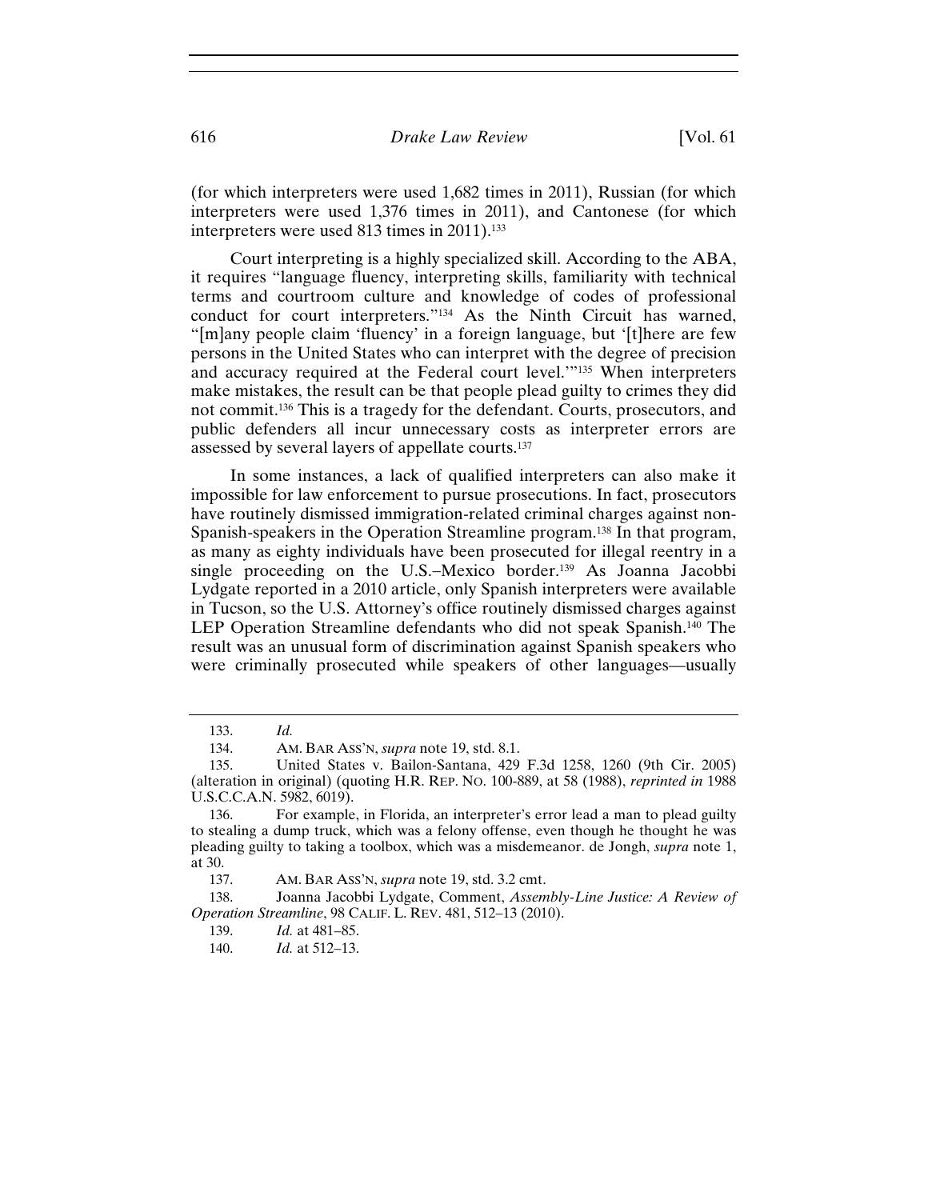(for which interpreters were used 1,682 times in 2011), Russian (for which interpreters were used 1,376 times in 2011), and Cantonese (for which interpreters were used 813 times in 2011).[133]

Court interpreting is a highly specialized skill. According to the ABA, it requires "language fluency, interpreting skills, familiarity with technical terms and courtroom culture and knowledge of codes of professional conduct for court interpreters."[134] As the Ninth Circuit has warned, "[m]any people claim 'fluency' in a foreign language, but '[t]here are few persons in the United States who can interpret with the degree of precision and accuracy required at the Federal court level.'"[135] When interpreters make mistakes, the result can be that people plead guilty to crimes they did not commit.[136] This is a tragedy for the defendant. Courts, prosecutors, and public defenders all incur unnecessary costs as interpreter errors are assessed by several layers of appellate courts.[137]

In some instances, a lack of qualified interpreters can also make it impossible for law enforcement to pursue prosecutions. In fact, prosecutors have routinely dismissed immigration-related criminal charges against non-Spanish-speakers in the Operation Streamline program.[138] In that program, as many as eighty individuals have been prosecuted for illegal reentry in a single proceeding on the U.S.–Mexico border.[139] As Joanna Jacobbi Lydgate reported in a 2010 article, only Spanish interpreters were available in Tucson, so the U.S. Attorney's office routinely dismissed charges against LEP Operation Streamline defendants who did not speak Spanish.[140] The result was an unusual form of discrimination against Spanish speakers who were criminally prosecuted while speakers of other languages—usually

---

133. *Id.*

134. AM. BAR ASS'N, *supra* note 19, std. 8.1.

135. United States v. Bailon-Santana, 429 F.3d 1258, 1260 (9th Cir. 2005) (alteration in original) (quoting H.R. REP. NO. 100-889, at 58 (1988), *reprinted in* 1988 U.S.C.C.A.N. 5982, 6019).

136. For example, in Florida, an interpreter's error lead a man to plead guilty to stealing a dump truck, which was a felony offense, even though he thought he was pleading guilty to taking a toolbox, which was a misdemeanor. de Jongh, *supra* note 1, at 30.

137. AM. BAR ASS'N, *supra* note 19, std. 3.2 cmt.

138. Joanna Jacobbi Lydgate, Comment, *Assembly-Line Justice: A Review of Operation Streamline*, 98 CALIF. L. REV. 481, 512–13 (2010).

139. *Id.* at 481–85.

140. *Id.* at 512–13.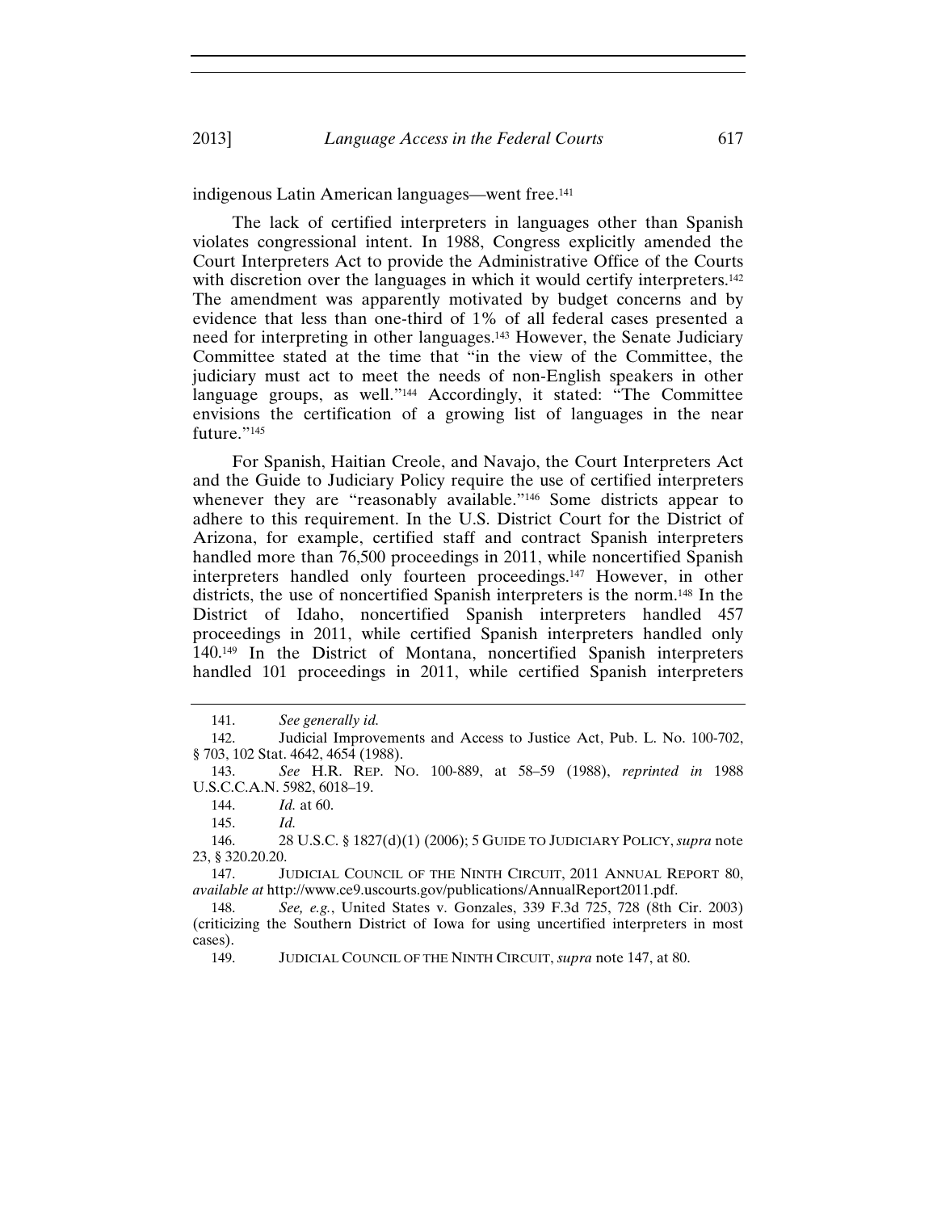indigenous Latin American languages—went free.[141]

The lack of certified interpreters in languages other than Spanish violates congressional intent. In 1988, Congress explicitly amended the Court Interpreters Act to provide the Administrative Office of the Courts with discretion over the languages in which it would certify interpreters.[142] The amendment was apparently motivated by budget concerns and by evidence that less than one-third of 1% of all federal cases presented a need for interpreting in other languages.[143] However, the Senate Judiciary Committee stated at the time that "in the view of the Committee, the judiciary must act to meet the needs of non-English speakers in other language groups, as well."[144] Accordingly, it stated: "The Committee envisions the certification of a growing list of languages in the near future."[145]

For Spanish, Haitian Creole, and Navajo, the Court Interpreters Act and the Guide to Judiciary Policy require the use of certified interpreters whenever they are "reasonably available."[146] Some districts appear to adhere to this requirement. In the U.S. District Court for the District of Arizona, for example, certified staff and contract Spanish interpreters handled more than 76,500 proceedings in 2011, while noncertified Spanish interpreters handled only fourteen proceedings.[147] However, in other districts, the use of noncertified Spanish interpreters is the norm.[148] In the District of Idaho, noncertified Spanish interpreters handled 457 proceedings in 2011, while certified Spanish interpreters handled only 140.[149] In the District of Montana, noncertified Spanish interpreters handled 101 proceedings in 2011, while certified Spanish interpreters

---

141. *See generally id.*

142. Judicial Improvements and Access to Justice Act, Pub. L. No. 100-702, § 703, 102 Stat. 4642, 4654 (1988).

143. *See* H.R. REP. NO. 100-889, at 58–59 (1988), *reprinted in* 1988 U.S.C.C.A.N. 5982, 6018–19.

144. *Id.* at 60.

145. *Id.*

146. 28 U.S.C. § 1827(d)(1) (2006); 5 GUIDE TO JUDICIARY POLICY, *supra* note 23, § 320.20.20.

147. JUDICIAL COUNCIL OF THE NINTH CIRCUIT, 2011 ANNUAL REPORT 80, *available at* http://www.ce9.uscourts.gov/publications/AnnualReport2011.pdf.

148. *See, e.g.*, United States v. Gonzales, 339 F.3d 725, 728 (8th Cir. 2003) (criticizing the Southern District of Iowa for using uncertified interpreters in most cases).

149. JUDICIAL COUNCIL OF THE NINTH CIRCUIT, *supra* note 147, at 80.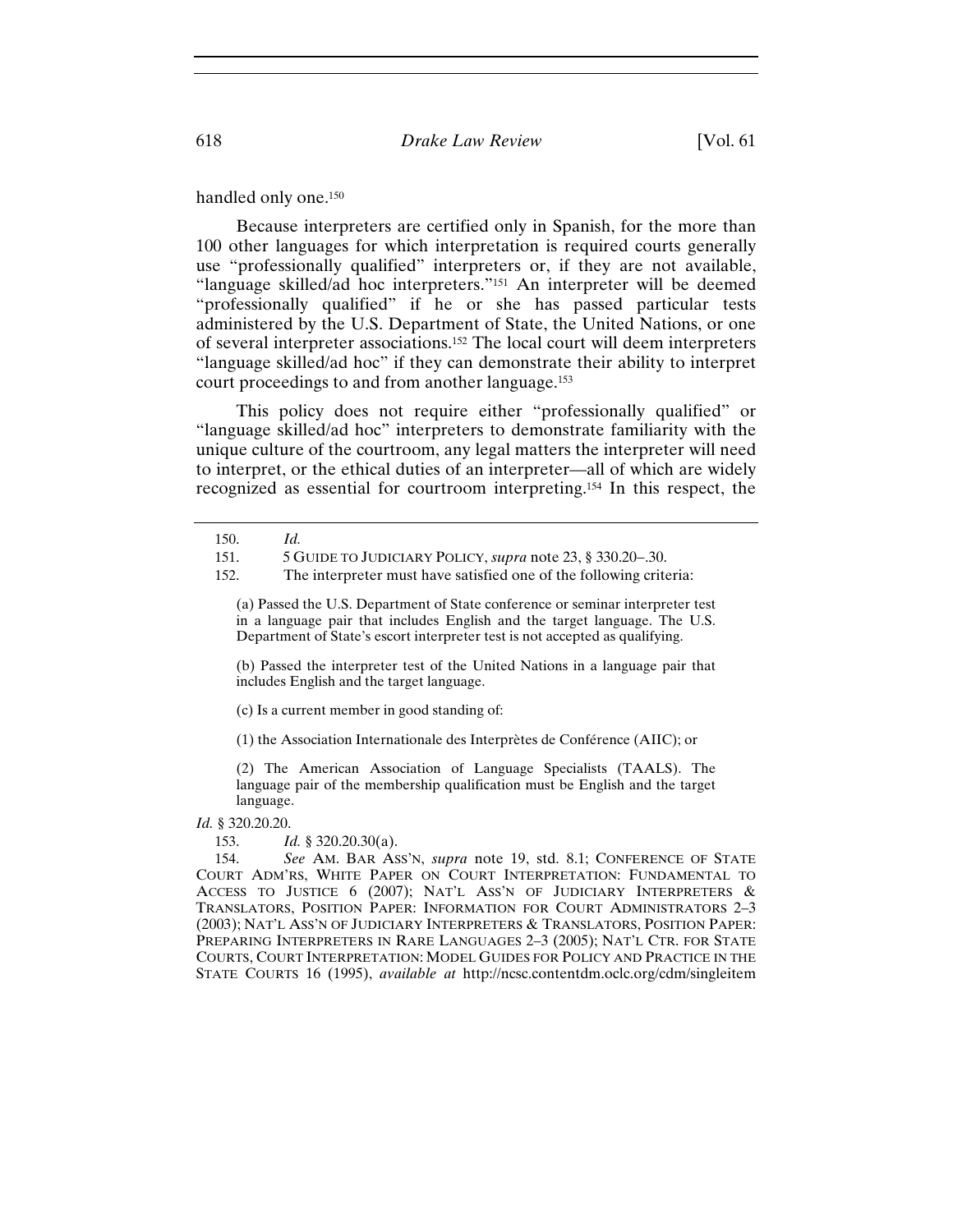handled only one.[150]

Because interpreters are certified only in Spanish, for the more than 100 other languages for which interpretation is required courts generally use "professionally qualified" interpreters or, if they are not available, "language skilled/ad hoc interpreters."[151] An interpreter will be deemed "professionally qualified" if he or she has passed particular tests administered by the U.S. Department of State, the United Nations, or one of several interpreter associations.[152] The local court will deem interpreters "language skilled/ad hoc" if they can demonstrate their ability to interpret court proceedings to and from another language.[153]

This policy does not require either "professionally qualified" or "language skilled/ad hoc" interpreters to demonstrate familiarity with the unique culture of the courtroom, any legal matters the interpreter will need to interpret, or the ethical duties of an interpreter—all of which are widely recognized as essential for courtroom interpreting.[154] In this respect, the

---

150. *Id.*

151. 5 GUIDE TO JUDICIARY POLICY, *supra* note 23, § 330.20–.30.

152. The interpreter must have satisfied one of the following criteria:

> (a) Passed the U.S. Department of State conference or seminar interpreter test in a language pair that includes English and the target language. The U.S. Department of State's escort interpreter test is not accepted as qualifying.
>
> (b) Passed the interpreter test of the United Nations in a language pair that includes English and the target language.
>
> (c) Is a current member in good standing of:
>
> (1) the Association Internationale des Interprètes de Conférence (AIIC); or
>
> (2) The American Association of Language Specialists (TAALS). The language pair of the membership qualification must be English and the target language.

*Id.* § 320.20.20.

153. *Id.* § 320.20.30(a).

154. *See* AM. BAR ASS'N, *supra* note 19, std. 8.1; CONFERENCE OF STATE COURT ADM'RS, WHITE PAPER ON COURT INTERPRETATION: FUNDAMENTAL TO ACCESS TO JUSTICE 6 (2007); NAT'L ASS'N OF JUDICIARY INTERPRETERS & TRANSLATORS, POSITION PAPER: INFORMATION FOR COURT ADMINISTRATORS 2–3 (2003); NAT'L ASS'N OF JUDICIARY INTERPRETERS & TRANSLATORS, POSITION PAPER: PREPARING INTERPRETERS IN RARE LANGUAGES 2–3 (2005); NAT'L CTR. FOR STATE COURTS, COURT INTERPRETATION: MODEL GUIDES FOR POLICY AND PRACTICE IN THE STATE COURTS 16 (1995), *available at* http://ncsc.contentdm.oclc.org/cdm/singleitem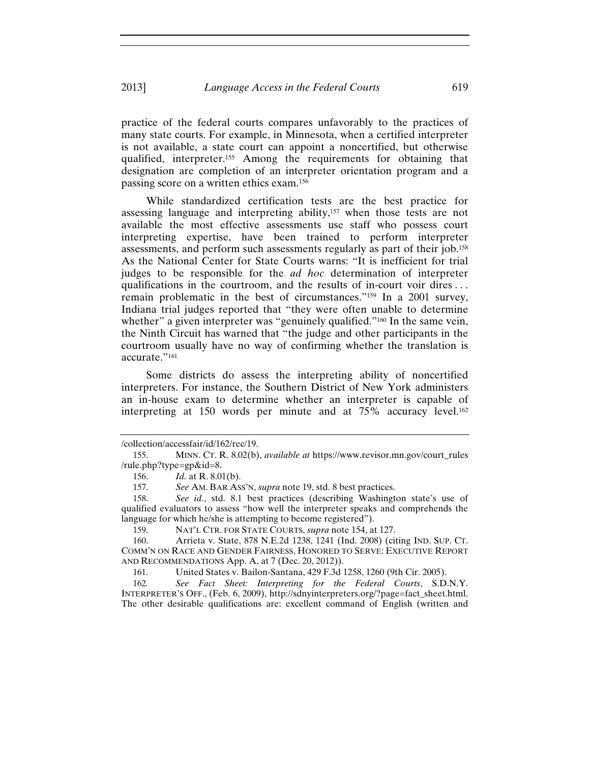practice of the federal courts compares unfavorably to the practices of many state courts. For example, in Minnesota, when a certified interpreter is not available, a state court can appoint a noncertified, but otherwise qualified, interpreter.[155] Among the requirements for obtaining that designation are completion of an interpreter orientation program and a passing score on a written ethics exam.[156]

While standardized certification tests are the best practice for assessing language and interpreting ability,[157] when those tests are not available the most effective assessments use staff who possess court interpreting expertise, have been trained to perform interpreter assessments, and perform such assessments regularly as part of their job.[158] As the National Center for State Courts warns: "It is inefficient for trial judges to be responsible for the *ad hoc* determination of interpreter qualifications in the courtroom, and the results of in-court voir dires . . . remain problematic in the best of circumstances."[159] In a 2001 survey, Indiana trial judges reported that "they were often unable to determine whether" a given interpreter was "genuinely qualified."[160] In the same vein, the Ninth Circuit has warned that "the judge and other participants in the courtroom usually have no way of confirming whether the translation is accurate."[161]

Some districts do assess the interpreting ability of noncertified interpreters. For instance, the Southern District of New York administers an in-house exam to determine whether an interpreter is capable of interpreting at 150 words per minute and at 75% accuracy level.[162]

---

/collection/accessfair/id/162/rec/19.

155. MINN. CT. R. 8.02(b), *available at* https://www.revisor.mn.gov/court_rules/rule.php?type=gp&id=8.

156. *Id.* at R. 8.01(b).

157. *See* AM. BAR ASS'N, *supra* note 19, std. 8 best practices.

158. *See id.*, std. 8.1 best practices (describing Washington state's use of qualified evaluators to assess "how well the interpreter speaks and comprehends the language for which he/she is attempting to become registered").

159. NAT'L CTR. FOR STATE COURTS, *supra* note 154, at 127.

160. Arrieta v. State, 878 N.E.2d 1238, 1241 (Ind. 2008) (citing IND. SUP. CT. COMM'N ON RACE AND GENDER FAIRNESS, HONORED TO SERVE: EXECUTIVE REPORT AND RECOMMENDATIONS App. A, at 7 (Dec. 20, 2012)).

161. United States v. Bailon-Santana, 429 F.3d 1258, 1260 (9th Cir. 2005).

162. *See Fact Sheet: Interpreting for the Federal Courts*, S.D.N.Y. INTERPRETER'S OFF., (Feb. 6, 2009), http://sdnyinterpreters.org/?page=fact_sheet.html. The other desirable qualifications are: excellent command of English (written and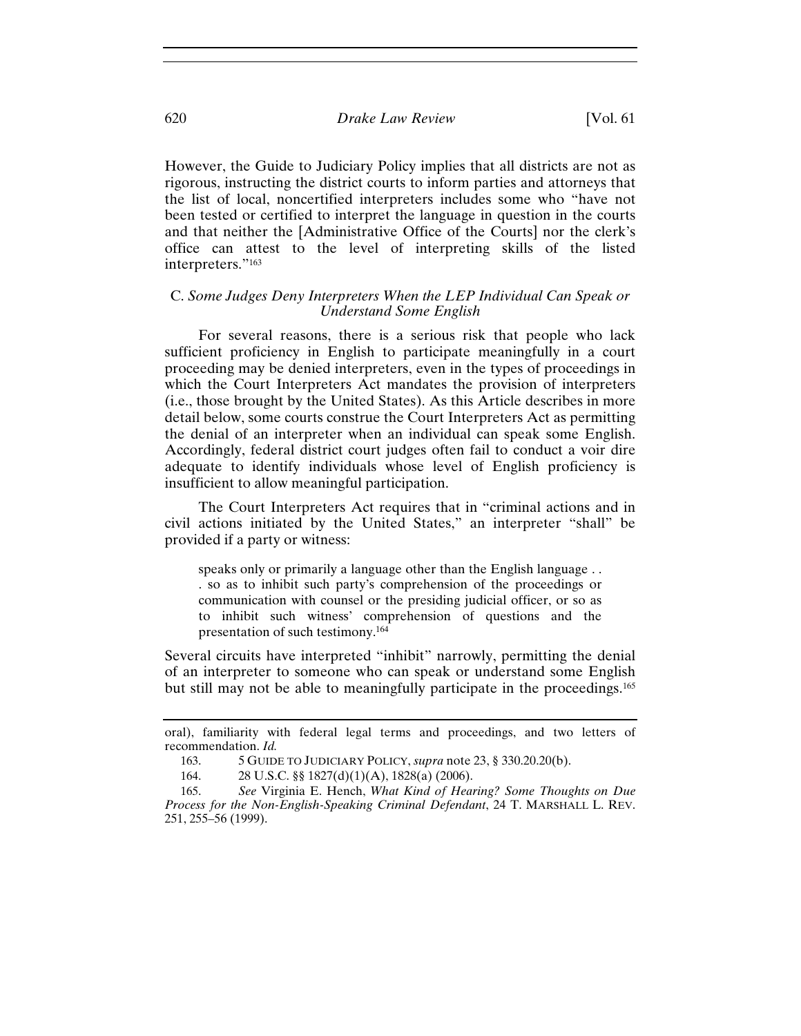However, the Guide to Judiciary Policy implies that all districts are not as rigorous, instructing the district courts to inform parties and attorneys that the list of local, noncertified interpreters includes some who "have not been tested or certified to interpret the language in question in the courts and that neither the [Administrative Office of the Courts] nor the clerk's office can attest to the level of interpreting skills of the listed interpreters."[163]

### C. *Some Judges Deny Interpreters When the LEP Individual Can Speak or Understand Some English*

For several reasons, there is a serious risk that people who lack sufficient proficiency in English to participate meaningfully in a court proceeding may be denied interpreters, even in the types of proceedings in which the Court Interpreters Act mandates the provision of interpreters (i.e., those brought by the United States). As this Article describes in more detail below, some courts construe the Court Interpreters Act as permitting the denial of an interpreter when an individual can speak some English. Accordingly, federal district court judges often fail to conduct a voir dire adequate to identify individuals whose level of English proficiency is insufficient to allow meaningful participation.

The Court Interpreters Act requires that in "criminal actions and in civil actions initiated by the United States," an interpreter "shall" be provided if a party or witness:

> speaks only or primarily a language other than the English language . . . so as to inhibit such party's comprehension of the proceedings or communication with counsel or the presiding judicial officer, or so as to inhibit such witness' comprehension of questions and the presentation of such testimony.[164]

Several circuits have interpreted "inhibit" narrowly, permitting the denial of an interpreter to someone who can speak or understand some English but still may not be able to meaningfully participate in the proceedings.[165]

---

oral), familiarity with federal legal terms and proceedings, and two letters of recommendation. *Id.*

163. 5 GUIDE TO JUDICIARY POLICY, *supra* note 23, § 330.20.20(b).

164. 28 U.S.C. §§ 1827(d)(1)(A), 1828(a) (2006).

165. *See* Virginia E. Hench, *What Kind of Hearing? Some Thoughts on Due Process for the Non-English-Speaking Criminal Defendant*, 24 T. MARSHALL L. REV. 251, 255–56 (1999).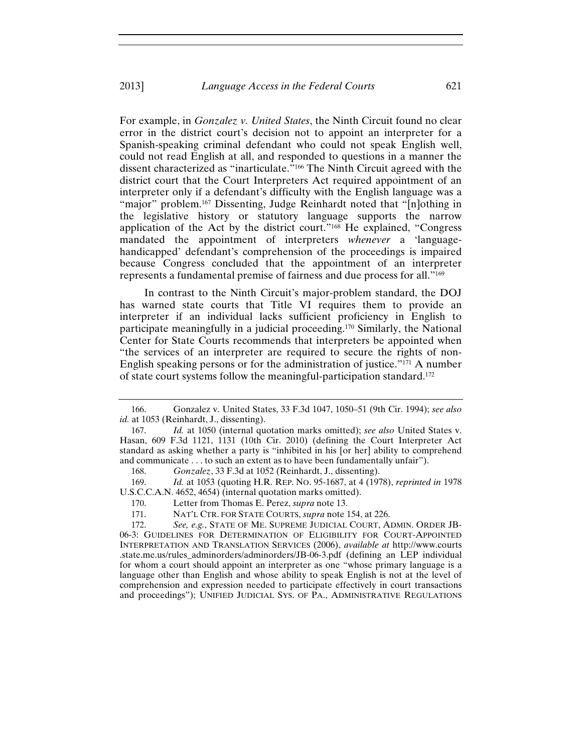For example, in *Gonzalez v. United States*, the Ninth Circuit found no clear error in the district court's decision not to appoint an interpreter for a Spanish-speaking criminal defendant who could not speak English well, could not read English at all, and responded to questions in a manner the dissent characterized as "inarticulate."[166] The Ninth Circuit agreed with the district court that the Court Interpreters Act required appointment of an interpreter only if a defendant's difficulty with the English language was a "major" problem.[167] Dissenting, Judge Reinhardt noted that "[n]othing in the legislative history or statutory language supports the narrow application of the Act by the district court."[168] He explained, "Congress mandated the appointment of interpreters *whenever* a 'language-handicapped' defendant's comprehension of the proceedings is impaired because Congress concluded that the appointment of an interpreter represents a fundamental premise of fairness and due process for all."[169]

In contrast to the Ninth Circuit's major-problem standard, the DOJ has warned state courts that Title VI requires them to provide an interpreter if an individual lacks sufficient proficiency in English to participate meaningfully in a judicial proceeding.[170] Similarly, the National Center for State Courts recommends that interpreters be appointed when "the services of an interpreter are required to secure the rights of non-English speaking persons or for the administration of justice."[171] A number of state court systems follow the meaningful-participation standard.[172]

---

166. Gonzalez v. United States, 33 F.3d 1047, 1050–51 (9th Cir. 1994); *see also id.* at 1053 (Reinhardt, J., dissenting).

167. *Id.* at 1050 (internal quotation marks omitted); *see also* United States v. Hasan, 609 F.3d 1121, 1131 (10th Cir. 2010) (defining the Court Interpreter Act standard as asking whether a party is "inhibited in his [or her] ability to comprehend and communicate . . . to such an extent as to have been fundamentally unfair").

168. *Gonzalez*, 33 F.3d at 1052 (Reinhardt, J., dissenting).

169. *Id.* at 1053 (quoting H.R. REP. NO. 95-1687, at 4 (1978), *reprinted in* 1978 U.S.C.C.A.N. 4652, 4654) (internal quotation marks omitted).

170. Letter from Thomas E. Perez, *supra* note 13.

171. NAT'L CTR. FOR STATE COURTS, *supra* note 154, at 226.

172. *See, e.g.*, STATE OF ME. SUPREME JUDICIAL COURT, ADMIN. ORDER JB-06-3: GUIDELINES FOR DETERMINATION OF ELIGIBILITY FOR COURT-APPOINTED INTERPRETATION AND TRANSLATION SERVICES (2006), *available at* http://www.courts.state.me.us/rules_adminorders/adminorders/JB-06-3.pdf (defining an LEP individual for whom a court should appoint an interpreter as one "whose primary language is a language other than English and whose ability to speak English is not at the level of comprehension and expression needed to participate effectively in court transactions and proceedings"); UNIFIED JUDICIAL SYS. OF PA., ADMINISTRATIVE REGULATIONS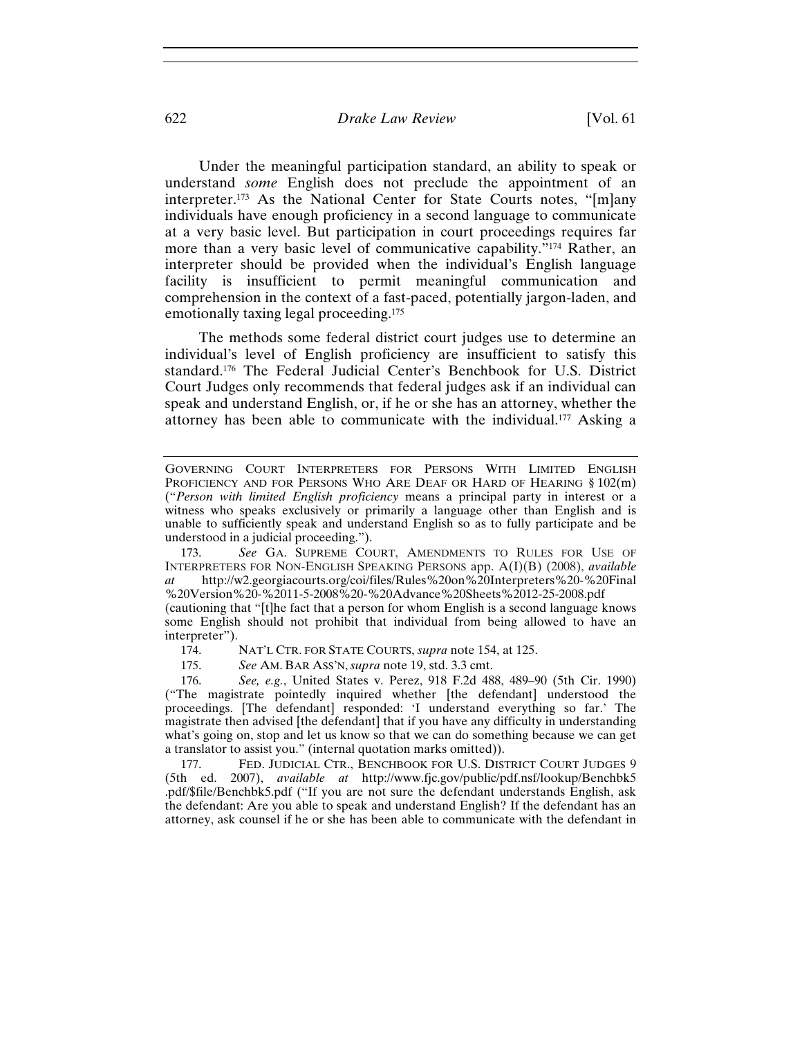Under the meaningful participation standard, an ability to speak or understand *some* English does not preclude the appointment of an interpreter.[173] As the National Center for State Courts notes, "[m]any individuals have enough proficiency in a second language to communicate at a very basic level. But participation in court proceedings requires far more than a very basic level of communicative capability."[174] Rather, an interpreter should be provided when the individual's English language facility is insufficient to permit meaningful communication and comprehension in the context of a fast-paced, potentially jargon-laden, and emotionally taxing legal proceeding.[175]

The methods some federal district court judges use to determine an individual's level of English proficiency are insufficient to satisfy this standard.[176] The Federal Judicial Center's Benchbook for U.S. District Court Judges only recommends that federal judges ask if an individual can speak and understand English, or, if he or she has an attorney, whether the attorney has been able to communicate with the individual.[177] Asking a

---

GOVERNING COURT INTERPRETERS FOR PERSONS WITH LIMITED ENGLISH PROFICIENCY AND FOR PERSONS WHO ARE DEAF OR HARD OF HEARING § 102(m) ("*Person with limited English proficiency* means a principal party in interest or a witness who speaks exclusively or primarily a language other than English and is unable to sufficiently speak and understand English so as to fully participate and be understood in a judicial proceeding.").

173. *See* GA. SUPREME COURT, AMENDMENTS TO RULES FOR USE OF INTERPRETERS FOR NON-ENGLISH SPEAKING PERSONS app. A(I)(B) (2008), *available at* http://w2.georgiacourts.org/coi/files/Rules%20on%20Interpreters%20-%20Final%20Version%20-%2011-5-2008%20-%20Advance%20Sheets%2012-25-2008.pdf (cautioning that "[t]he fact that a person for whom English is a second language knows some English should not prohibit that individual from being allowed to have an interpreter").

174. NAT'L CTR. FOR STATE COURTS, *supra* note 154, at 125.

175. *See* AM. BAR ASS'N, *supra* note 19, std. 3.3 cmt.

176. *See, e.g.*, United States v. Perez, 918 F.2d 488, 489–90 (5th Cir. 1990) ("The magistrate pointedly inquired whether [the defendant] understood the proceedings. [The defendant] responded: 'I understand everything so far.' The magistrate then advised [the defendant] that if you have any difficulty in understanding what's going on, stop and let us know so that we can do something because we can get a translator to assist you." (internal quotation marks omitted)).

177. FED. JUDICIAL CTR., BENCHBOOK FOR U.S. DISTRICT COURT JUDGES 9 (5th ed. 2007), *available at* http://www.fjc.gov/public/pdf.nsf/lookup/Benchbk5.pdf/$file/Benchbk5.pdf ("If you are not sure the defendant understands English, ask the defendant: Are you able to speak and understand English? If the defendant has an attorney, ask counsel if he or she has been able to communicate with the defendant in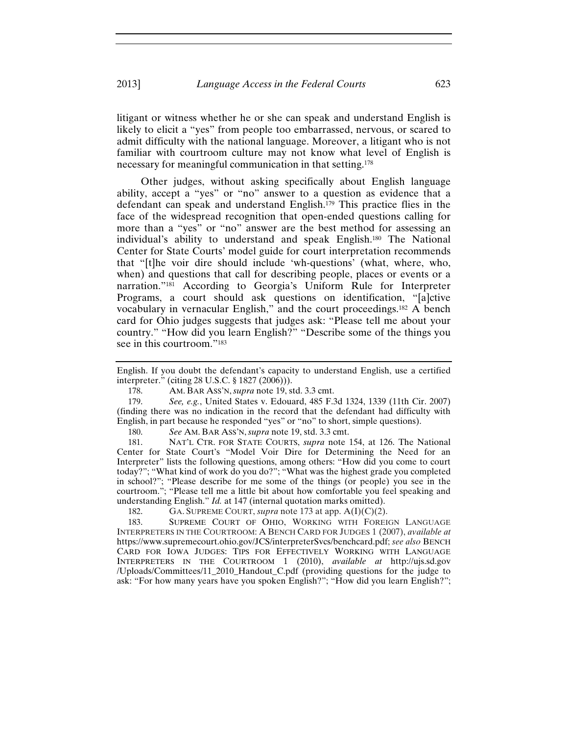litigant or witness whether he or she can speak and understand English is likely to elicit a "yes" from people too embarrassed, nervous, or scared to admit difficulty with the national language. Moreover, a litigant who is not familiar with courtroom culture may not know what level of English is necessary for meaningful communication in that setting.[178]

Other judges, without asking specifically about English language ability, accept a "yes" or "no" answer to a question as evidence that a defendant can speak and understand English.[179] This practice flies in the face of the widespread recognition that open-ended questions calling for more than a "yes" or "no" answer are the best method for assessing an individual's ability to understand and speak English.[180] The National Center for State Courts' model guide for court interpretation recommends that "[t]he voir dire should include 'wh-questions' (what, where, who, when) and questions that call for describing people, places or events or a narration."[181] According to Georgia's Uniform Rule for Interpreter Programs, a court should ask questions on identification, "[a]ctive vocabulary in vernacular English," and the court proceedings.[182] A bench card for Ohio judges suggests that judges ask: "Please tell me about your country." "How did you learn English?" "Describe some of the things you see in this courtroom."[183]

---

English. If you doubt the defendant's capacity to understand English, use a certified interpreter." (citing 28 U.S.C. § 1827 (2006))).

178. AM. BAR ASS'N, *supra* note 19, std. 3.3 cmt.

179. *See, e.g.*, United States v. Edouard, 485 F.3d 1324, 1339 (11th Cir. 2007) (finding there was no indication in the record that the defendant had difficulty with English, in part because he responded "yes" or "no" to short, simple questions).

180. *See* AM. BAR ASS'N, *supra* note 19, std. 3.3 cmt.

181. NAT'L CTR. FOR STATE COURTS, *supra* note 154, at 126. The National Center for State Court's "Model Voir Dire for Determining the Need for an Interpreter" lists the following questions, among others: "How did you come to court today?"; "What kind of work do you do?"; "What was the highest grade you completed in school?"; "Please describe for me some of the things (or people) you see in the courtroom."; "Please tell me a little bit about how comfortable you feel speaking and understanding English." *Id.* at 147 (internal quotation marks omitted).

182. GA. SUPREME COURT, *supra* note 173 at app. A(I)(C)(2).

183. SUPREME COURT OF OHIO, WORKING WITH FOREIGN LANGUAGE INTERPRETERS IN THE COURTROOM: A BENCH CARD FOR JUDGES 1 (2007), *available at* https://www.supremecourt.ohio.gov/JCS/interpreterSvcs/benchcard.pdf; *see also* BENCH CARD FOR IOWA JUDGES: TIPS FOR EFFECTIVELY WORKING WITH LANGUAGE INTERPRETERS IN THE COURTROOM 1 (2010), *available at* http://ujs.sd.gov /Uploads/Committees/11_2010_Handout_C.pdf (providing questions for the judge to ask: "For how many years have you spoken English?"; "How did you learn English?";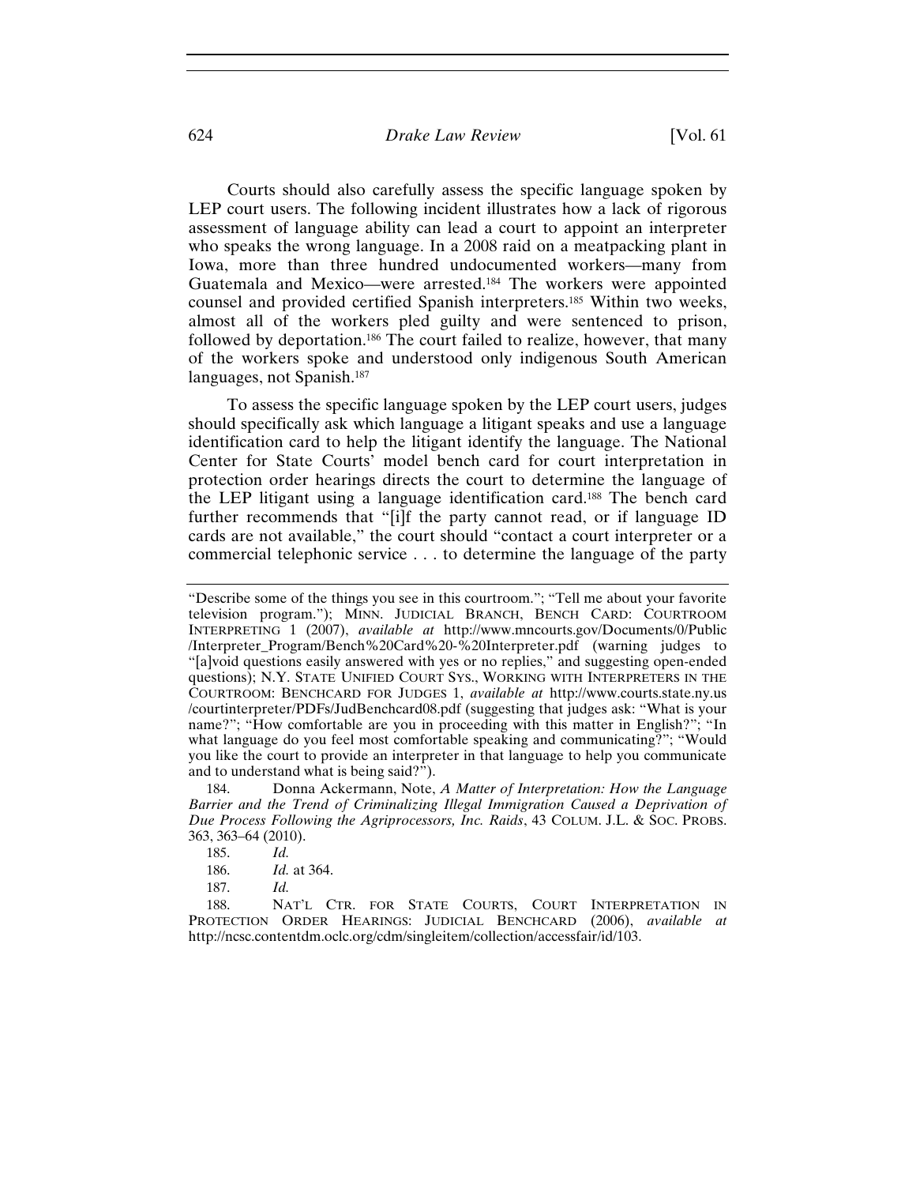Courts should also carefully assess the specific language spoken by LEP court users. The following incident illustrates how a lack of rigorous assessment of language ability can lead a court to appoint an interpreter who speaks the wrong language. In a 2008 raid on a meatpacking plant in Iowa, more than three hundred undocumented workers—many from Guatemala and Mexico—were arrested.[184] The workers were appointed counsel and provided certified Spanish interpreters.[185] Within two weeks, almost all of the workers pled guilty and were sentenced to prison, followed by deportation.[186] The court failed to realize, however, that many of the workers spoke and understood only indigenous South American languages, not Spanish.[187]

To assess the specific language spoken by the LEP court users, judges should specifically ask which language a litigant speaks and use a language identification card to help the litigant identify the language. The National Center for State Courts' model bench card for court interpretation in protection order hearings directs the court to determine the language of the LEP litigant using a language identification card.[188] The bench card further recommends that "[i]f the party cannot read, or if language ID cards are not available," the court should "contact a court interpreter or a commercial telephonic service . . . to determine the language of the party

---

"Describe some of the things you see in this courtroom."; "Tell me about your favorite television program."); MINN. JUDICIAL BRANCH, BENCH CARD: COURTROOM INTERPRETING 1 (2007), *available at* http://www.mncourts.gov/Documents/0/Public/Interpreter_Program/Bench%20Card%20-%20Interpreter.pdf (warning judges to "[a]void questions easily answered with yes or no replies," and suggesting open-ended questions); N.Y. STATE UNIFIED COURT SYS., WORKING WITH INTERPRETERS IN THE COURTROOM: BENCHCARD FOR JUDGES 1, *available at* http://www.courts.state.ny.us/courtinterpreter/PDFs/JudBenchcard08.pdf (suggesting that judges ask: "What is your name?"; "How comfortable are you in proceeding with this matter in English?"; "In what language do you feel most comfortable speaking and communicating?"; "Would you like the court to provide an interpreter in that language to help you communicate and to understand what is being said?").

184. Donna Ackermann, Note, *A Matter of Interpretation: How the Language Barrier and the Trend of Criminalizing Illegal Immigration Caused a Deprivation of Due Process Following the Agriprocessors, Inc. Raids*, 43 COLUM. J.L. & SOC. PROBS. 363, 363–64 (2010).

185. *Id.*

186. *Id.* at 364.

187. *Id.*

188. NAT'L CTR. FOR STATE COURTS, COURT INTERPRETATION IN PROTECTION ORDER HEARINGS: JUDICIAL BENCHCARD (2006), *available at* http://ncsc.contentdm.oclc.org/cdm/singleitem/collection/accessfair/id/103.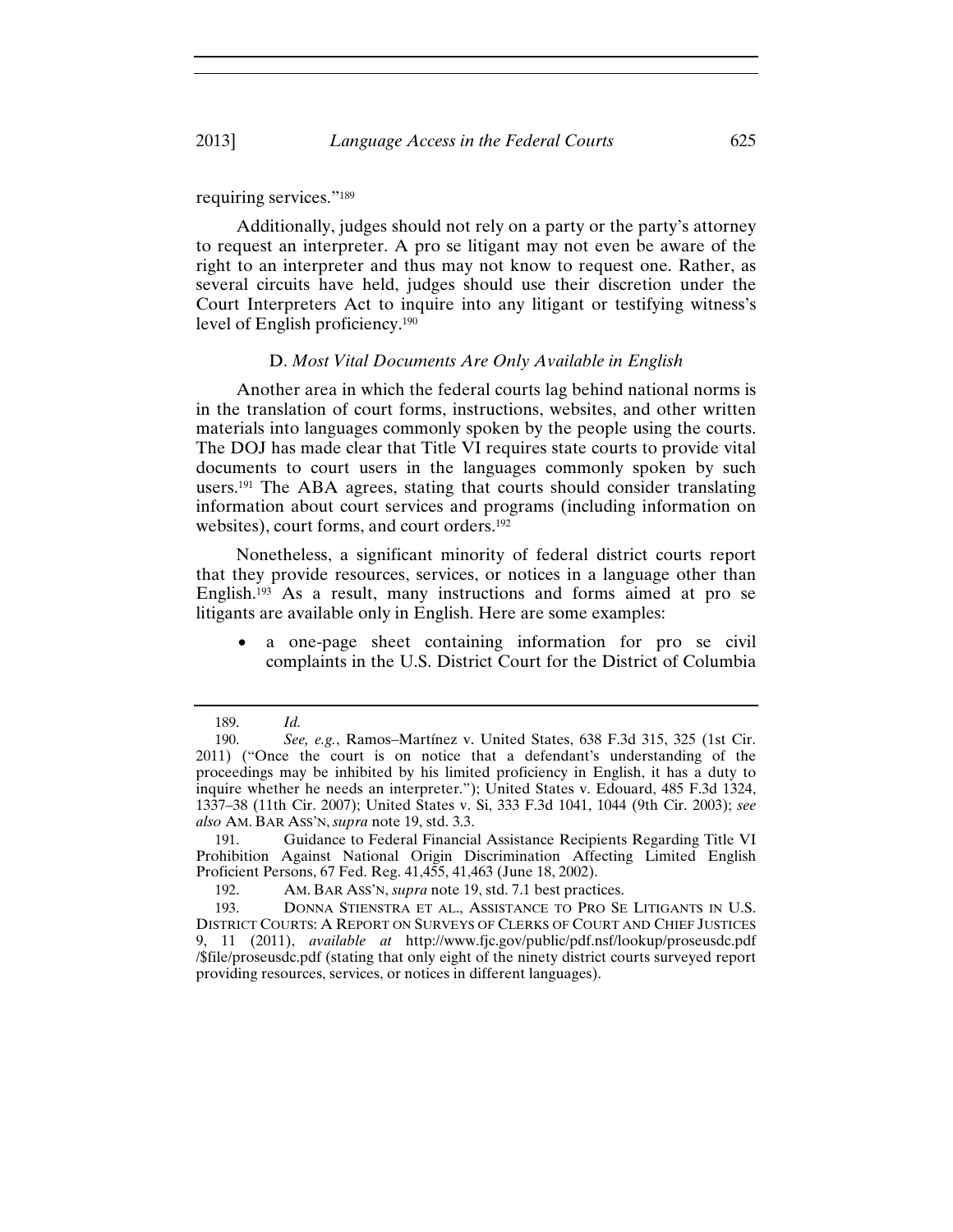requiring services."[189]

Additionally, judges should not rely on a party or the party's attorney to request an interpreter. A pro se litigant may not even be aware of the right to an interpreter and thus may not know to request one. Rather, as several circuits have held, judges should use their discretion under the Court Interpreters Act to inquire into any litigant or testifying witness's level of English proficiency.[190]

### D. *Most Vital Documents Are Only Available in English*

Another area in which the federal courts lag behind national norms is in the translation of court forms, instructions, websites, and other written materials into languages commonly spoken by the people using the courts. The DOJ has made clear that Title VI requires state courts to provide vital documents to court users in the languages commonly spoken by such users.[191] The ABA agrees, stating that courts should consider translating information about court services and programs (including information on websites), court forms, and court orders.[192]

Nonetheless, a significant minority of federal district courts report that they provide resources, services, or notices in a language other than English.[193] As a result, many instructions and forms aimed at pro se litigants are available only in English. Here are some examples:

- a one-page sheet containing information for pro se civil complaints in the U.S. District Court for the District of Columbia

---

189. *Id.*

190. *See, e.g.*, Ramos–Martínez v. United States, 638 F.3d 315, 325 (1st Cir. 2011) ("Once the court is on notice that a defendant's understanding of the proceedings may be inhibited by his limited proficiency in English, it has a duty to inquire whether he needs an interpreter."); United States v. Edouard, 485 F.3d 1324, 1337–38 (11th Cir. 2007); United States v. Si, 333 F.3d 1041, 1044 (9th Cir. 2003); *see also* AM. BAR ASS'N, *supra* note 19, std. 3.3.

191. Guidance to Federal Financial Assistance Recipients Regarding Title VI Prohibition Against National Origin Discrimination Affecting Limited English Proficient Persons, 67 Fed. Reg. 41,455, 41,463 (June 18, 2002).

192. AM. BAR ASS'N, *supra* note 19, std. 7.1 best practices.

193. DONNA STIENSTRA ET AL., ASSISTANCE TO PRO SE LITIGANTS IN U.S. DISTRICT COURTS: A REPORT ON SURVEYS OF CLERKS OF COURT AND CHIEF JUSTICES 9, 11 (2011), *available at* http://www.fjc.gov/public/pdf.nsf/lookup/proseusdc.pdf/$file/proseusdc.pdf (stating that only eight of the ninety district courts surveyed report providing resources, services, or notices in different languages).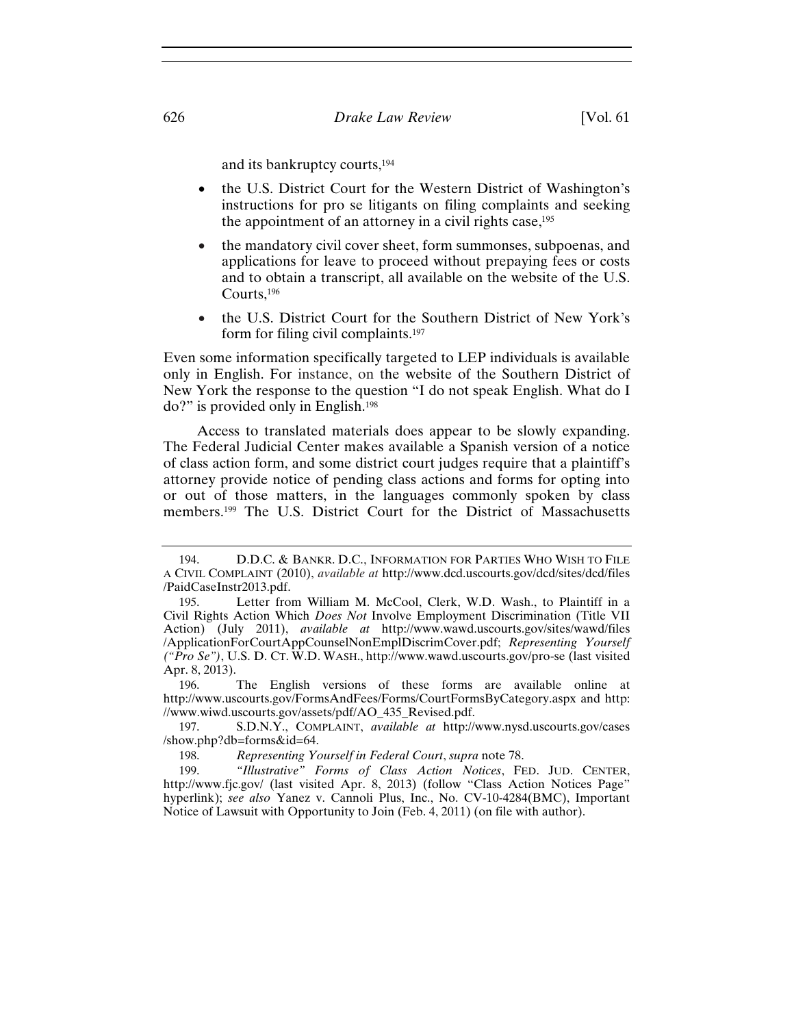and its bankruptcy courts,[194]

- the U.S. District Court for the Western District of Washington's instructions for pro se litigants on filing complaints and seeking the appointment of an attorney in a civil rights case,[195]
- the mandatory civil cover sheet, form summonses, subpoenas, and applications for leave to proceed without prepaying fees or costs and to obtain a transcript, all available on the website of the U.S. Courts,[196]
- the U.S. District Court for the Southern District of New York's form for filing civil complaints.[197]

Even some information specifically targeted to LEP individuals is available only in English. For instance, on the website of the Southern District of New York the response to the question "I do not speak English. What do I do?" is provided only in English.[198]

Access to translated materials does appear to be slowly expanding. The Federal Judicial Center makes available a Spanish version of a notice of class action form, and some district court judges require that a plaintiff's attorney provide notice of pending class actions and forms for opting into or out of those matters, in the languages commonly spoken by class members.[199] The U.S. District Court for the District of Massachusetts

---

194. D.D.C. & BANKR. D.C., INFORMATION FOR PARTIES WHO WISH TO FILE A CIVIL COMPLAINT (2010), *available at* http://www.dcd.uscourts.gov/dcd/sites/dcd/files/PaidCaseInstr2013.pdf.

195. Letter from William M. McCool, Clerk, W.D. Wash., to Plaintiff in a Civil Rights Action Which *Does Not* Involve Employment Discrimination (Title VII Action) (July 2011), *available at* http://www.wawd.uscourts.gov/sites/wawd/files/ApplicationForCourtAppCounselNonEmplDiscrimCover.pdf; *Representing Yourself ("Pro Se")*, U.S. D. CT. W.D. WASH., http://www.wawd.uscourts.gov/pro-se (last visited Apr. 8, 2013).

196. The English versions of these forms are available online at http://www.uscourts.gov/FormsAndFees/Forms/CourtFormsByCategory.aspx and http://www.wiwd.uscourts.gov/assets/pdf/AO_435_Revised.pdf.

197. S.D.N.Y., COMPLAINT, *available at* http://www.nysd.uscourts.gov/cases/show.php?db=forms&id=64.

198. *Representing Yourself in Federal Court*, *supra* note 78.

199. *"Illustrative" Forms of Class Action Notices*, FED. JUD. CENTER, http://www.fjc.gov/ (last visited Apr. 8, 2013) (follow "Class Action Notices Page" hyperlink); *see also* Yanez v. Cannoli Plus, Inc., No. CV-10-4284(BMC), Important Notice of Lawsuit with Opportunity to Join (Feb. 4, 2011) (on file with author).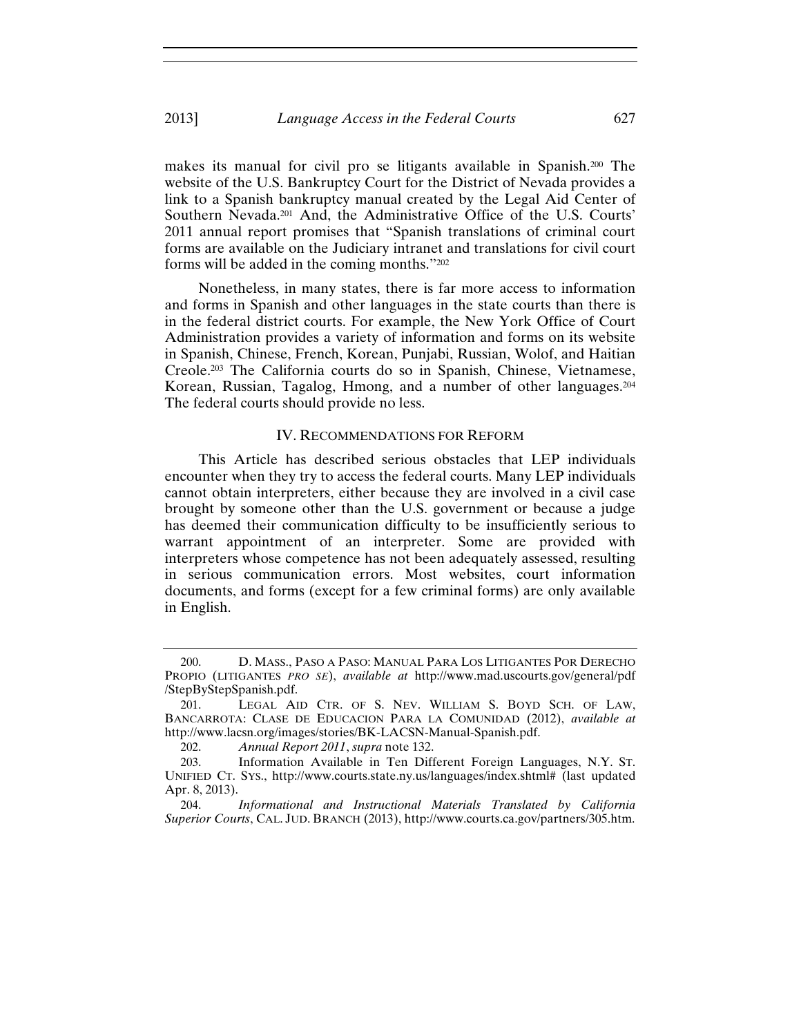makes its manual for civil pro se litigants available in Spanish.[200] The website of the U.S. Bankruptcy Court for the District of Nevada provides a link to a Spanish bankruptcy manual created by the Legal Aid Center of Southern Nevada.[201] And, the Administrative Office of the U.S. Courts' 2011 annual report promises that "Spanish translations of criminal court forms are available on the Judiciary intranet and translations for civil court forms will be added in the coming months."[202]

Nonetheless, in many states, there is far more access to information and forms in Spanish and other languages in the state courts than there is in the federal district courts. For example, the New York Office of Court Administration provides a variety of information and forms on its website in Spanish, Chinese, French, Korean, Punjabi, Russian, Wolof, and Haitian Creole.[203] The California courts do so in Spanish, Chinese, Vietnamese, Korean, Russian, Tagalog, Hmong, and a number of other languages.[204] The federal courts should provide no less.

## IV. RECOMMENDATIONS FOR REFORM

This Article has described serious obstacles that LEP individuals encounter when they try to access the federal courts. Many LEP individuals cannot obtain interpreters, either because they are involved in a civil case brought by someone other than the U.S. government or because a judge has deemed their communication difficulty to be insufficiently serious to warrant appointment of an interpreter. Some are provided with interpreters whose competence has not been adequately assessed, resulting in serious communication errors. Most websites, court information documents, and forms (except for a few criminal forms) are only available in English.

---

200. D. MASS., PASO A PASO: MANUAL PARA LOS LITIGANTES POR DERECHO PROPIO (LITIGANTES *PRO SE*), *available at* http://www.mad.uscourts.gov/general/pdf/StepByStepSpanish.pdf.

201. LEGAL AID CTR. OF S. NEV. WILLIAM S. BOYD SCH. OF LAW, BANCARROTA: CLASE DE EDUCACION PARA LA COMUNIDAD (2012), *available at* http://www.lacsn.org/images/stories/BK-LACSN-Manual-Spanish.pdf.

202. *Annual Report 2011*, *supra* note 132.

203. Information Available in Ten Different Foreign Languages, N.Y. ST. UNIFIED CT. SYS., http://www.courts.state.ny.us/languages/index.shtml# (last updated Apr. 8, 2013).

204. *Informational and Instructional Materials Translated by California Superior Courts*, CAL. JUD. BRANCH (2013), http://www.courts.ca.gov/partners/305.htm.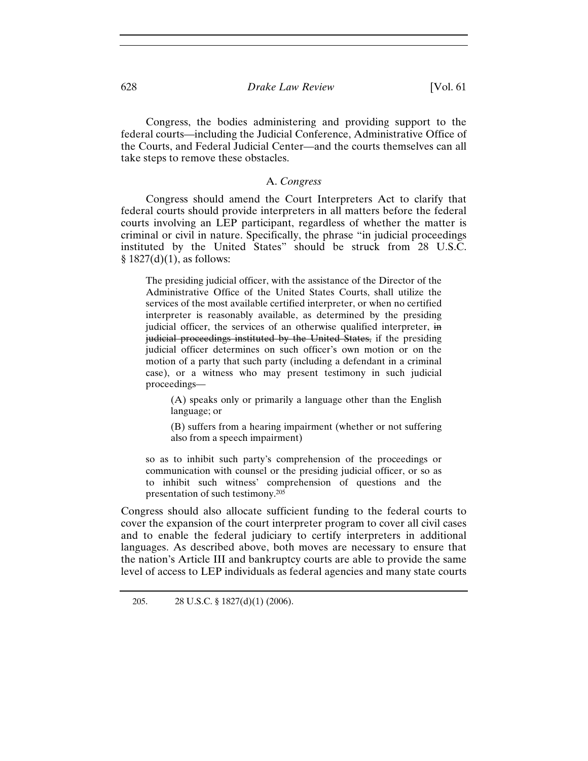Congress, the bodies administering and providing support to the federal courts—including the Judicial Conference, Administrative Office of the Courts, and Federal Judicial Center—and the courts themselves can all take steps to remove these obstacles.

### A. *Congress*

Congress should amend the Court Interpreters Act to clarify that federal courts should provide interpreters in all matters before the federal courts involving an LEP participant, regardless of whether the matter is criminal or civil in nature. Specifically, the phrase "in judicial proceedings instituted by the United States" should be struck from 28 U.S.C. § 1827(d)(1), as follows:

> The presiding judicial officer, with the assistance of the Director of the Administrative Office of the United States Courts, shall utilize the services of the most available certified interpreter, or when no certified interpreter is reasonably available, as determined by the presiding judicial officer, the services of an otherwise qualified interpreter, ~~in judicial proceedings instituted by the United States,~~ if the presiding judicial officer determines on such officer's own motion or on the motion of a party that such party (including a defendant in a criminal case), or a witness who may present testimony in such judicial proceedings—
>
> > (A) speaks only or primarily a language other than the English language; or
> >
> > (B) suffers from a hearing impairment (whether or not suffering also from a speech impairment)
>
> so as to inhibit such party's comprehension of the proceedings or communication with counsel or the presiding judicial officer, or so as to inhibit such witness' comprehension of questions and the presentation of such testimony.[205]

Congress should also allocate sufficient funding to the federal courts to cover the expansion of the court interpreter program to cover all civil cases and to enable the federal judiciary to certify interpreters in additional languages. As described above, both moves are necessary to ensure that the nation's Article III and bankruptcy courts are able to provide the same level of access to LEP individuals as federal agencies and many state courts

---

205. 28 U.S.C. § 1827(d)(1) (2006).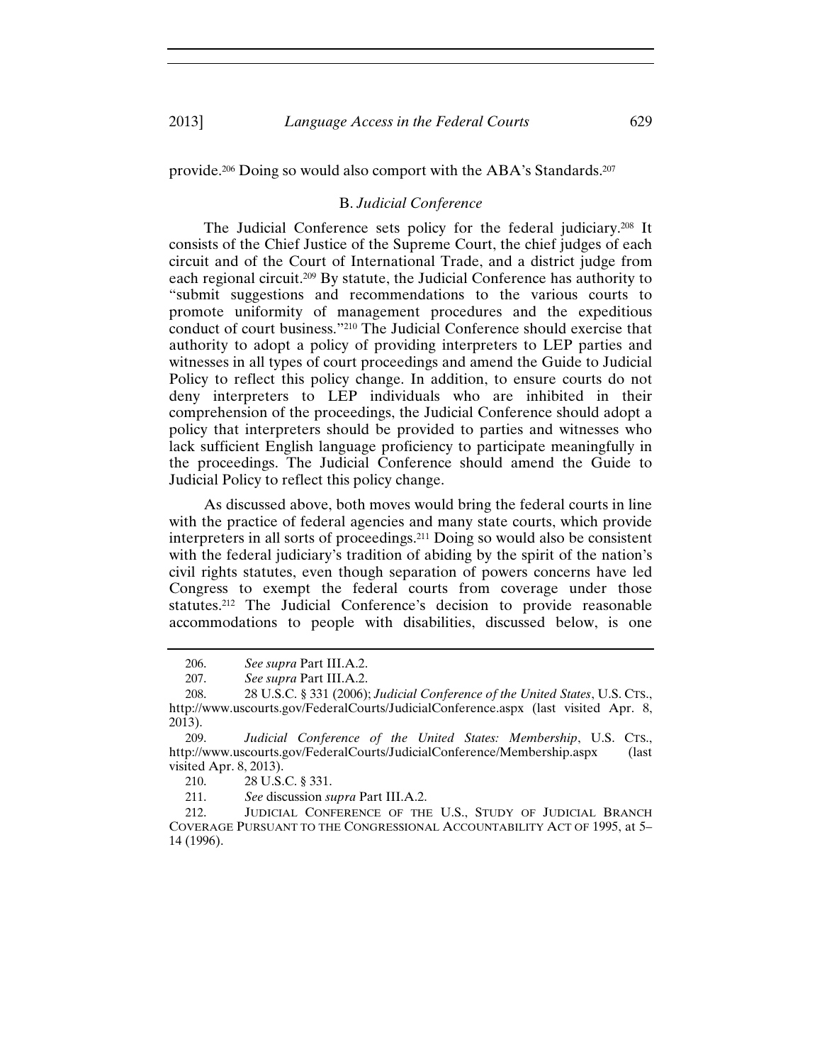provide.[206] Doing so would also comport with the ABA's Standards.[207]

### B. *Judicial Conference*

The Judicial Conference sets policy for the federal judiciary.[208] It consists of the Chief Justice of the Supreme Court, the chief judges of each circuit and of the Court of International Trade, and a district judge from each regional circuit.[209] By statute, the Judicial Conference has authority to "submit suggestions and recommendations to the various courts to promote uniformity of management procedures and the expeditious conduct of court business."[210] The Judicial Conference should exercise that authority to adopt a policy of providing interpreters to LEP parties and witnesses in all types of court proceedings and amend the Guide to Judicial Policy to reflect this policy change. In addition, to ensure courts do not deny interpreters to LEP individuals who are inhibited in their comprehension of the proceedings, the Judicial Conference should adopt a policy that interpreters should be provided to parties and witnesses who lack sufficient English language proficiency to participate meaningfully in the proceedings. The Judicial Conference should amend the Guide to Judicial Policy to reflect this policy change.

As discussed above, both moves would bring the federal courts in line with the practice of federal agencies and many state courts, which provide interpreters in all sorts of proceedings.[211] Doing so would also be consistent with the federal judiciary's tradition of abiding by the spirit of the nation's civil rights statutes, even though separation of powers concerns have led Congress to exempt the federal courts from coverage under those statutes.[212] The Judicial Conference's decision to provide reasonable accommodations to people with disabilities, discussed below, is one

---

206. *See supra* Part III.A.2.

207. *See supra* Part III.A.2.

208. 28 U.S.C. § 331 (2006); *Judicial Conference of the United States*, U.S. CTS., http://www.uscourts.gov/FederalCourts/JudicialConference.aspx (last visited Apr. 8, 2013).

209. *Judicial Conference of the United States: Membership*, U.S. CTS., http://www.uscourts.gov/FederalCourts/JudicialConference/Membership.aspx (last visited Apr. 8, 2013).

210. 28 U.S.C. § 331.

211. *See* discussion *supra* Part III.A.2.

212. JUDICIAL CONFERENCE OF THE U.S., STUDY OF JUDICIAL BRANCH COVERAGE PURSUANT TO THE CONGRESSIONAL ACCOUNTABILITY ACT OF 1995, at 5–14 (1996).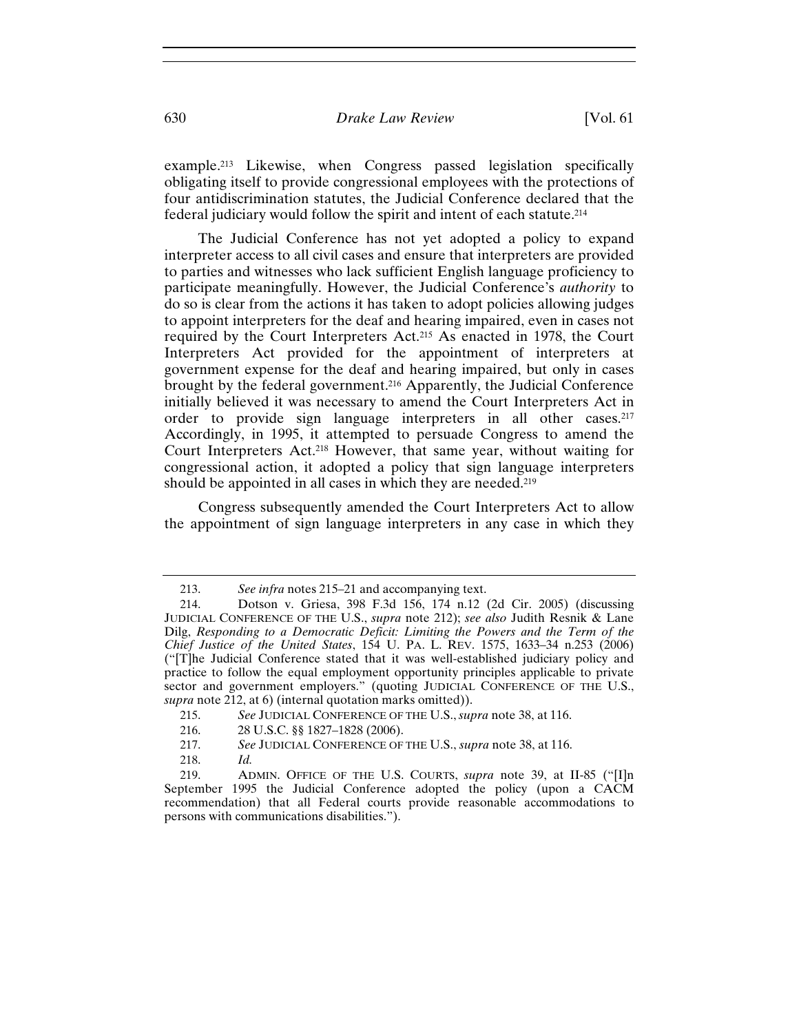example.[213] Likewise, when Congress passed legislation specifically obligating itself to provide congressional employees with the protections of four antidiscrimination statutes, the Judicial Conference declared that the federal judiciary would follow the spirit and intent of each statute.[214]

The Judicial Conference has not yet adopted a policy to expand interpreter access to all civil cases and ensure that interpreters are provided to parties and witnesses who lack sufficient English language proficiency to participate meaningfully. However, the Judicial Conference's *authority* to do so is clear from the actions it has taken to adopt policies allowing judges to appoint interpreters for the deaf and hearing impaired, even in cases not required by the Court Interpreters Act.[215] As enacted in 1978, the Court Interpreters Act provided for the appointment of interpreters at government expense for the deaf and hearing impaired, but only in cases brought by the federal government.[216] Apparently, the Judicial Conference initially believed it was necessary to amend the Court Interpreters Act in order to provide sign language interpreters in all other cases.[217] Accordingly, in 1995, it attempted to persuade Congress to amend the Court Interpreters Act.[218] However, that same year, without waiting for congressional action, it adopted a policy that sign language interpreters should be appointed in all cases in which they are needed.[219]

Congress subsequently amended the Court Interpreters Act to allow the appointment of sign language interpreters in any case in which they

---

213. *See infra* notes 215–21 and accompanying text.

214. Dotson v. Griesa, 398 F.3d 156, 174 n.12 (2d Cir. 2005) (discussing JUDICIAL CONFERENCE OF THE U.S., *supra* note 212); *see also* Judith Resnik & Lane Dilg, *Responding to a Democratic Deficit: Limiting the Powers and the Term of the Chief Justice of the United States*, 154 U. PA. L. REV. 1575, 1633–34 n.253 (2006) ("[T]he Judicial Conference stated that it was well-established judiciary policy and practice to follow the equal employment opportunity principles applicable to private sector and government employers." (quoting JUDICIAL CONFERENCE OF THE U.S., *supra* note 212, at 6) (internal quotation marks omitted)).

215. *See* JUDICIAL CONFERENCE OF THE U.S., *supra* note 38, at 116.

216. 28 U.S.C. §§ 1827–1828 (2006).

217. *See* JUDICIAL CONFERENCE OF THE U.S., *supra* note 38, at 116.

218. *Id.*

219. ADMIN. OFFICE OF THE U.S. COURTS, *supra* note 39, at II-85 ("[I]n September 1995 the Judicial Conference adopted the policy (upon a CACM recommendation) that all Federal courts provide reasonable accommodations to persons with communications disabilities.").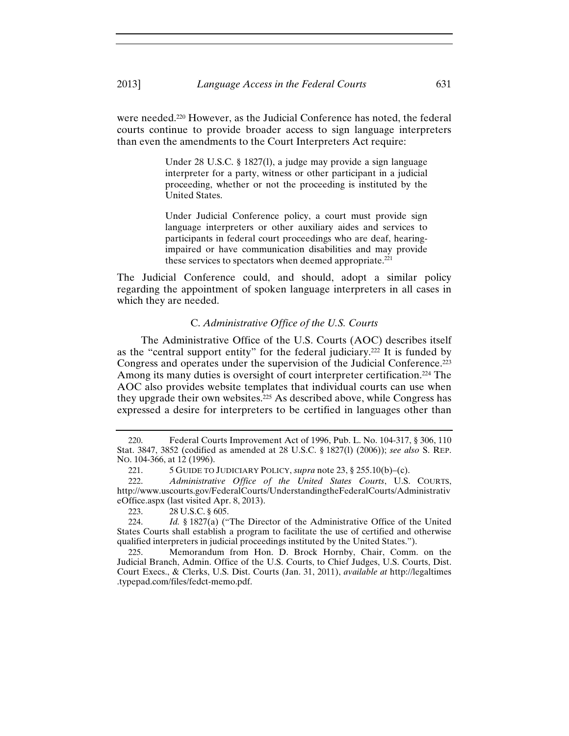were needed.[220] However, as the Judicial Conference has noted, the federal courts continue to provide broader access to sign language interpreters than even the amendments to the Court Interpreters Act require:

> Under 28 U.S.C. § 1827(l), a judge may provide a sign language interpreter for a party, witness or other participant in a judicial proceeding, whether or not the proceeding is instituted by the United States.
>
> Under Judicial Conference policy, a court must provide sign language interpreters or other auxiliary aides and services to participants in federal court proceedings who are deaf, hearing-impaired or have communication disabilities and may provide these services to spectators when deemed appropriate.[221]

The Judicial Conference could, and should, adopt a similar policy regarding the appointment of spoken language interpreters in all cases in which they are needed.

### C. *Administrative Office of the U.S. Courts*

The Administrative Office of the U.S. Courts (AOC) describes itself as the "central support entity" for the federal judiciary.[222] It is funded by Congress and operates under the supervision of the Judicial Conference.[223] Among its many duties is oversight of court interpreter certification.[224] The AOC also provides website templates that individual courts can use when they upgrade their own websites.[225] As described above, while Congress has expressed a desire for interpreters to be certified in languages other than

---

220. Federal Courts Improvement Act of 1996, Pub. L. No. 104-317, § 306, 110 Stat. 3847, 3852 (codified as amended at 28 U.S.C. § 1827(l) (2006)); *see also* S. REP. NO. 104-366, at 12 (1996).

221. 5 GUIDE TO JUDICIARY POLICY, *supra* note 23, § 255.10(b)–(c).

222. *Administrative Office of the United States Courts*, U.S. COURTS, http://www.uscourts.gov/FederalCourts/UnderstandingtheFederalCourts/AdministrativeOffice.aspx (last visited Apr. 8, 2013).

223. 28 U.S.C. § 605.

224. *Id.* § 1827(a) ("The Director of the Administrative Office of the United States Courts shall establish a program to facilitate the use of certified and otherwise qualified interpreters in judicial proceedings instituted by the United States.").

225. Memorandum from Hon. D. Brock Hornby, Chair, Comm. on the Judicial Branch, Admin. Office of the U.S. Courts, to Chief Judges, U.S. Courts, Dist. Court Execs., & Clerks, U.S. Dist. Courts (Jan. 31, 2011), *available at* http://legaltimes.typepad.com/files/fedct-memo.pdf.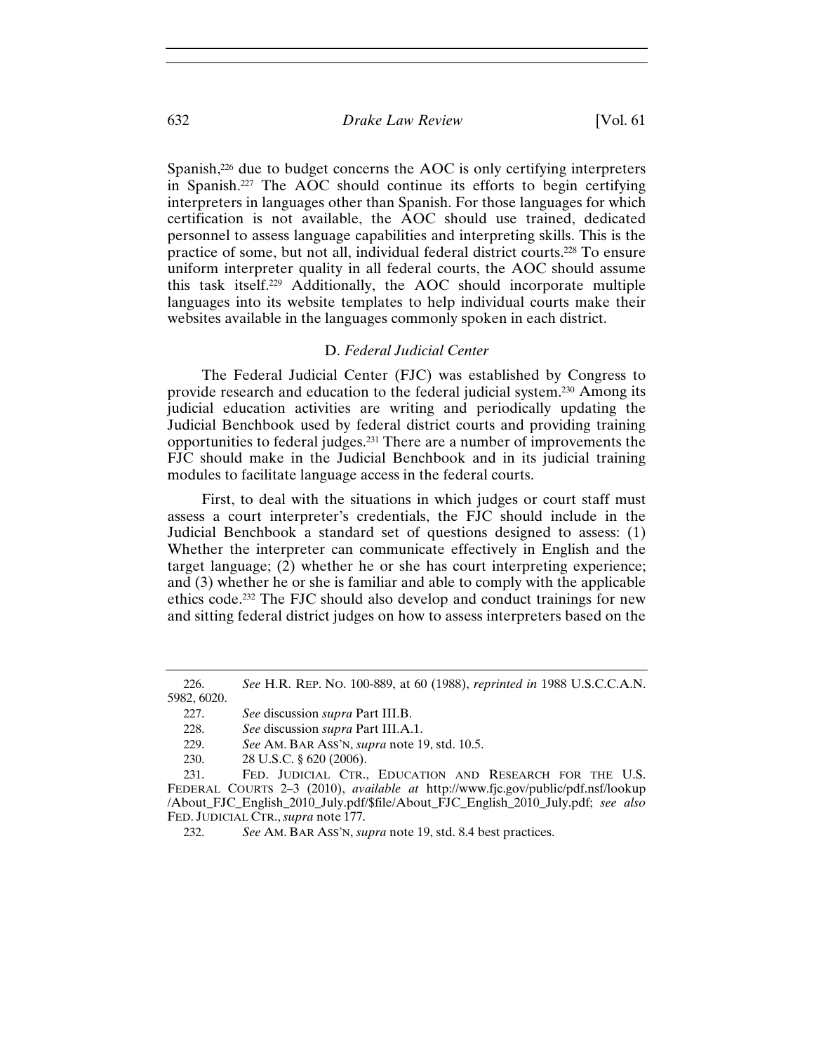Spanish,[226] due to budget concerns the AOC is only certifying interpreters in Spanish.[227] The AOC should continue its efforts to begin certifying interpreters in languages other than Spanish. For those languages for which certification is not available, the AOC should use trained, dedicated personnel to assess language capabilities and interpreting skills. This is the practice of some, but not all, individual federal district courts.[228] To ensure uniform interpreter quality in all federal courts, the AOC should assume this task itself.[229] Additionally, the AOC should incorporate multiple languages into its website templates to help individual courts make their websites available in the languages commonly spoken in each district.

### D. *Federal Judicial Center*

The Federal Judicial Center (FJC) was established by Congress to provide research and education to the federal judicial system.[230] Among its judicial education activities are writing and periodically updating the Judicial Benchbook used by federal district courts and providing training opportunities to federal judges.[231] There are a number of improvements the FJC should make in the Judicial Benchbook and in its judicial training modules to facilitate language access in the federal courts.

First, to deal with the situations in which judges or court staff must assess a court interpreter's credentials, the FJC should include in the Judicial Benchbook a standard set of questions designed to assess: (1) Whether the interpreter can communicate effectively in English and the target language; (2) whether he or she has court interpreting experience; and (3) whether he or she is familiar and able to comply with the applicable ethics code.[232] The FJC should also develop and conduct trainings for new and sitting federal district judges on how to assess interpreters based on the

---

226. *See* H.R. REP. NO. 100-889, at 60 (1988), *reprinted in* 1988 U.S.C.C.A.N. 5982, 6020.

227. *See* discussion *supra* Part III.B.

228. *See* discussion *supra* Part III.A.1.

229. *See* AM. BAR ASS'N, *supra* note 19, std. 10.5.

230. 28 U.S.C. § 620 (2006).

231. FED. JUDICIAL CTR., EDUCATION AND RESEARCH FOR THE U.S. FEDERAL COURTS 2–3 (2010), *available at* http://www.fjc.gov/public/pdf.nsf/lookup/About_FJC_English_2010_July.pdf/$file/About_FJC_English_2010_July.pdf; *see also* FED. JUDICIAL CTR., *supra* note 177.

232. *See* AM. BAR ASS'N, *supra* note 19, std. 8.4 best practices.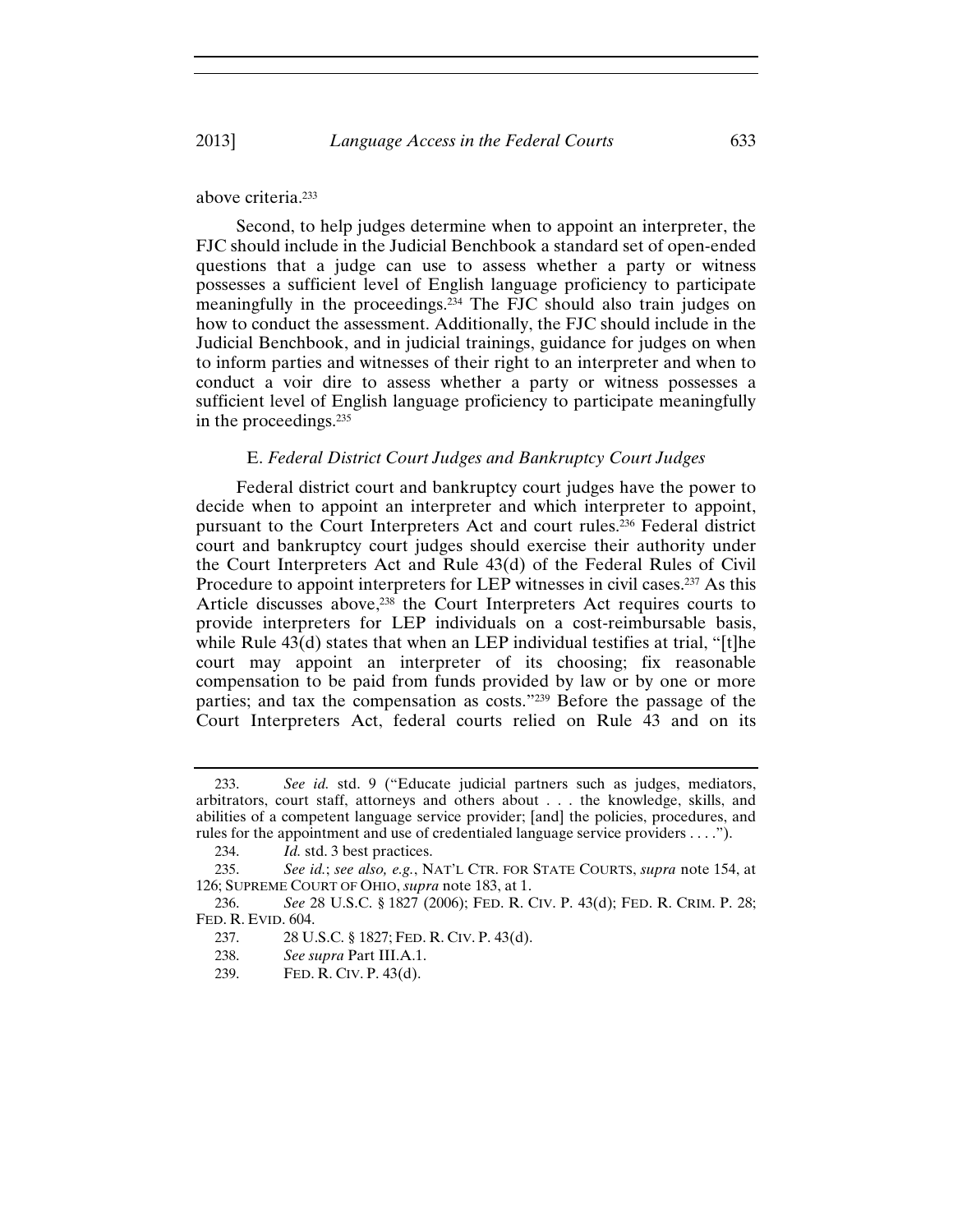above criteria.[233]

Second, to help judges determine when to appoint an interpreter, the FJC should include in the Judicial Benchbook a standard set of open-ended questions that a judge can use to assess whether a party or witness possesses a sufficient level of English language proficiency to participate meaningfully in the proceedings.[234] The FJC should also train judges on how to conduct the assessment. Additionally, the FJC should include in the Judicial Benchbook, and in judicial trainings, guidance for judges on when to inform parties and witnesses of their right to an interpreter and when to conduct a voir dire to assess whether a party or witness possesses a sufficient level of English language proficiency to participate meaningfully in the proceedings.[235]

### E. *Federal District Court Judges and Bankruptcy Court Judges*

Federal district court and bankruptcy court judges have the power to decide when to appoint an interpreter and which interpreter to appoint, pursuant to the Court Interpreters Act and court rules.[236] Federal district court and bankruptcy court judges should exercise their authority under the Court Interpreters Act and Rule 43(d) of the Federal Rules of Civil Procedure to appoint interpreters for LEP witnesses in civil cases.[237] As this Article discusses above,[238] the Court Interpreters Act requires courts to provide interpreters for LEP individuals on a cost-reimbursable basis, while Rule 43(d) states that when an LEP individual testifies at trial, "[t]he court may appoint an interpreter of its choosing; fix reasonable compensation to be paid from funds provided by law or by one or more parties; and tax the compensation as costs."[239] Before the passage of the Court Interpreters Act, federal courts relied on Rule 43 and on its

---

233. *See id.* std. 9 ("Educate judicial partners such as judges, mediators, arbitrators, court staff, attorneys and others about . . . the knowledge, skills, and abilities of a competent language service provider; [and] the policies, procedures, and rules for the appointment and use of credentialed language service providers . . . .").

234. *Id.* std. 3 best practices.

235. *See id.*; *see also, e.g.*, NAT'L CTR. FOR STATE COURTS, *supra* note 154, at 126; SUPREME COURT OF OHIO, *supra* note 183, at 1.

236. *See* 28 U.S.C. § 1827 (2006); FED. R. CIV. P. 43(d); FED. R. CRIM. P. 28; FED. R. EVID. 604.

237. 28 U.S.C. § 1827; FED. R. CIV. P. 43(d).

238. *See supra* Part III.A.1.

239. FED. R. CIV. P. 43(d).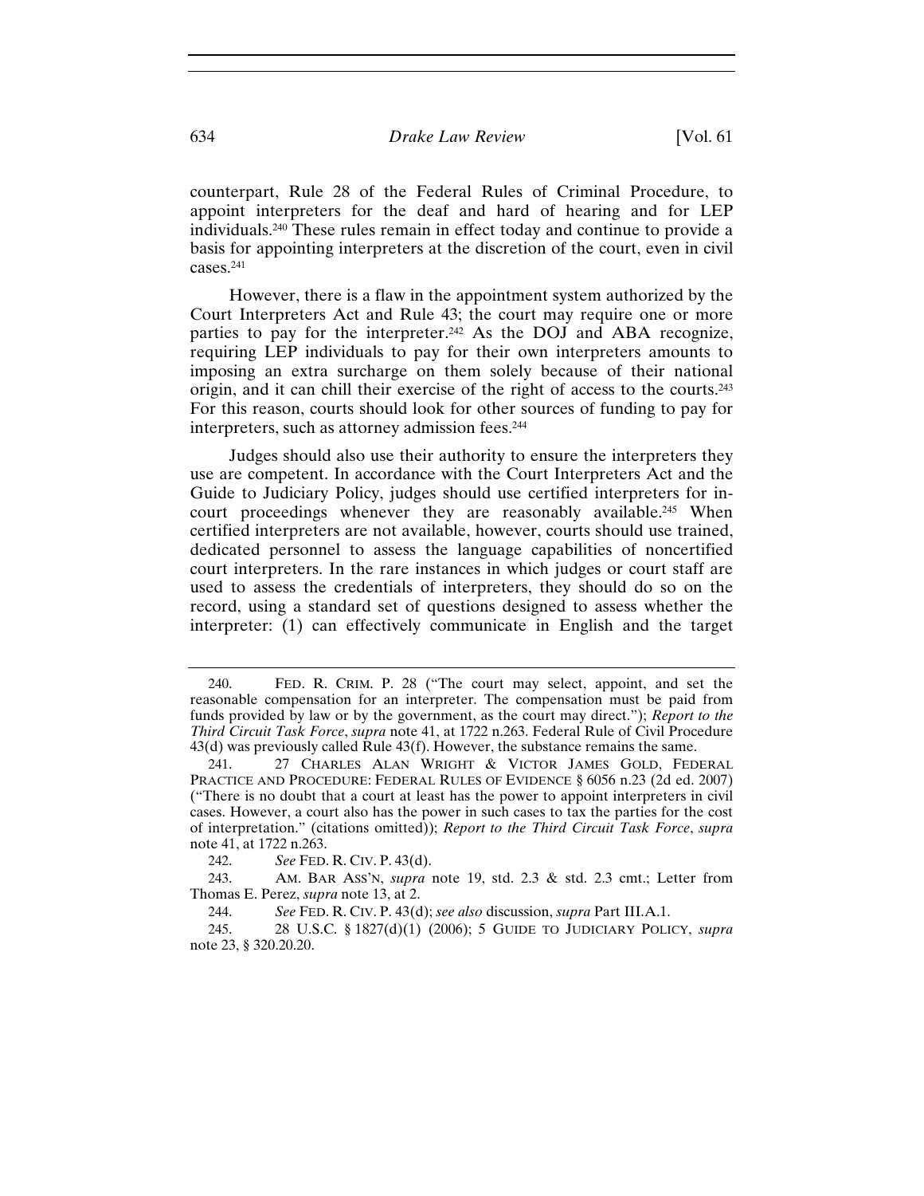counterpart, Rule 28 of the Federal Rules of Criminal Procedure, to appoint interpreters for the deaf and hard of hearing and for LEP individuals.[240] These rules remain in effect today and continue to provide a basis for appointing interpreters at the discretion of the court, even in civil cases.[241]

However, there is a flaw in the appointment system authorized by the Court Interpreters Act and Rule 43; the court may require one or more parties to pay for the interpreter.[242] As the DOJ and ABA recognize, requiring LEP individuals to pay for their own interpreters amounts to imposing an extra surcharge on them solely because of their national origin, and it can chill their exercise of the right of access to the courts.[243] For this reason, courts should look for other sources of funding to pay for interpreters, such as attorney admission fees.[244]

Judges should also use their authority to ensure the interpreters they use are competent. In accordance with the Court Interpreters Act and the Guide to Judiciary Policy, judges should use certified interpreters for in-court proceedings whenever they are reasonably available.[245] When certified interpreters are not available, however, courts should use trained, dedicated personnel to assess the language capabilities of noncertified court interpreters. In the rare instances in which judges or court staff are used to assess the credentials of interpreters, they should do so on the record, using a standard set of questions designed to assess whether the interpreter: (1) can effectively communicate in English and the target

---

240. FED. R. CRIM. P. 28 ("The court may select, appoint, and set the reasonable compensation for an interpreter. The compensation must be paid from funds provided by law or by the government, as the court may direct."); *Report to the Third Circuit Task Force*, *supra* note 41, at 1722 n.263. Federal Rule of Civil Procedure 43(d) was previously called Rule 43(f). However, the substance remains the same.

241. 27 CHARLES ALAN WRIGHT & VICTOR JAMES GOLD, FEDERAL PRACTICE AND PROCEDURE: FEDERAL RULES OF EVIDENCE § 6056 n.23 (2d ed. 2007) ("There is no doubt that a court at least has the power to appoint interpreters in civil cases. However, a court also has the power in such cases to tax the parties for the cost of interpretation." (citations omitted)); *Report to the Third Circuit Task Force*, *supra* note 41, at 1722 n.263.

242. *See* FED. R. CIV. P. 43(d).

243. AM. BAR ASS'N, *supra* note 19, std. 2.3 & std. 2.3 cmt.; Letter from Thomas E. Perez, *supra* note 13, at 2.

244. *See* FED. R. CIV. P. 43(d); *see also* discussion, *supra* Part III.A.1.

245. 28 U.S.C. § 1827(d)(1) (2006); 5 GUIDE TO JUDICIARY POLICY, *supra* note 23, § 320.20.20.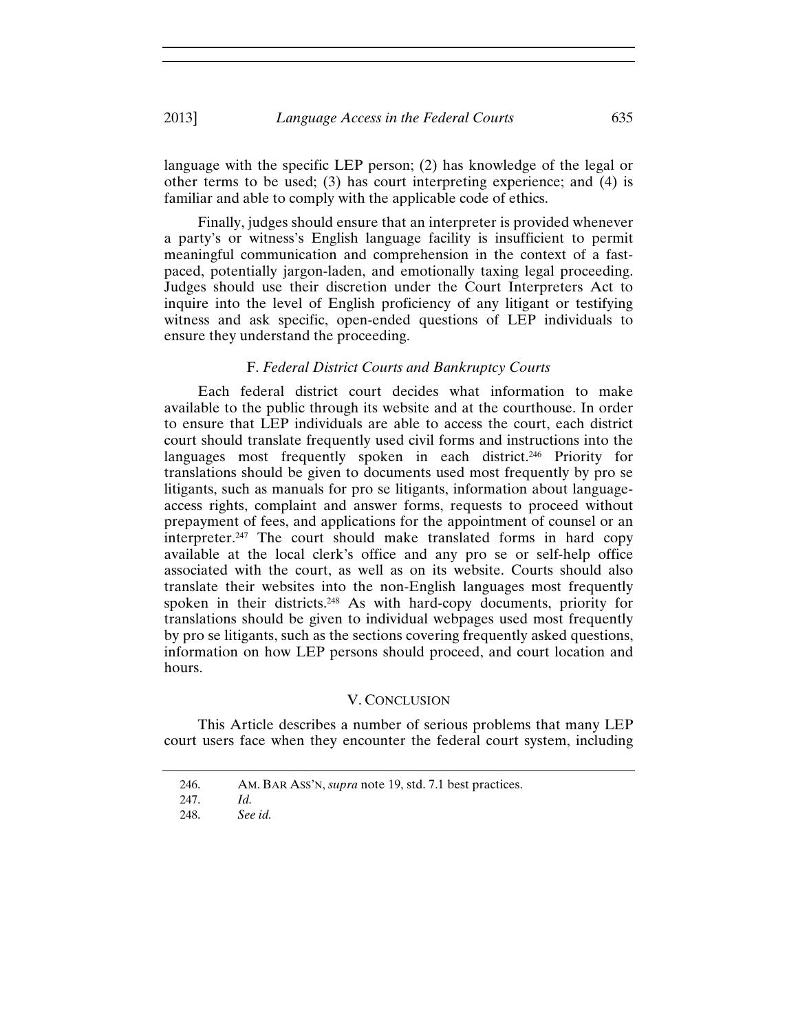language with the specific LEP person; (2) has knowledge of the legal or other terms to be used; (3) has court interpreting experience; and (4) is familiar and able to comply with the applicable code of ethics.

Finally, judges should ensure that an interpreter is provided whenever a party's or witness's English language facility is insufficient to permit meaningful communication and comprehension in the context of a fast-paced, potentially jargon-laden, and emotionally taxing legal proceeding. Judges should use their discretion under the Court Interpreters Act to inquire into the level of English proficiency of any litigant or testifying witness and ask specific, open-ended questions of LEP individuals to ensure they understand the proceeding.

### F. *Federal District Courts and Bankruptcy Courts*

Each federal district court decides what information to make available to the public through its website and at the courthouse. In order to ensure that LEP individuals are able to access the court, each district court should translate frequently used civil forms and instructions into the languages most frequently spoken in each district.[246] Priority for translations should be given to documents used most frequently by pro se litigants, such as manuals for pro se litigants, information about language-access rights, complaint and answer forms, requests to proceed without prepayment of fees, and applications for the appointment of counsel or an interpreter.[247] The court should make translated forms in hard copy available at the local clerk's office and any pro se or self-help office associated with the court, as well as on its website. Courts should also translate their websites into the non-English languages most frequently spoken in their districts.[248] As with hard-copy documents, priority for translations should be given to individual webpages used most frequently by pro se litigants, such as the sections covering frequently asked questions, information on how LEP persons should proceed, and court location and hours.

## V. CONCLUSION

This Article describes a number of serious problems that many LEP court users face when they encounter the federal court system, including

---

246. AM. BAR ASS'N, *supra* note 19, std. 7.1 best practices.

247. *Id.*

248. *See id.*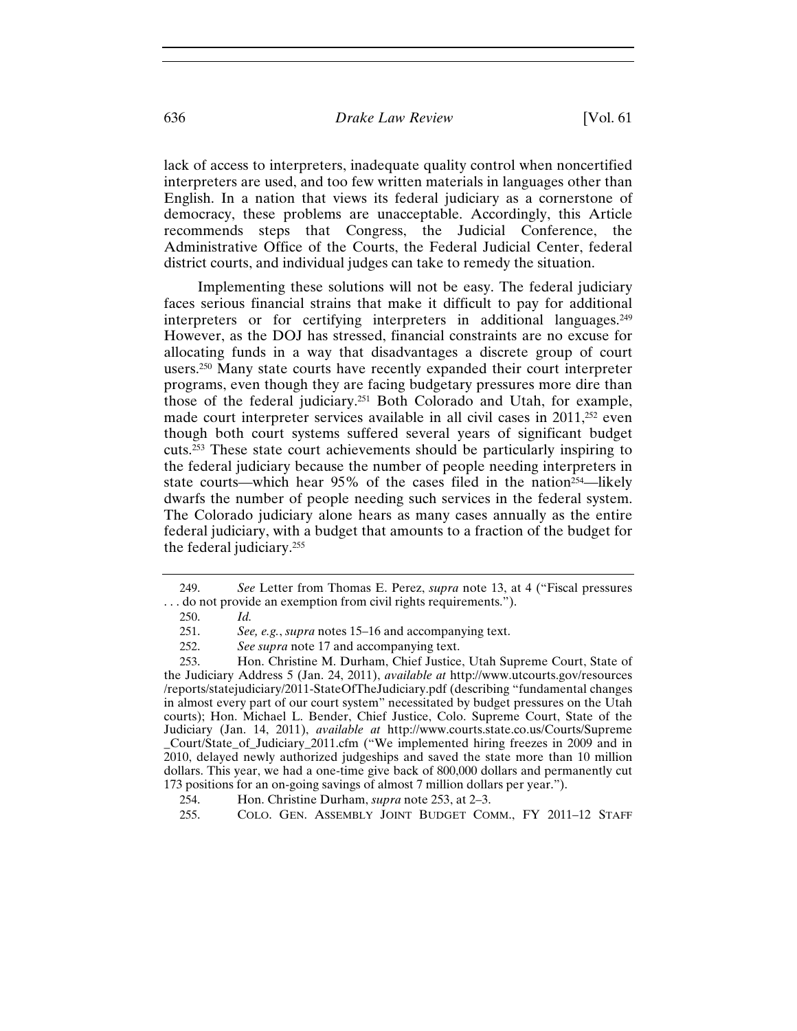lack of access to interpreters, inadequate quality control when noncertified interpreters are used, and too few written materials in languages other than English. In a nation that views its federal judiciary as a cornerstone of democracy, these problems are unacceptable. Accordingly, this Article recommends steps that Congress, the Judicial Conference, the Administrative Office of the Courts, the Federal Judicial Center, federal district courts, and individual judges can take to remedy the situation.

Implementing these solutions will not be easy. The federal judiciary faces serious financial strains that make it difficult to pay for additional interpreters or for certifying interpreters in additional languages.[249] However, as the DOJ has stressed, financial constraints are no excuse for allocating funds in a way that disadvantages a discrete group of court users.[250] Many state courts have recently expanded their court interpreter programs, even though they are facing budgetary pressures more dire than those of the federal judiciary.[251] Both Colorado and Utah, for example, made court interpreter services available in all civil cases in 2011,[252] even though both court systems suffered several years of significant budget cuts.[253] These state court achievements should be particularly inspiring to the federal judiciary because the number of people needing interpreters in state courts—which hear 95% of the cases filed in the nation[254]—likely dwarfs the number of people needing such services in the federal system. The Colorado judiciary alone hears as many cases annually as the entire federal judiciary, with a budget that amounts to a fraction of the budget for the federal judiciary.[255]

---

249. *See* Letter from Thomas E. Perez, *supra* note 13, at 4 ("Fiscal pressures . . . do not provide an exemption from civil rights requirements.").

250. *Id.*

251. *See, e.g.*, *supra* notes 15–16 and accompanying text.

252. *See supra* note 17 and accompanying text.

253. Hon. Christine M. Durham, Chief Justice, Utah Supreme Court, State of the Judiciary Address 5 (Jan. 24, 2011), *available at* http://www.utcourts.gov/resources/reports/statejudiciary/2011-StateOfTheJudiciary.pdf (describing "fundamental changes in almost every part of our court system" necessitated by budget pressures on the Utah courts); Hon. Michael L. Bender, Chief Justice, Colo. Supreme Court, State of the Judiciary (Jan. 14, 2011), *available at* http://www.courts.state.co.us/Courts/Supreme_Court/State_of_Judiciary_2011.cfm ("We implemented hiring freezes in 2009 and in 2010, delayed newly authorized judgeships and saved the state more than 10 million dollars. This year, we had a one-time give back of 800,000 dollars and permanently cut 173 positions for an on-going savings of almost 7 million dollars per year.").

254. Hon. Christine Durham, *supra* note 253, at 2–3.

255. COLO. GEN. ASSEMBLY JOINT BUDGET COMM., FY 2011–12 STAFF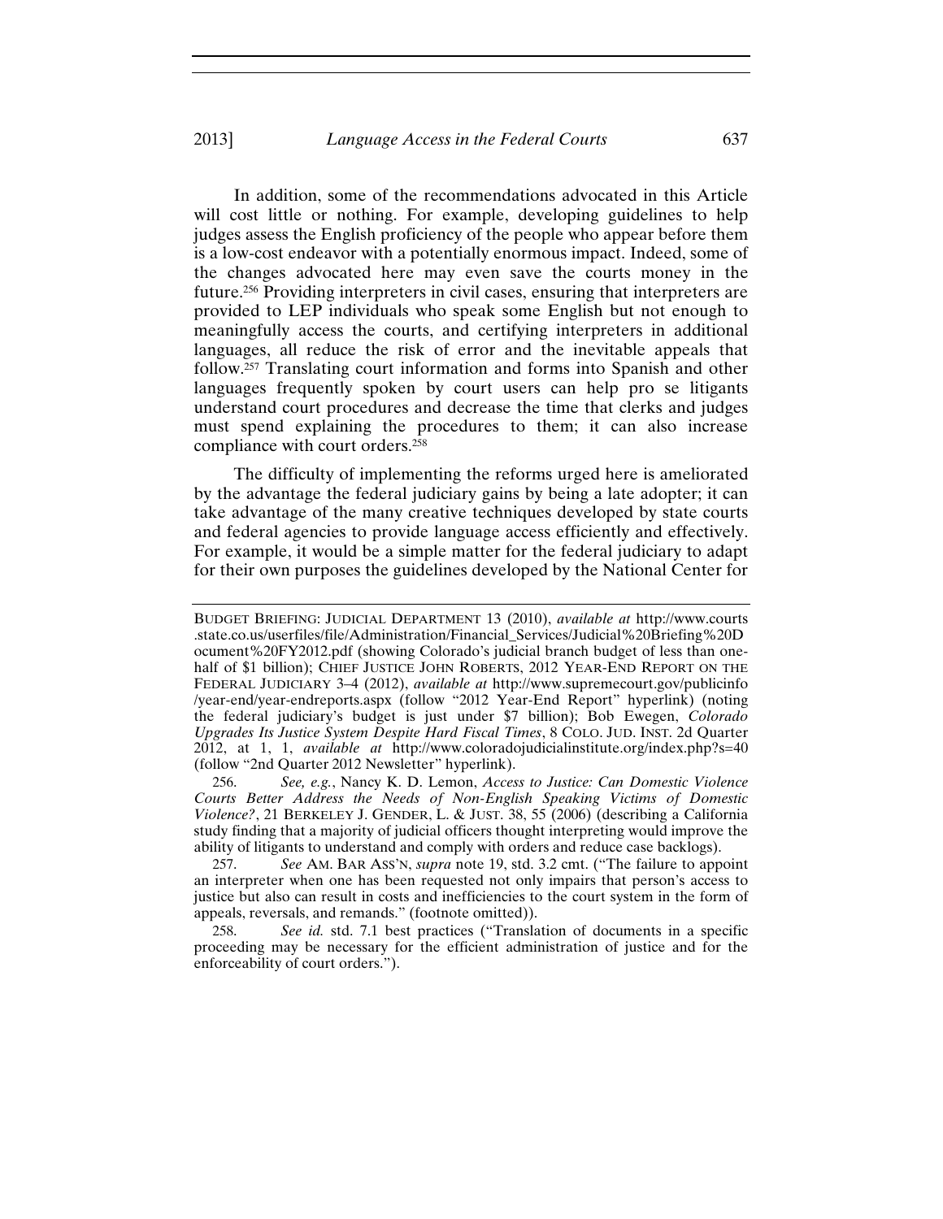In addition, some of the recommendations advocated in this Article will cost little or nothing. For example, developing guidelines to help judges assess the English proficiency of the people who appear before them is a low-cost endeavor with a potentially enormous impact. Indeed, some of the changes advocated here may even save the courts money in the future.[256] Providing interpreters in civil cases, ensuring that interpreters are provided to LEP individuals who speak some English but not enough to meaningfully access the courts, and certifying interpreters in additional languages, all reduce the risk of error and the inevitable appeals that follow.[257] Translating court information and forms into Spanish and other languages frequently spoken by court users can help pro se litigants understand court procedures and decrease the time that clerks and judges must spend explaining the procedures to them; it can also increase compliance with court orders.[258]

The difficulty of implementing the reforms urged here is ameliorated by the advantage the federal judiciary gains by being a late adopter; it can take advantage of the many creative techniques developed by state courts and federal agencies to provide language access efficiently and effectively. For example, it would be a simple matter for the federal judiciary to adapt for their own purposes the guidelines developed by the National Center for

---

BUDGET BRIEFING: JUDICIAL DEPARTMENT 13 (2010), *available at* http://www.courts.state.co.us/userfiles/file/Administration/Financial_Services/Judicial%20Briefing%20Document%20FY2012.pdf (showing Colorado's judicial branch budget of less than one-half of $1 billion); CHIEF JUSTICE JOHN ROBERTS, 2012 YEAR-END REPORT ON THE FEDERAL JUDICIARY 3–4 (2012), *available at* http://www.supremecourt.gov/publicinfo/year-end/year-endreports.aspx (follow "2012 Year-End Report" hyperlink) (noting the federal judiciary's budget is just under $7 billion); Bob Ewegen, *Colorado Upgrades Its Justice System Despite Hard Fiscal Times*, 8 COLO. JUD. INST. 2d Quarter 2012, at 1, 1, *available at* http://www.coloradojudicialinstitute.org/index.php?s=40 (follow "2nd Quarter 2012 Newsletter" hyperlink).

256. *See, e.g.*, Nancy K. D. Lemon, *Access to Justice: Can Domestic Violence Courts Better Address the Needs of Non-English Speaking Victims of Domestic Violence?*, 21 BERKELEY J. GENDER, L. & JUST. 38, 55 (2006) (describing a California study finding that a majority of judicial officers thought interpreting would improve the ability of litigants to understand and comply with orders and reduce case backlogs).

257. *See* AM. BAR ASS'N, *supra* note 19, std. 3.2 cmt. ("The failure to appoint an interpreter when one has been requested not only impairs that person's access to justice but also can result in costs and inefficiencies to the court system in the form of appeals, reversals, and remands." (footnote omitted)).

258. *See id.* std. 7.1 best practices ("Translation of documents in a specific proceeding may be necessary for the efficient administration of justice and for the enforceability of court orders.").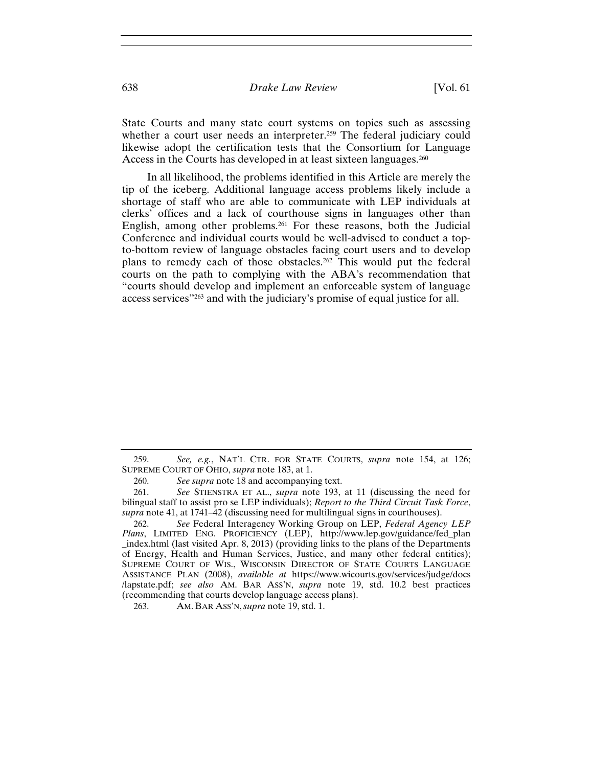State Courts and many state court systems on topics such as assessing whether a court user needs an interpreter.[259] The federal judiciary could likewise adopt the certification tests that the Consortium for Language Access in the Courts has developed in at least sixteen languages.[260]

In all likelihood, the problems identified in this Article are merely the tip of the iceberg. Additional language access problems likely include a shortage of staff who are able to communicate with LEP individuals at clerks' offices and a lack of courthouse signs in languages other than English, among other problems.[261] For these reasons, both the Judicial Conference and individual courts would be well-advised to conduct a top-to-bottom review of language obstacles facing court users and to develop plans to remedy each of those obstacles.[262] This would put the federal courts on the path to complying with the ABA's recommendation that "courts should develop and implement an enforceable system of language access services"[263] and with the judiciary's promise of equal justice for all.

---

259. *See, e.g.*, NAT'L CTR. FOR STATE COURTS, *supra* note 154, at 126; SUPREME COURT OF OHIO, *supra* note 183, at 1.

260. *See supra* note 18 and accompanying text.

261. *See* STIENSTRA ET AL., *supra* note 193, at 11 (discussing the need for bilingual staff to assist pro se LEP individuals); *Report to the Third Circuit Task Force*, *supra* note 41, at 1741–42 (discussing need for multilingual signs in courthouses).

262. *See* Federal Interagency Working Group on LEP, *Federal Agency LEP Plans*, LIMITED ENG. PROFICIENCY (LEP), http://www.lep.gov/guidance/fed_plan_index.html (last visited Apr. 8, 2013) (providing links to the plans of the Departments of Energy, Health and Human Services, Justice, and many other federal entities); SUPREME COURT OF WIS., WISCONSIN DIRECTOR OF STATE COURTS LANGUAGE ASSISTANCE PLAN (2008), *available at* https://www.wicourts.gov/services/judge/docs/lapstate.pdf; *see also* AM. BAR ASS'N, *supra* note 19, std. 10.2 best practices (recommending that courts develop language access plans).

263. AM. BAR ASS'N, *supra* note 19, std. 1.